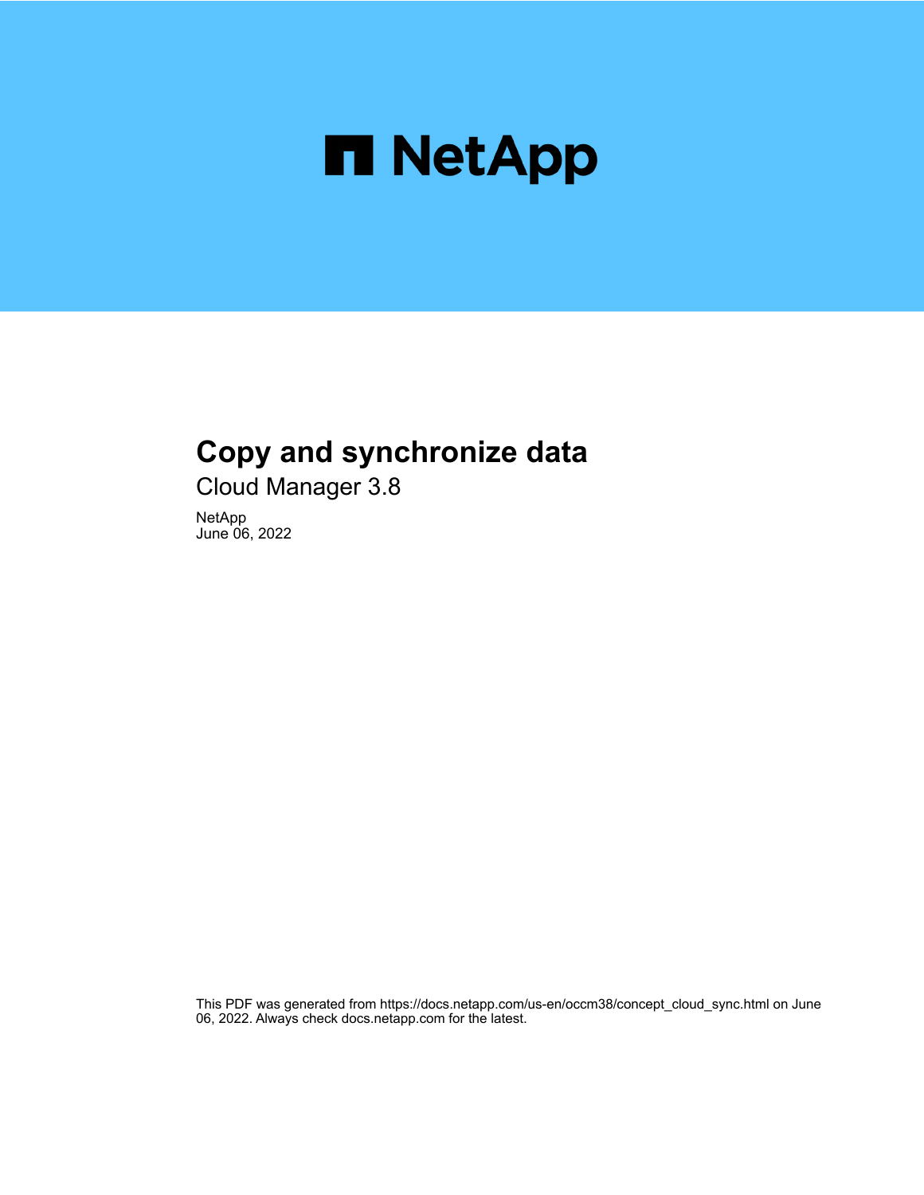# Copy and synchronize data

Cloud Manager 3.8

NetApp
June 06, 2022

This PDF was generated from https://docs.netapp.com/us-en/occm38/concept_cloud_sync.html on June 06, 2022. Always check docs.netapp.com for the latest.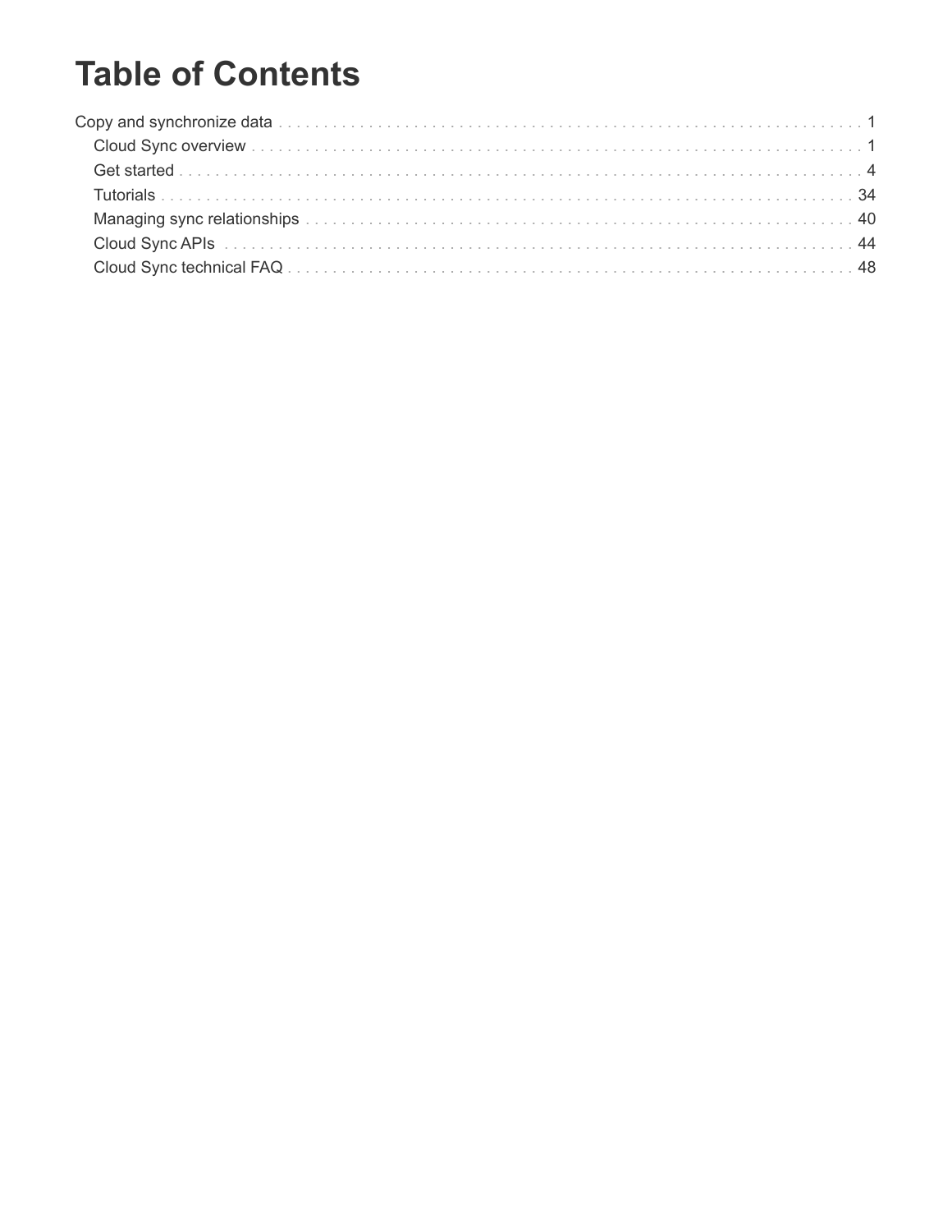# Table of Contents

Copy and synchronize data . . . . . . . . . . . . . . . . . . . . . . . . . . . . . . . . . . . . . . . . . . . . . . . . . . . . . . . . . . . . . . . 1

- Cloud Sync overview . . . . . . . . . . . . . . . . . . . . . . . . . . . . . . . . . . . . . . . . . . . . . . . . . . . . . . . . . . . . . 1
- Get started . . . . . . . . . . . . . . . . . . . . . . . . . . . . . . . . . . . . . . . . . . . . . . . . . . . . . . . . . . . . . . . . . . . . 4
- Tutorials . . . . . . . . . . . . . . . . . . . . . . . . . . . . . . . . . . . . . . . . . . . . . . . . . . . . . . . . . . . . . . . . . . . . . 34
- Managing sync relationships . . . . . . . . . . . . . . . . . . . . . . . . . . . . . . . . . . . . . . . . . . . . . . . . . . . . . . 40
- Cloud Sync APIs . . . . . . . . . . . . . . . . . . . . . . . . . . . . . . . . . . . . . . . . . . . . . . . . . . . . . . . . . . . . . . . . 44
- Cloud Sync technical FAQ . . . . . . . . . . . . . . . . . . . . . . . . . . . . . . . . . . . . . . . . . . . . . . . . . . . . . . . . 48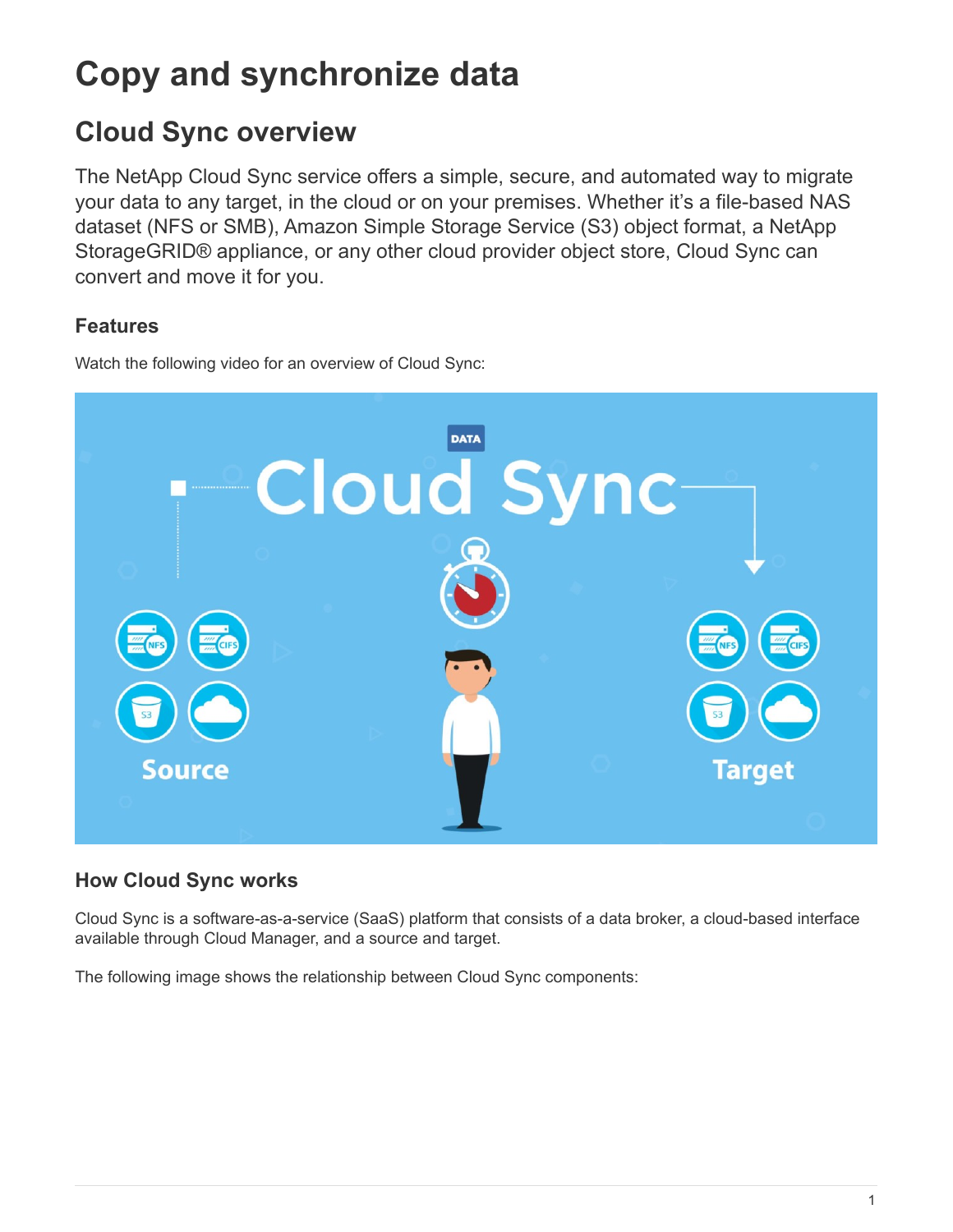# Copy and synchronize data

## Cloud Sync overview

The NetApp Cloud Sync service offers a simple, secure, and automated way to migrate your data to any target, in the cloud or on your premises. Whether it's a file-based NAS dataset (NFS or SMB), Amazon Simple Storage Service (S3) object format, a NetApp StorageGRID® appliance, or any other cloud provider object store, Cloud Sync can convert and move it for you.

### Features

Watch the following video for an overview of Cloud Sync:

### How Cloud Sync works

Cloud Sync is a software-as-a-service (SaaS) platform that consists of a data broker, a cloud-based interface available through Cloud Manager, and a source and target.

The following image shows the relationship between Cloud Sync components: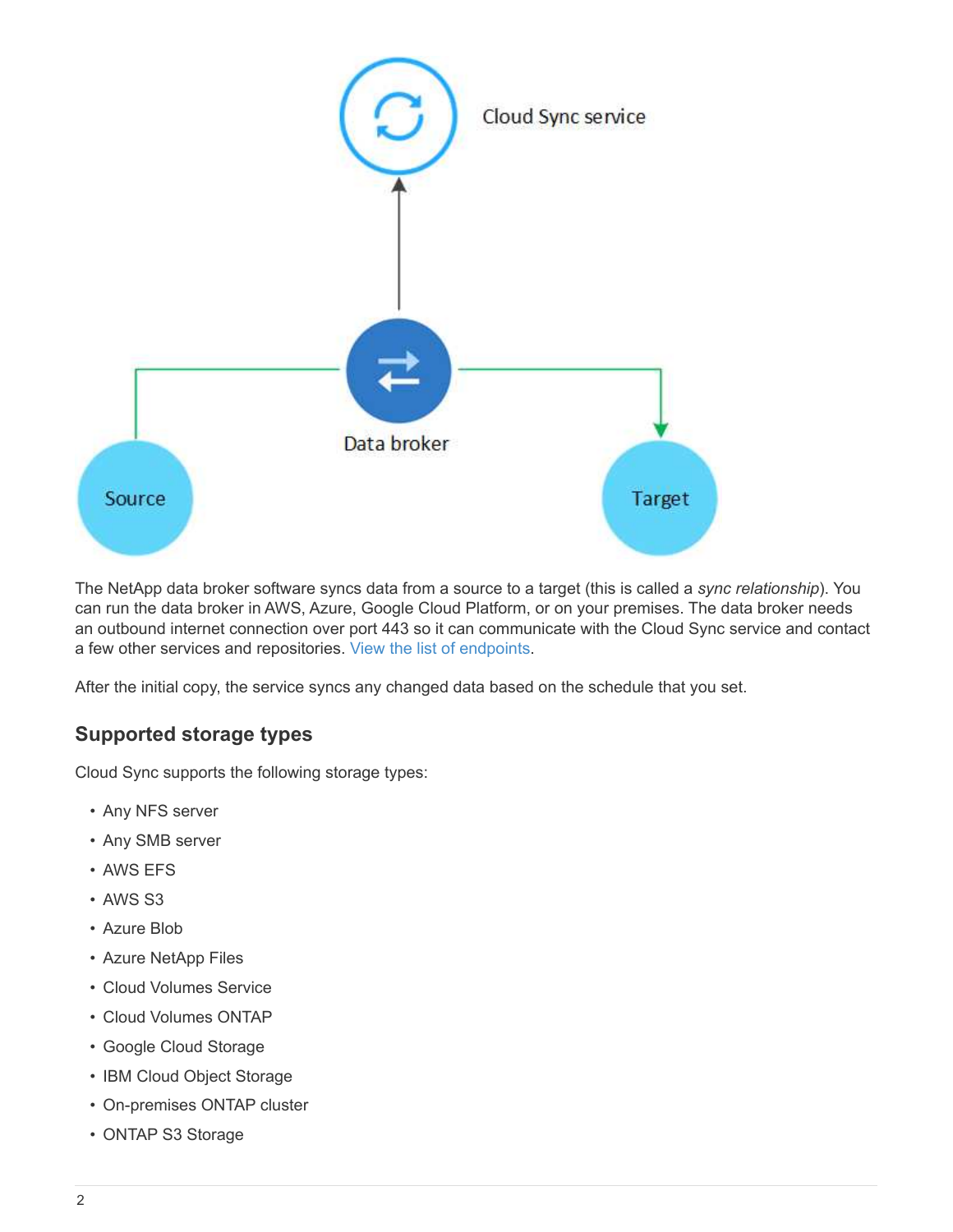The NetApp data broker software syncs data from a source to a target (this is called a *sync relationship*). You can run the data broker in AWS, Azure, Google Cloud Platform, or on your premises. The data broker needs an outbound internet connection over port 443 so it can communicate with the Cloud Sync service and contact a few other services and repositories. View the list of endpoints.

After the initial copy, the service syncs any changed data based on the schedule that you set.

## Supported storage types

Cloud Sync supports the following storage types:

- Any NFS server
- Any SMB server
- AWS EFS
- AWS S3
- Azure Blob
- Azure NetApp Files
- Cloud Volumes Service
- Cloud Volumes ONTAP
- Google Cloud Storage
- IBM Cloud Object Storage
- On-premises ONTAP cluster
- ONTAP S3 Storage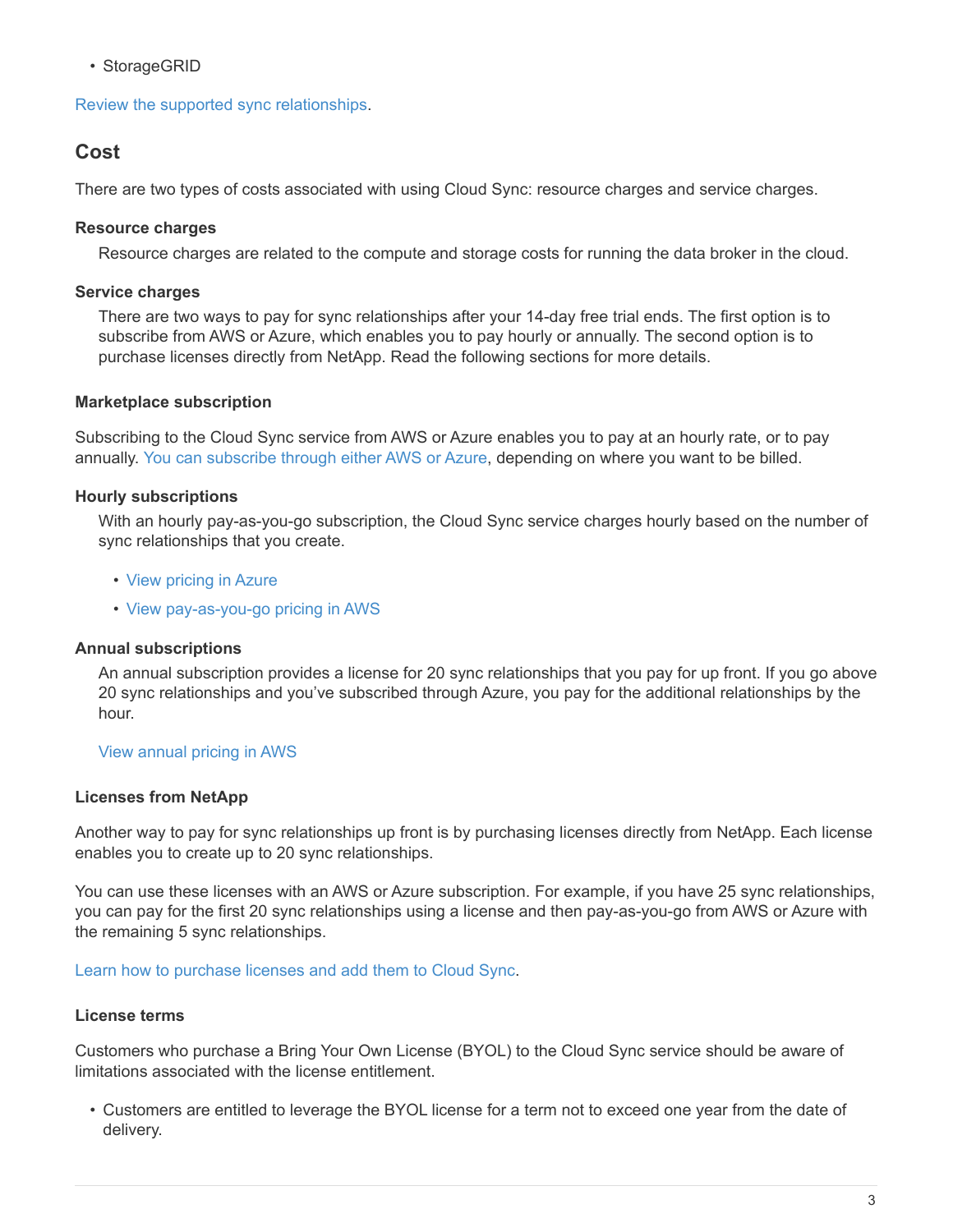- StorageGRID

Review the supported sync relationships.

## Cost

There are two types of costs associated with using Cloud Sync: resource charges and service charges.

**Resource charges**

Resource charges are related to the compute and storage costs for running the data broker in the cloud.

**Service charges**

There are two ways to pay for sync relationships after your 14-day free trial ends. The first option is to subscribe from AWS or Azure, which enables you to pay hourly or annually. The second option is to purchase licenses directly from NetApp. Read the following sections for more details.

### Marketplace subscription

Subscribing to the Cloud Sync service from AWS or Azure enables you to pay at an hourly rate, or to pay annually. You can subscribe through either AWS or Azure, depending on where you want to be billed.

**Hourly subscriptions**

With an hourly pay-as-you-go subscription, the Cloud Sync service charges hourly based on the number of sync relationships that you create.

- View pricing in Azure
- View pay-as-you-go pricing in AWS

**Annual subscriptions**

An annual subscription provides a license for 20 sync relationships that you pay for up front. If you go above 20 sync relationships and you've subscribed through Azure, you pay for the additional relationships by the hour.

View annual pricing in AWS

### Licenses from NetApp

Another way to pay for sync relationships up front is by purchasing licenses directly from NetApp. Each license enables you to create up to 20 sync relationships.

You can use these licenses with an AWS or Azure subscription. For example, if you have 25 sync relationships, you can pay for the first 20 sync relationships using a license and then pay-as-you-go from AWS or Azure with the remaining 5 sync relationships.

Learn how to purchase licenses and add them to Cloud Sync.

### License terms

Customers who purchase a Bring Your Own License (BYOL) to the Cloud Sync service should be aware of limitations associated with the license entitlement.

- Customers are entitled to leverage the BYOL license for a term not to exceed one year from the date of delivery.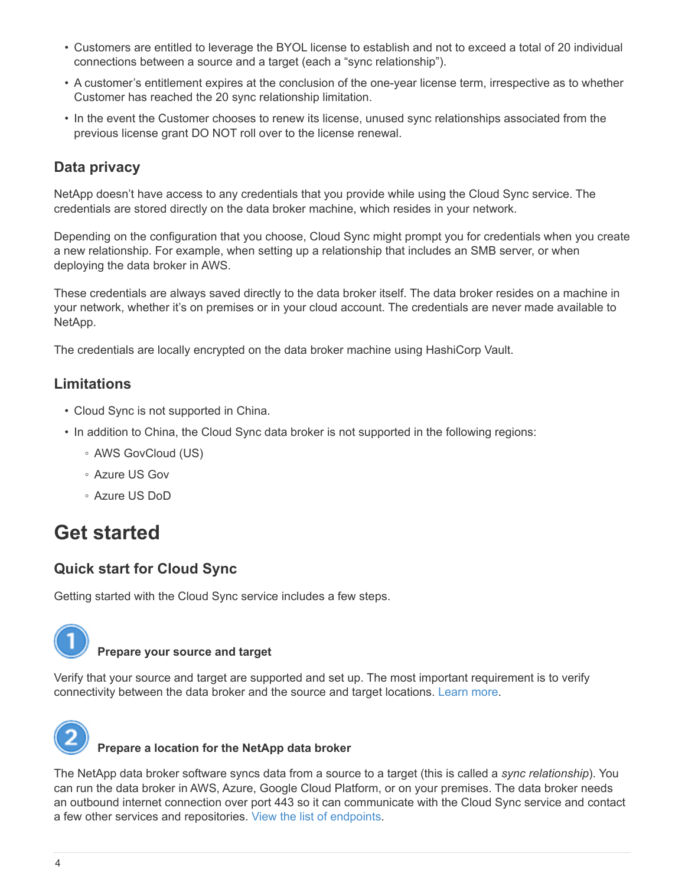- Customers are entitled to leverage the BYOL license to establish and not to exceed a total of 20 individual connections between a source and a target (each a “sync relationship”).
- A customer’s entitlement expires at the conclusion of the one-year license term, irrespective as to whether Customer has reached the 20 sync relationship limitation.
- In the event the Customer chooses to renew its license, unused sync relationships associated from the previous license grant DO NOT roll over to the license renewal.

### Data privacy

NetApp doesn’t have access to any credentials that you provide while using the Cloud Sync service. The credentials are stored directly on the data broker machine, which resides in your network.

Depending on the configuration that you choose, Cloud Sync might prompt you for credentials when you create a new relationship. For example, when setting up a relationship that includes an SMB server, or when deploying the data broker in AWS.

These credentials are always saved directly to the data broker itself. The data broker resides on a machine in your network, whether it’s on premises or in your cloud account. The credentials are never made available to NetApp.

The credentials are locally encrypted on the data broker machine using HashiCorp Vault.

### Limitations

- Cloud Sync is not supported in China.
- In addition to China, the Cloud Sync data broker is not supported in the following regions:
  - AWS GovCloud (US)
  - Azure US Gov
  - Azure US DoD

# Get started

## Quick start for Cloud Sync

Getting started with the Cloud Sync service includes a few steps.

**1 Prepare your source and target**

Verify that your source and target are supported and set up. The most important requirement is to verify connectivity between the data broker and the source and target locations. Learn more.

**2 Prepare a location for the NetApp data broker**

The NetApp data broker software syncs data from a source to a target (this is called a *sync relationship*). You can run the data broker in AWS, Azure, Google Cloud Platform, or on your premises. The data broker needs an outbound internet connection over port 443 so it can communicate with the Cloud Sync service and contact a few other services and repositories. View the list of endpoints.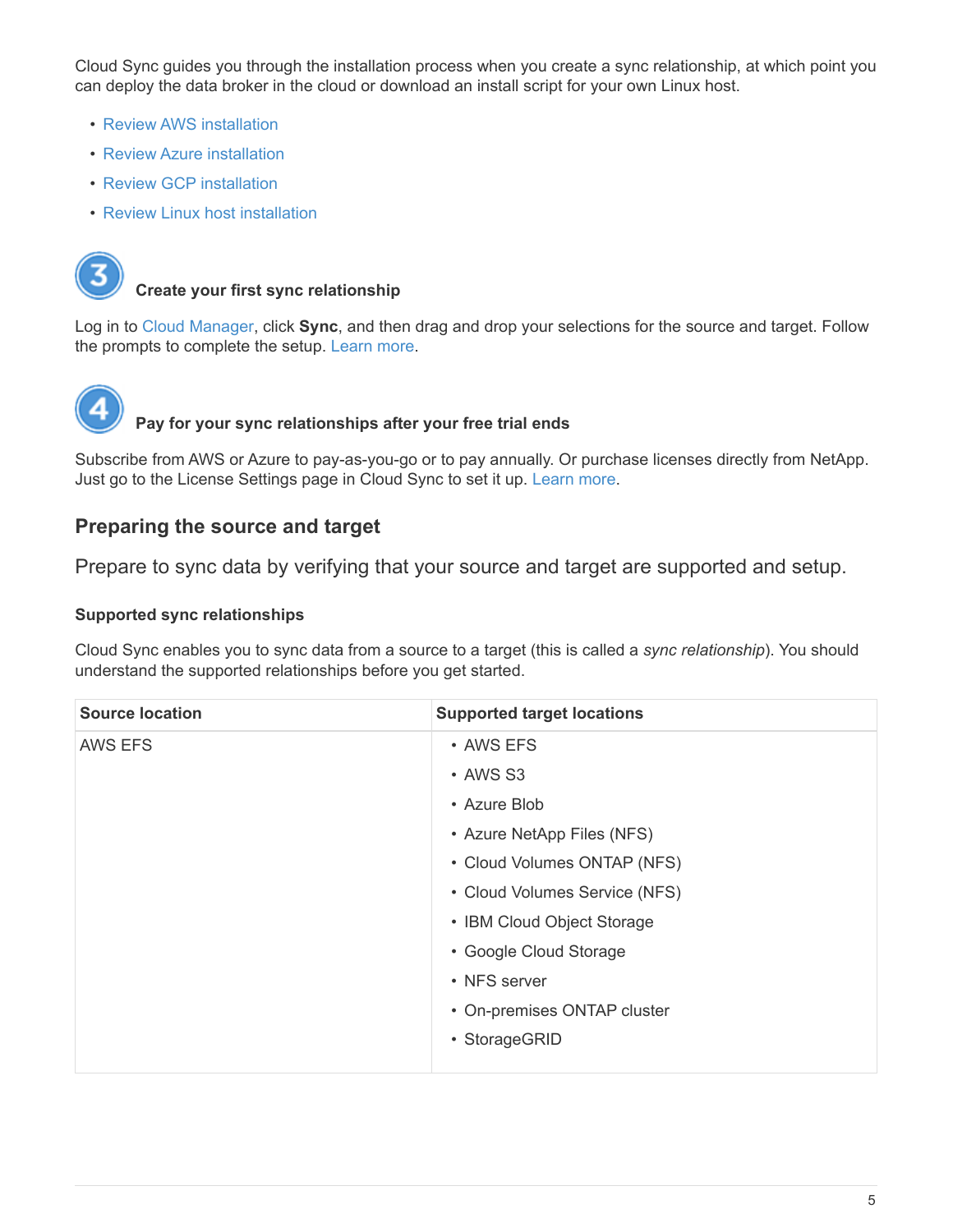Cloud Sync guides you through the installation process when you create a sync relationship, at which point you can deploy the data broker in the cloud or download an install script for your own Linux host.

- Review AWS installation
- Review Azure installation
- Review GCP installation
- Review Linux host installation

**3 Create your first sync relationship**

Log in to Cloud Manager, click **Sync**, and then drag and drop your selections for the source and target. Follow the prompts to complete the setup. Learn more.

**4 Pay for your sync relationships after your free trial ends**

Subscribe from AWS or Azure to pay-as-you-go or to pay annually. Or purchase licenses directly from NetApp. Just go to the License Settings page in Cloud Sync to set it up. Learn more.

## Preparing the source and target

Prepare to sync data by verifying that your source and target are supported and setup.

### Supported sync relationships

Cloud Sync enables you to sync data from a source to a target (this is called a *sync relationship*). You should understand the supported relationships before you get started.

| Source location | Supported target locations |
| --- | --- |
| AWS EFS | • AWS EFS<br>• AWS S3<br>• Azure Blob<br>• Azure NetApp Files (NFS)<br>• Cloud Volumes ONTAP (NFS)<br>• Cloud Volumes Service (NFS)<br>• IBM Cloud Object Storage<br>• Google Cloud Storage<br>• NFS server<br>• On-premises ONTAP cluster<br>• StorageGRID |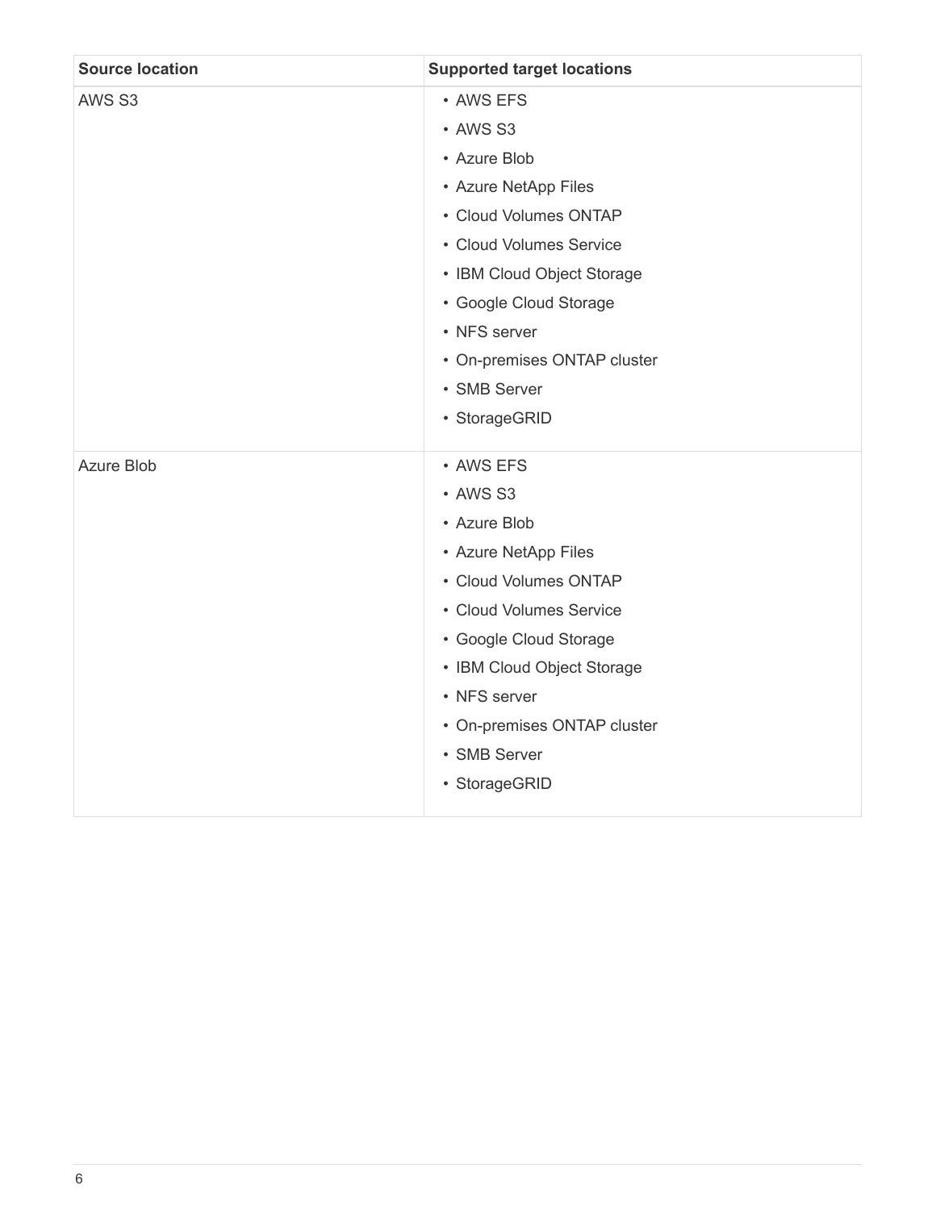| Source location | Supported target locations |
| --- | --- |
| AWS S3 | • AWS EFS<br>• AWS S3<br>• Azure Blob<br>• Azure NetApp Files<br>• Cloud Volumes ONTAP<br>• Cloud Volumes Service<br>• IBM Cloud Object Storage<br>• Google Cloud Storage<br>• NFS server<br>• On-premises ONTAP cluster<br>• SMB Server<br>• StorageGRID |
| Azure Blob | • AWS EFS<br>• AWS S3<br>• Azure Blob<br>• Azure NetApp Files<br>• Cloud Volumes ONTAP<br>• Cloud Volumes Service<br>• Google Cloud Storage<br>• IBM Cloud Object Storage<br>• NFS server<br>• On-premises ONTAP cluster<br>• SMB Server<br>• StorageGRID |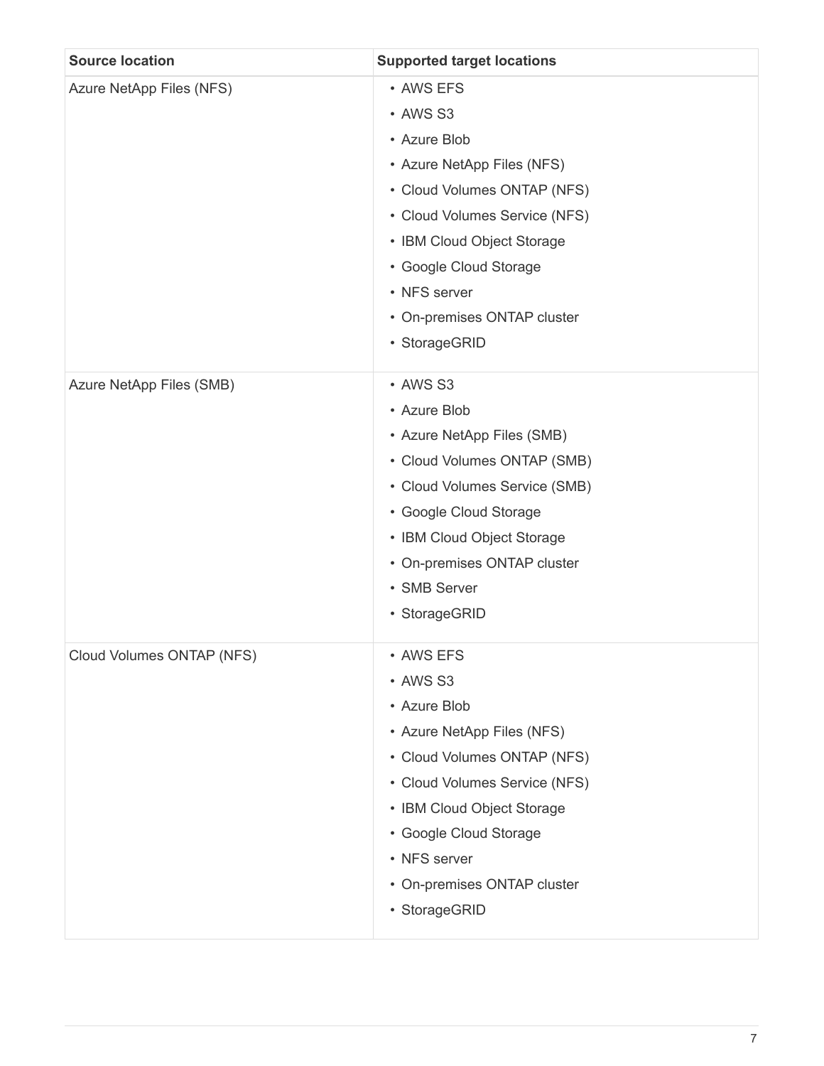| Source location | Supported target locations |
| --- | --- |
| Azure NetApp Files (NFS) | • AWS EFS<br>• AWS S3<br>• Azure Blob<br>• Azure NetApp Files (NFS)<br>• Cloud Volumes ONTAP (NFS)<br>• Cloud Volumes Service (NFS)<br>• IBM Cloud Object Storage<br>• Google Cloud Storage<br>• NFS server<br>• On-premises ONTAP cluster<br>• StorageGRID |
| Azure NetApp Files (SMB) | • AWS S3<br>• Azure Blob<br>• Azure NetApp Files (SMB)<br>• Cloud Volumes ONTAP (SMB)<br>• Cloud Volumes Service (SMB)<br>• Google Cloud Storage<br>• IBM Cloud Object Storage<br>• On-premises ONTAP cluster<br>• SMB Server<br>• StorageGRID |
| Cloud Volumes ONTAP (NFS) | • AWS EFS<br>• AWS S3<br>• Azure Blob<br>• Azure NetApp Files (NFS)<br>• Cloud Volumes ONTAP (NFS)<br>• Cloud Volumes Service (NFS)<br>• IBM Cloud Object Storage<br>• Google Cloud Storage<br>• NFS server<br>• On-premises ONTAP cluster<br>• StorageGRID |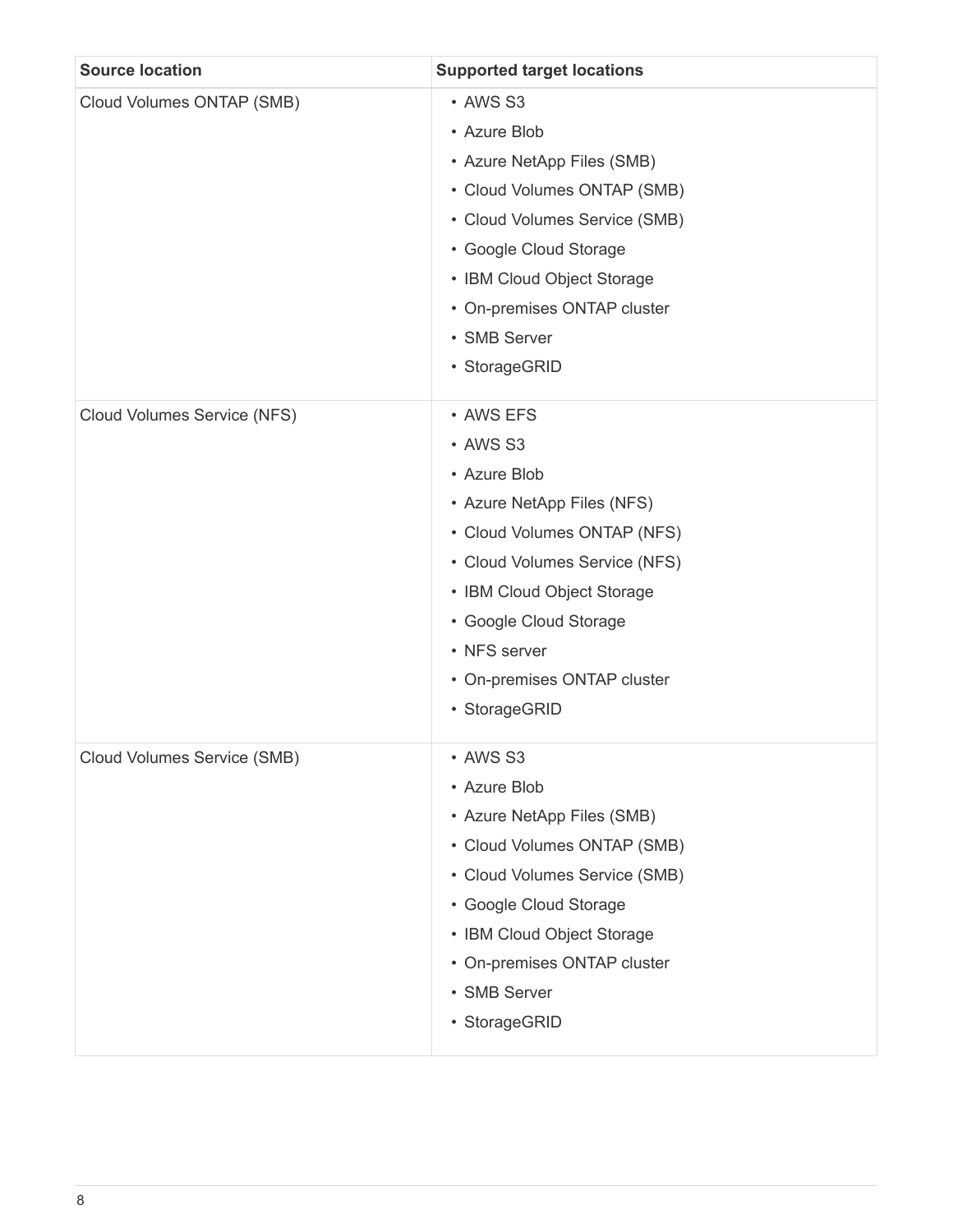| Source location | Supported target locations |
| --- | --- |
| Cloud Volumes ONTAP (SMB) | • AWS S3<br>• Azure Blob<br>• Azure NetApp Files (SMB)<br>• Cloud Volumes ONTAP (SMB)<br>• Cloud Volumes Service (SMB)<br>• Google Cloud Storage<br>• IBM Cloud Object Storage<br>• On-premises ONTAP cluster<br>• SMB Server<br>• StorageGRID |
| Cloud Volumes Service (NFS) | • AWS EFS<br>• AWS S3<br>• Azure Blob<br>• Azure NetApp Files (NFS)<br>• Cloud Volumes ONTAP (NFS)<br>• Cloud Volumes Service (NFS)<br>• IBM Cloud Object Storage<br>• Google Cloud Storage<br>• NFS server<br>• On-premises ONTAP cluster<br>• StorageGRID |
| Cloud Volumes Service (SMB) | • AWS S3<br>• Azure Blob<br>• Azure NetApp Files (SMB)<br>• Cloud Volumes ONTAP (SMB)<br>• Cloud Volumes Service (SMB)<br>• Google Cloud Storage<br>• IBM Cloud Object Storage<br>• On-premises ONTAP cluster<br>• SMB Server<br>• StorageGRID |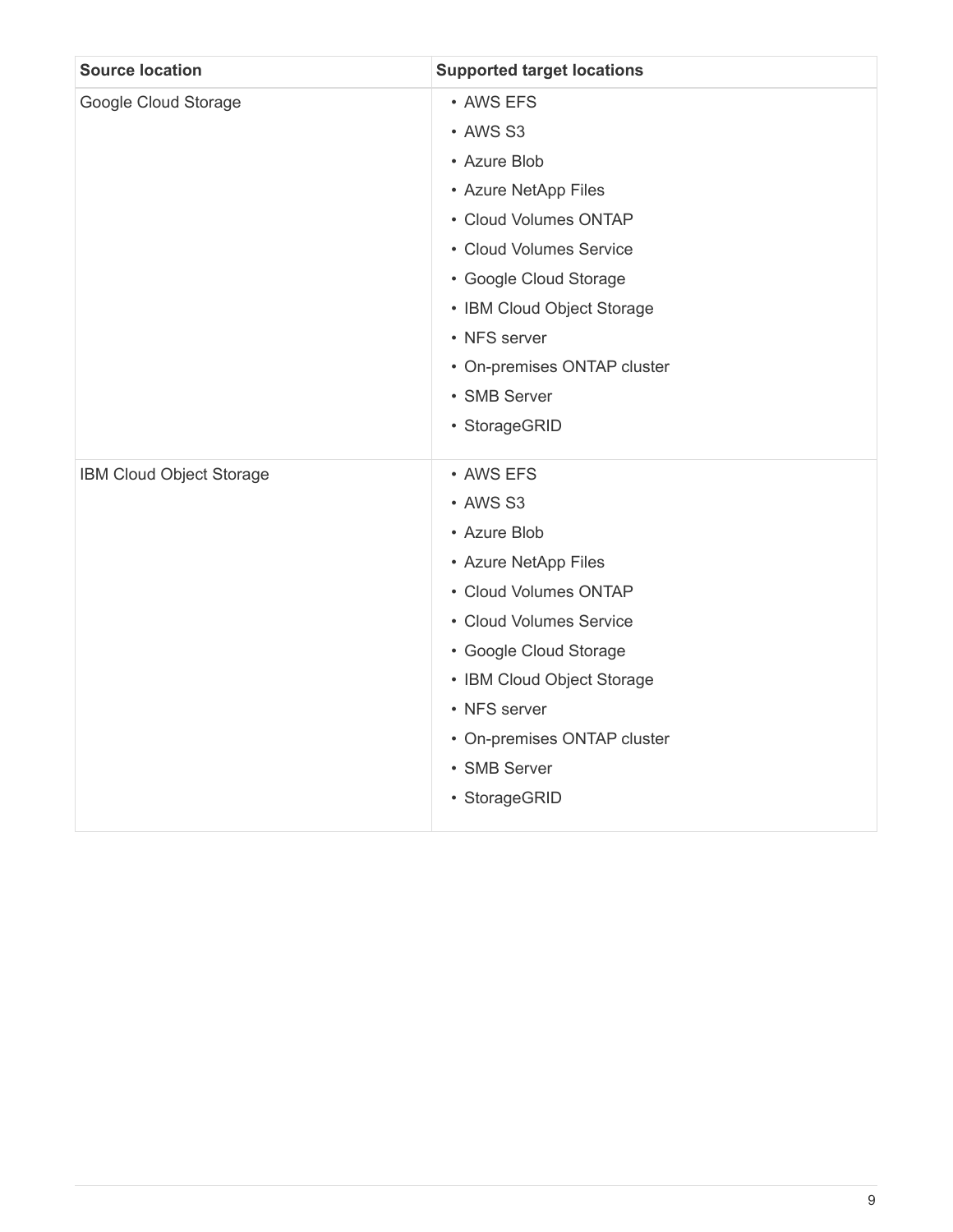| Source location | Supported target locations |
| --- | --- |
| Google Cloud Storage | • AWS EFS<br>• AWS S3<br>• Azure Blob<br>• Azure NetApp Files<br>• Cloud Volumes ONTAP<br>• Cloud Volumes Service<br>• Google Cloud Storage<br>• IBM Cloud Object Storage<br>• NFS server<br>• On-premises ONTAP cluster<br>• SMB Server<br>• StorageGRID |
| IBM Cloud Object Storage | • AWS EFS<br>• AWS S3<br>• Azure Blob<br>• Azure NetApp Files<br>• Cloud Volumes ONTAP<br>• Cloud Volumes Service<br>• Google Cloud Storage<br>• IBM Cloud Object Storage<br>• NFS server<br>• On-premises ONTAP cluster<br>• SMB Server<br>• StorageGRID |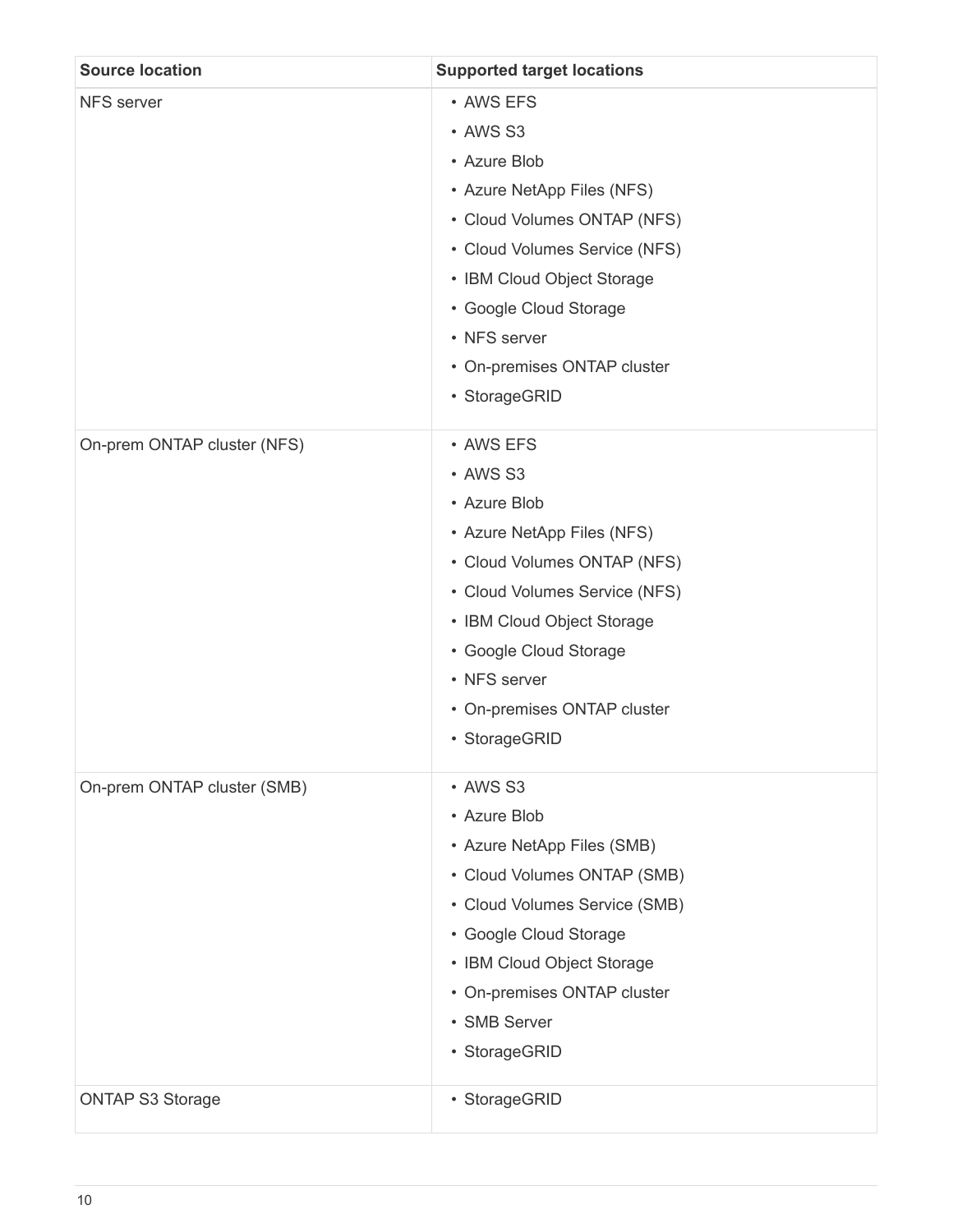| Source location | Supported target locations |
| --- | --- |
| NFS server | • AWS EFS<br>• AWS S3<br>• Azure Blob<br>• Azure NetApp Files (NFS)<br>• Cloud Volumes ONTAP (NFS)<br>• Cloud Volumes Service (NFS)<br>• IBM Cloud Object Storage<br>• Google Cloud Storage<br>• NFS server<br>• On-premises ONTAP cluster<br>• StorageGRID |
| On-prem ONTAP cluster (NFS) | • AWS EFS<br>• AWS S3<br>• Azure Blob<br>• Azure NetApp Files (NFS)<br>• Cloud Volumes ONTAP (NFS)<br>• Cloud Volumes Service (NFS)<br>• IBM Cloud Object Storage<br>• Google Cloud Storage<br>• NFS server<br>• On-premises ONTAP cluster<br>• StorageGRID |
| On-prem ONTAP cluster (SMB) | • AWS S3<br>• Azure Blob<br>• Azure NetApp Files (SMB)<br>• Cloud Volumes ONTAP (SMB)<br>• Cloud Volumes Service (SMB)<br>• Google Cloud Storage<br>• IBM Cloud Object Storage<br>• On-premises ONTAP cluster<br>• SMB Server<br>• StorageGRID |
| ONTAP S3 Storage | • StorageGRID |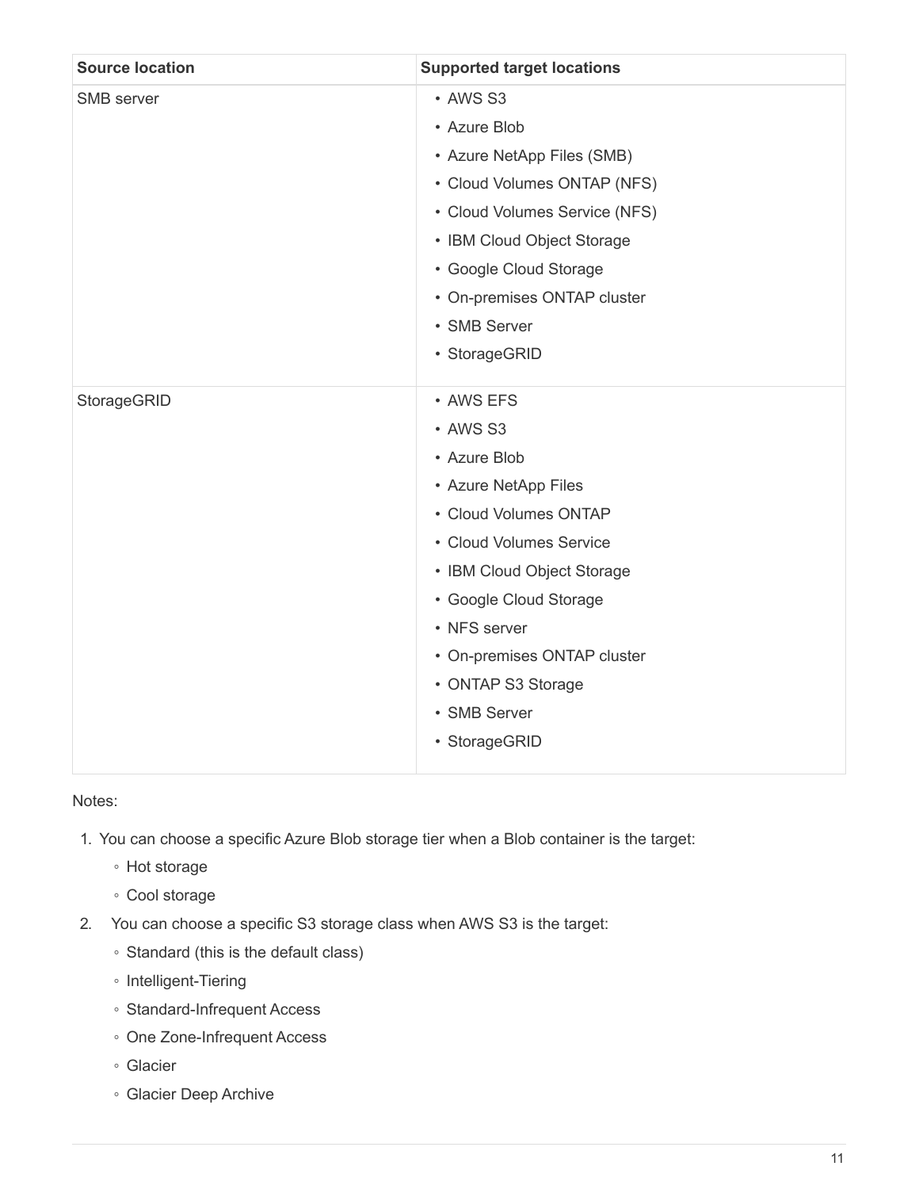| Source location | Supported target locations |
| --- | --- |
| SMB server | • AWS S3<br>• Azure Blob<br>• Azure NetApp Files (SMB)<br>• Cloud Volumes ONTAP (NFS)<br>• Cloud Volumes Service (NFS)<br>• IBM Cloud Object Storage<br>• Google Cloud Storage<br>• On-premises ONTAP cluster<br>• SMB Server<br>• StorageGRID |
| StorageGRID | • AWS EFS<br>• AWS S3<br>• Azure Blob<br>• Azure NetApp Files<br>• Cloud Volumes ONTAP<br>• Cloud Volumes Service<br>• IBM Cloud Object Storage<br>• Google Cloud Storage<br>• NFS server<br>• On-premises ONTAP cluster<br>• ONTAP S3 Storage<br>• SMB Server<br>• StorageGRID |

Notes:

1. You can choose a specific Azure Blob storage tier when a Blob container is the target:
   - Hot storage
   - Cool storage
2. You can choose a specific S3 storage class when AWS S3 is the target:
   - Standard (this is the default class)
   - Intelligent-Tiering
   - Standard-Infrequent Access
   - One Zone-Infrequent Access
   - Glacier
   - Glacier Deep Archive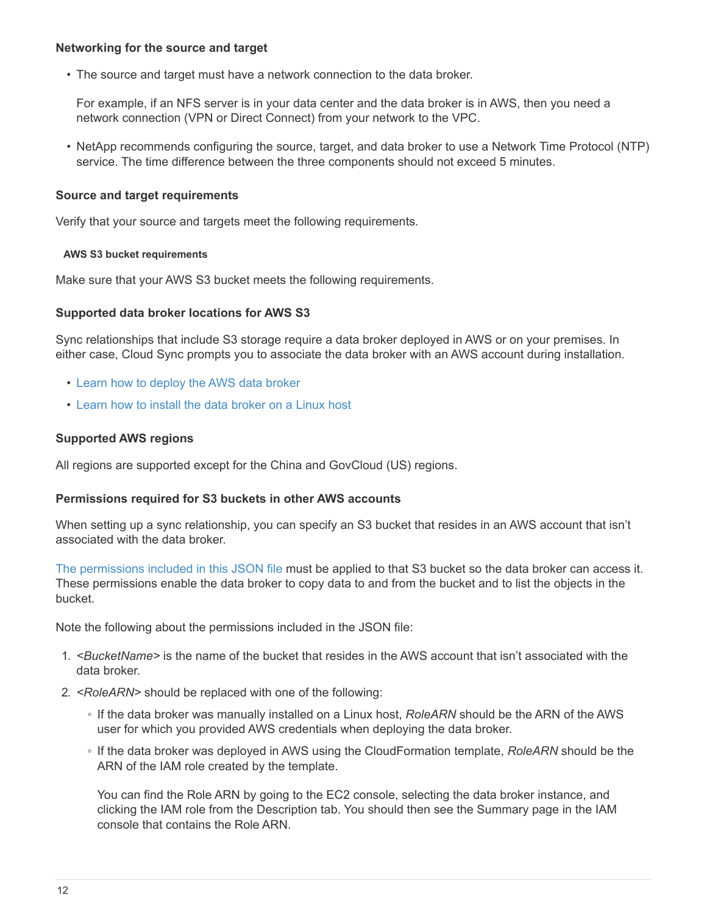#### Networking for the source and target

- The source and target must have a network connection to the data broker.

  For example, if an NFS server is in your data center and the data broker is in AWS, then you need a network connection (VPN or Direct Connect) from your network to the VPC.

- NetApp recommends configuring the source, target, and data broker to use a Network Time Protocol (NTP) service. The time difference between the three components should not exceed 5 minutes.

### Source and target requirements

Verify that your source and targets meet the following requirements.

#### AWS S3 bucket requirements

Make sure that your AWS S3 bucket meets the following requirements.

#### Supported data broker locations for AWS S3

Sync relationships that include S3 storage require a data broker deployed in AWS or on your premises. In either case, Cloud Sync prompts you to associate the data broker with an AWS account during installation.

- Learn how to deploy the AWS data broker
- Learn how to install the data broker on a Linux host

#### Supported AWS regions

All regions are supported except for the China and GovCloud (US) regions.

#### Permissions required for S3 buckets in other AWS accounts

When setting up a sync relationship, you can specify an S3 bucket that resides in an AWS account that isn't associated with the data broker.

The permissions included in this JSON file must be applied to that S3 bucket so the data broker can access it. These permissions enable the data broker to copy data to and from the bucket and to list the objects in the bucket.

Note the following about the permissions included in the JSON file:

1. *<BucketName>* is the name of the bucket that resides in the AWS account that isn't associated with the data broker.
2. *<RoleARN>* should be replaced with one of the following:
   - If the data broker was manually installed on a Linux host, *RoleARN* should be the ARN of the AWS user for which you provided AWS credentials when deploying the data broker.
   - If the data broker was deployed in AWS using the CloudFormation template, *RoleARN* should be the ARN of the IAM role created by the template.

     You can find the Role ARN by going to the EC2 console, selecting the data broker instance, and clicking the IAM role from the Description tab. You should then see the Summary page in the IAM console that contains the Role ARN.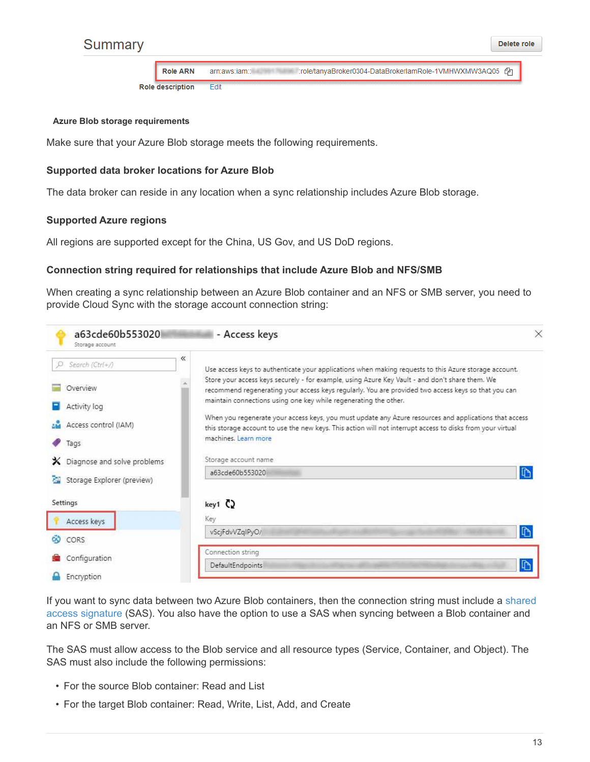#### Azure Blob storage requirements

Make sure that your Azure Blob storage meets the following requirements.

##### Supported data broker locations for Azure Blob

The data broker can reside in any location when a sync relationship includes Azure Blob storage.

##### Supported Azure regions

All regions are supported except for the China, US Gov, and US DoD regions.

##### Connection string required for relationships that include Azure Blob and NFS/SMB

When creating a sync relationship between an Azure Blob container and an NFS or SMB server, you need to provide Cloud Sync with the storage account connection string:

If you want to sync data between two Azure Blob containers, then the connection string must include a shared access signature (SAS). You also have the option to use a SAS when syncing between a Blob container and an NFS or SMB server.

The SAS must allow access to the Blob service and all resource types (Service, Container, and Object). The SAS must also include the following permissions:

- For the source Blob container: Read and List
- For the target Blob container: Read, Write, List, Add, and Create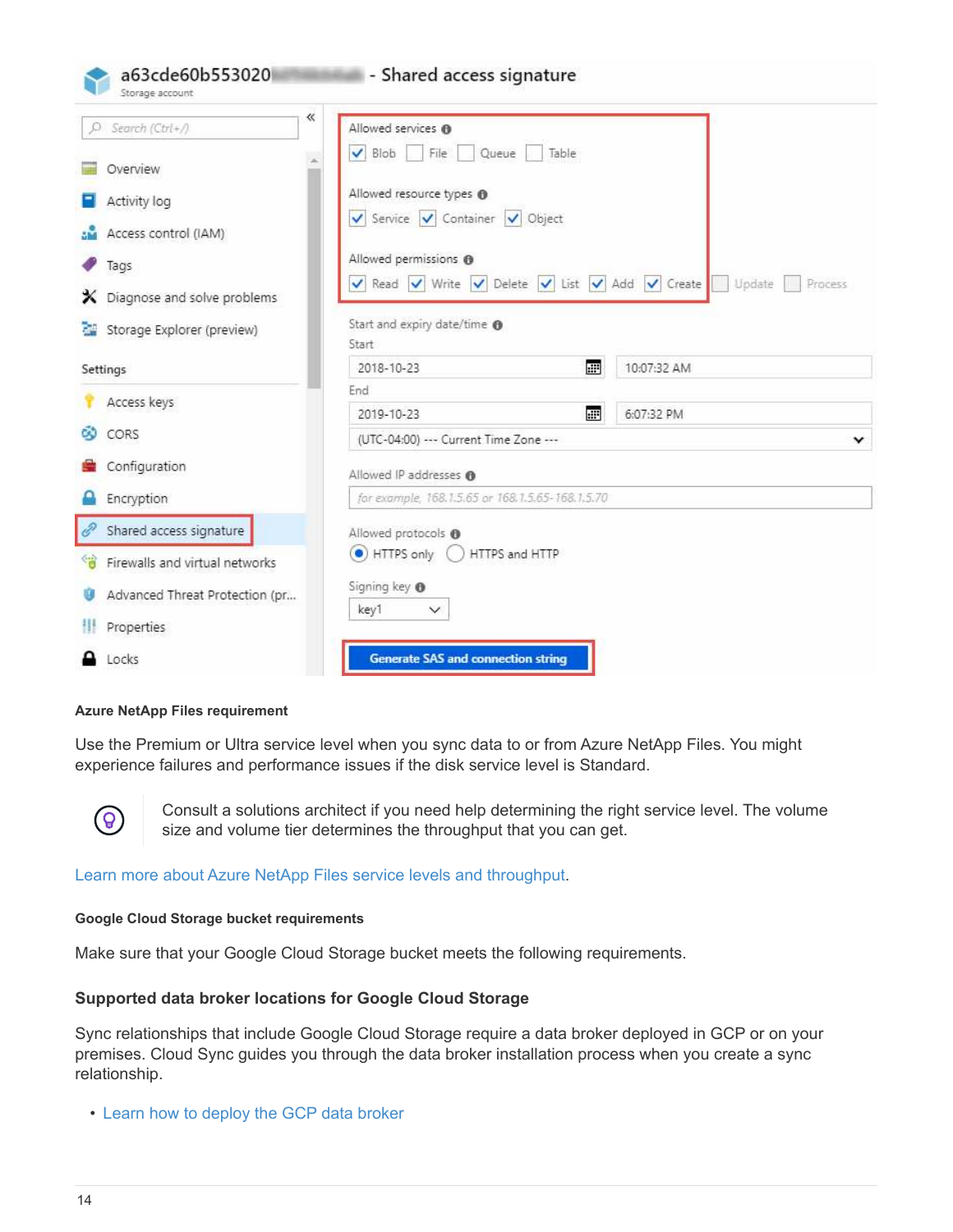#### Azure NetApp Files requirement

Use the Premium or Ultra service level when you sync data to or from Azure NetApp Files. You might experience failures and performance issues if the disk service level is Standard.

> Consult a solutions architect if you need help determining the right service level. The volume size and volume tier determines the throughput that you can get.

Learn more about Azure NetApp Files service levels and throughput.

#### Google Cloud Storage bucket requirements

Make sure that your Google Cloud Storage bucket meets the following requirements.

### Supported data broker locations for Google Cloud Storage

Sync relationships that include Google Cloud Storage require a data broker deployed in GCP or on your premises. Cloud Sync guides you through the data broker installation process when you create a sync relationship.

- Learn how to deploy the GCP data broker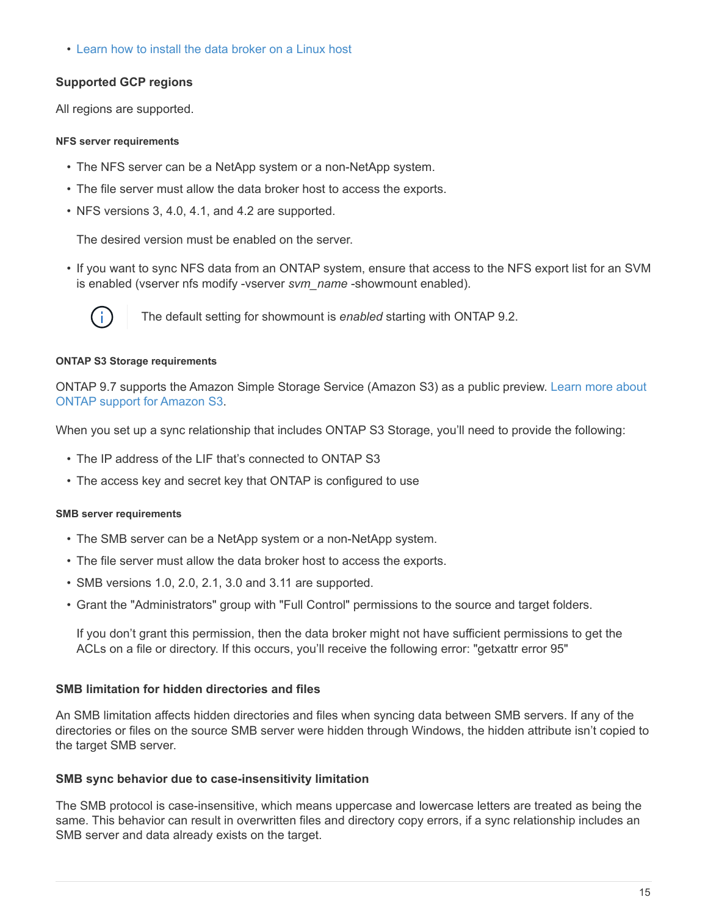- Learn how to install the data broker on a Linux host

### Supported GCP regions

All regions are supported.

#### NFS server requirements

- The NFS server can be a NetApp system or a non-NetApp system.
- The file server must allow the data broker host to access the exports.
- NFS versions 3, 4.0, 4.1, and 4.2 are supported.

  The desired version must be enabled on the server.

- If you want to sync NFS data from an ONTAP system, ensure that access to the NFS export list for an SVM is enabled (vserver nfs modify -vserver *svm_name* -showmount enabled).

> The default setting for showmount is *enabled* starting with ONTAP 9.2.

#### ONTAP S3 Storage requirements

ONTAP 9.7 supports the Amazon Simple Storage Service (Amazon S3) as a public preview. Learn more about ONTAP support for Amazon S3.

When you set up a sync relationship that includes ONTAP S3 Storage, you'll need to provide the following:

- The IP address of the LIF that's connected to ONTAP S3
- The access key and secret key that ONTAP is configured to use

#### SMB server requirements

- The SMB server can be a NetApp system or a non-NetApp system.
- The file server must allow the data broker host to access the exports.
- SMB versions 1.0, 2.0, 2.1, 3.0 and 3.11 are supported.
- Grant the "Administrators" group with "Full Control" permissions to the source and target folders.

  If you don't grant this permission, then the data broker might not have sufficient permissions to get the ACLs on a file or directory. If this occurs, you'll receive the following error: "getxattr error 95"

### SMB limitation for hidden directories and files

An SMB limitation affects hidden directories and files when syncing data between SMB servers. If any of the directories or files on the source SMB server were hidden through Windows, the hidden attribute isn't copied to the target SMB server.

### SMB sync behavior due to case-insensitivity limitation

The SMB protocol is case-insensitive, which means uppercase and lowercase letters are treated as being the same. This behavior can result in overwritten files and directory copy errors, if a sync relationship includes an SMB server and data already exists on the target.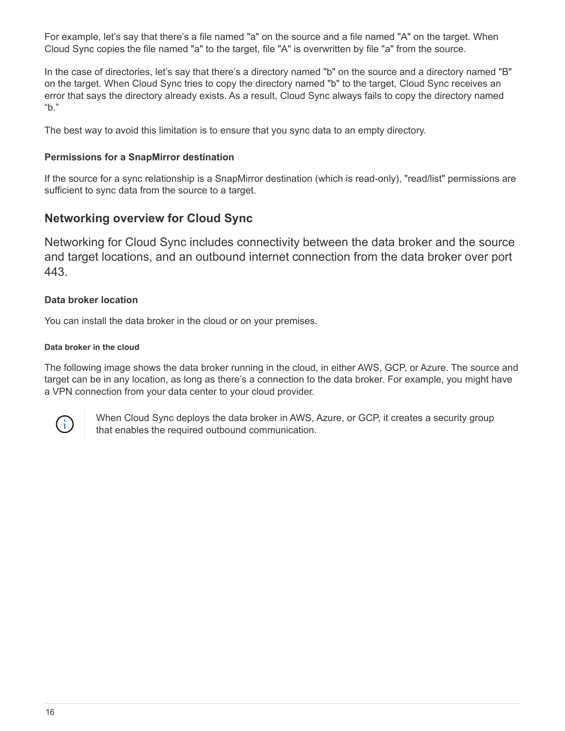For example, let's say that there's a file named "a" on the source and a file named "A" on the target. When Cloud Sync copies the file named "a" to the target, file "A" is overwritten by file "a" from the source.

In the case of directories, let's say that there's a directory named "b" on the source and a directory named "B" on the target. When Cloud Sync tries to copy the directory named "b" to the target, Cloud Sync receives an error that says the directory already exists. As a result, Cloud Sync always fails to copy the directory named "b."

The best way to avoid this limitation is to ensure that you sync data to an empty directory.

#### Permissions for a SnapMirror destination

If the source for a sync relationship is a SnapMirror destination (which is read-only), "read/list" permissions are sufficient to sync data from the source to a target.

## Networking overview for Cloud Sync

Networking for Cloud Sync includes connectivity between the data broker and the source and target locations, and an outbound internet connection from the data broker over port 443.

#### Data broker location

You can install the data broker in the cloud or on your premises.

##### Data broker in the cloud

The following image shows the data broker running in the cloud, in either AWS, GCP, or Azure. The source and target can be in any location, as long as there's a connection to the data broker. For example, you might have a VPN connection from your data center to your cloud provider.

> When Cloud Sync deploys the data broker in AWS, Azure, or GCP, it creates a security group that enables the required outbound communication.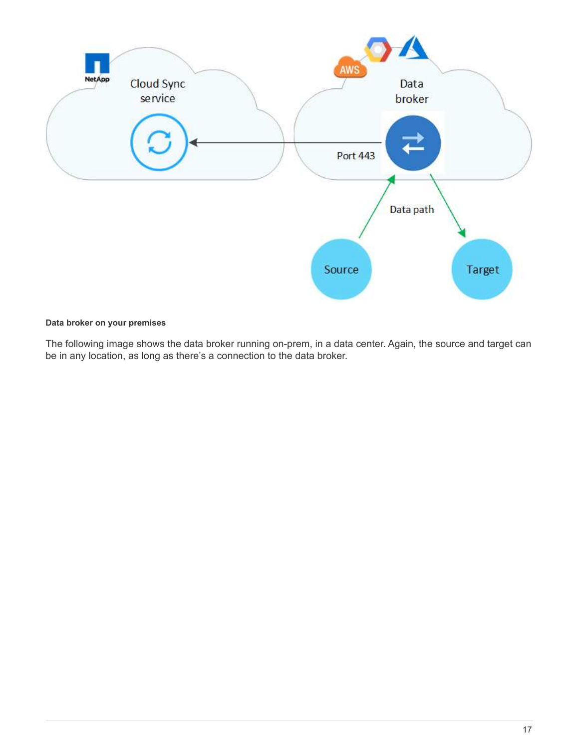#### Data broker on your premises

The following image shows the data broker running on-prem, in a data center. Again, the source and target can be in any location, as long as there's a connection to the data broker.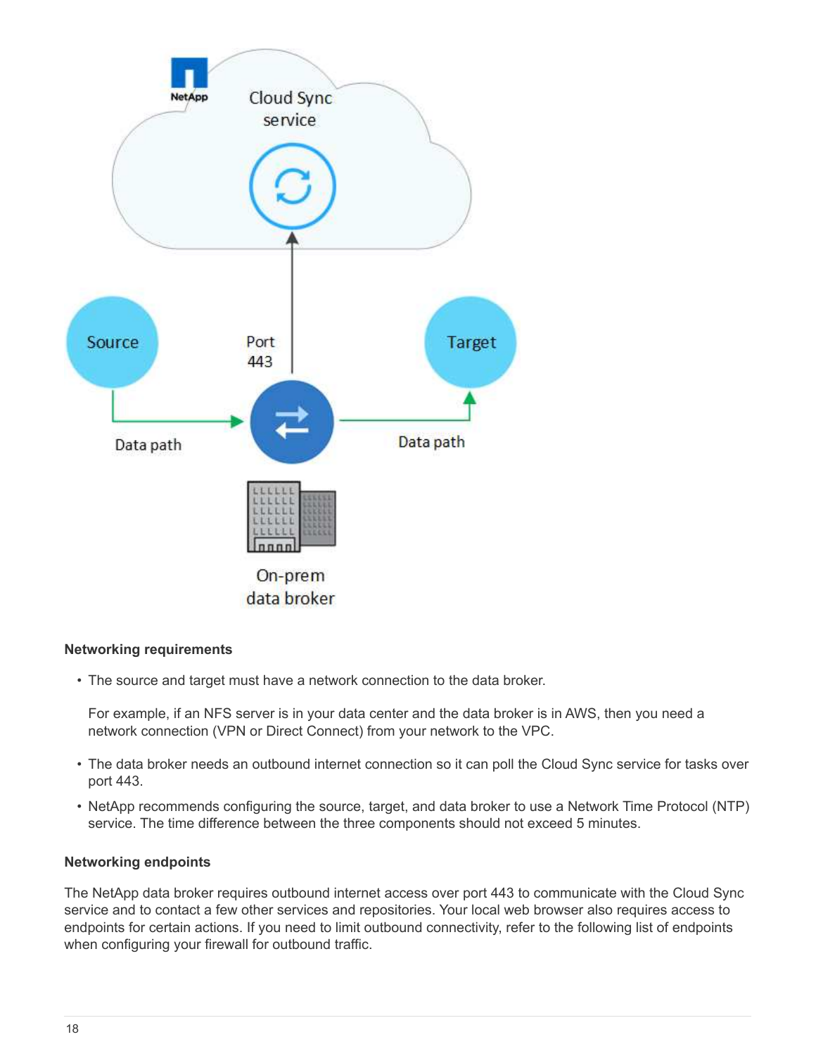#### Networking requirements

- The source and target must have a network connection to the data broker.

  For example, if an NFS server is in your data center and the data broker is in AWS, then you need a network connection (VPN or Direct Connect) from your network to the VPC.

- The data broker needs an outbound internet connection so it can poll the Cloud Sync service for tasks over port 443.
- NetApp recommends configuring the source, target, and data broker to use a Network Time Protocol (NTP) service. The time difference between the three components should not exceed 5 minutes.

#### Networking endpoints

The NetApp data broker requires outbound internet access over port 443 to communicate with the Cloud Sync service and to contact a few other services and repositories. Your local web browser also requires access to endpoints for certain actions. If you need to limit outbound connectivity, refer to the following list of endpoints when configuring your firewall for outbound traffic.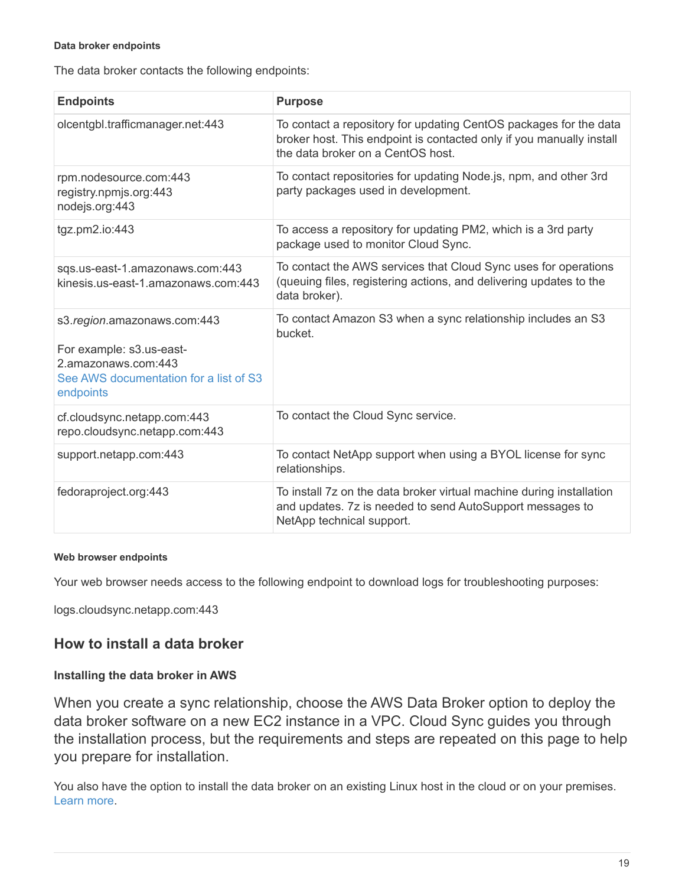#### Data broker endpoints

The data broker contacts the following endpoints:

| Endpoints | Purpose |
|---|---|
| olcentgbl.trafficmanager.net:443 | To contact a repository for updating CentOS packages for the data broker host. This endpoint is contacted only if you manually install the data broker on a CentOS host. |
| rpm.nodesource.com:443<br>registry.npmjs.org:443<br>nodejs.org:443 | To contact repositories for updating Node.js, npm, and other 3rd party packages used in development. |
| tgz.pm2.io:443 | To access a repository for updating PM2, which is a 3rd party package used to monitor Cloud Sync. |
| sqs.us-east-1.amazonaws.com:443<br>kinesis.us-east-1.amazonaws.com:443 | To contact the AWS services that Cloud Sync uses for operations (queuing files, registering actions, and delivering updates to the data broker). |
| s3.*region*.amazonaws.com:443<br><br>For example: s3.us-east-2.amazonaws.com:443<br>See AWS documentation for a list of S3 endpoints | To contact Amazon S3 when a sync relationship includes an S3 bucket. |
| cf.cloudsync.netapp.com:443<br>repo.cloudsync.netapp.com:443 | To contact the Cloud Sync service. |
| support.netapp.com:443 | To contact NetApp support when using a BYOL license for sync relationships. |
| fedoraproject.org:443 | To install 7z on the data broker virtual machine during installation and updates. 7z is needed to send AutoSupport messages to NetApp technical support. |

#### Web browser endpoints

Your web browser needs access to the following endpoint to download logs for troubleshooting purposes:

logs.cloudsync.netapp.com:443

## How to install a data broker

### Installing the data broker in AWS

When you create a sync relationship, choose the AWS Data Broker option to deploy the data broker software on a new EC2 instance in a VPC. Cloud Sync guides you through the installation process, but the requirements and steps are repeated on this page to help you prepare for installation.

You also have the option to install the data broker on an existing Linux host in the cloud or on your premises. Learn more.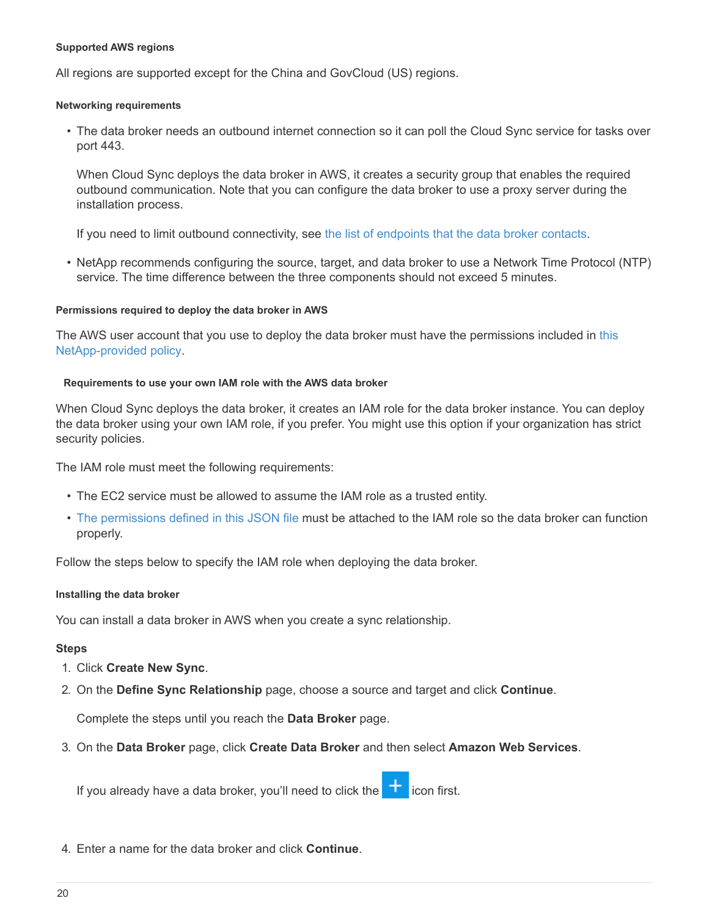#### Supported AWS regions

All regions are supported except for the China and GovCloud (US) regions.

#### Networking requirements

- The data broker needs an outbound internet connection so it can poll the Cloud Sync service for tasks over port 443.

  When Cloud Sync deploys the data broker in AWS, it creates a security group that enables the required outbound communication. Note that you can configure the data broker to use a proxy server during the installation process.

  If you need to limit outbound connectivity, see the list of endpoints that the data broker contacts.

- NetApp recommends configuring the source, target, and data broker to use a Network Time Protocol (NTP) service. The time difference between the three components should not exceed 5 minutes.

#### Permissions required to deploy the data broker in AWS

The AWS user account that you use to deploy the data broker must have the permissions included in this NetApp-provided policy.

#### Requirements to use your own IAM role with the AWS data broker

When Cloud Sync deploys the data broker, it creates an IAM role for the data broker instance. You can deploy the data broker using your own IAM role, if you prefer. You might use this option if your organization has strict security policies.

The IAM role must meet the following requirements:

- The EC2 service must be allowed to assume the IAM role as a trusted entity.
- The permissions defined in this JSON file must be attached to the IAM role so the data broker can function properly.

Follow the steps below to specify the IAM role when deploying the data broker.

#### Installing the data broker

You can install a data broker in AWS when you create a sync relationship.

**Steps**

1. Click **Create New Sync**.
2. On the **Define Sync Relationship** page, choose a source and target and click **Continue**.

   Complete the steps until you reach the **Data Broker** page.

3. On the **Data Broker** page, click **Create Data Broker** and then select **Amazon Web Services**.

   If you already have a data broker, you'll need to click the + icon first.

4. Enter a name for the data broker and click **Continue**.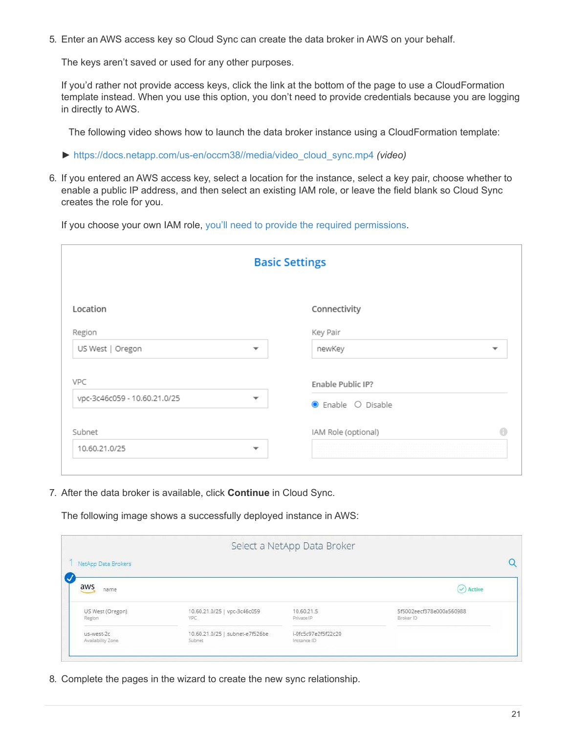5. Enter an AWS access key so Cloud Sync can create the data broker in AWS on your behalf.

   The keys aren't saved or used for any other purposes.

   If you'd rather not provide access keys, click the link at the bottom of the page to use a CloudFormation template instead. When you use this option, you don't need to provide credentials because you are logging in directly to AWS.

   The following video shows how to launch the data broker instance using a CloudFormation template:

   ► https://docs.netapp.com/us-en/occm38//media/video_cloud_sync.mp4 *(video)*

6. If you entered an AWS access key, select a location for the instance, select a key pair, choose whether to enable a public IP address, and then select an existing IAM role, or leave the field blank so Cloud Sync creates the role for you.

   If you choose your own IAM role, you'll need to provide the required permissions.

   **Basic Settings**

   | Location | | Connectivity | |
   |---|---|---|---|
   | Region | US West \| Oregon | Key Pair | newKey |
   | VPC | vpc-3c46c059 - 10.60.21.0/25 | Enable Public IP? | ◉ Enable ○ Disable |
   | Subnet | 10.60.21.0/25 | IAM Role (optional) | |

7. After the data broker is available, click **Continue** in Cloud Sync.

   The following image shows a successfully deployed instance in AWS:

   **Select a NetApp Data Broker**

   1 NetApp Data Brokers

   aws name — Active

   | | | | |
   |---|---|---|---|
   | US West (Oregon) Region | 10.60.21.0/25 \| vpc-3c46c059 VPC | 10.60.21.5 Private IP | 5f5002eecf378e000a560988 Broker ID |
   | us-west-2c Availability Zone | 10.60.21.0/25 \| subnet-e7f526be Subnet | i-0fc5c97e2f5f22c20 Instance ID | |

8. Complete the pages in the wizard to create the new sync relationship.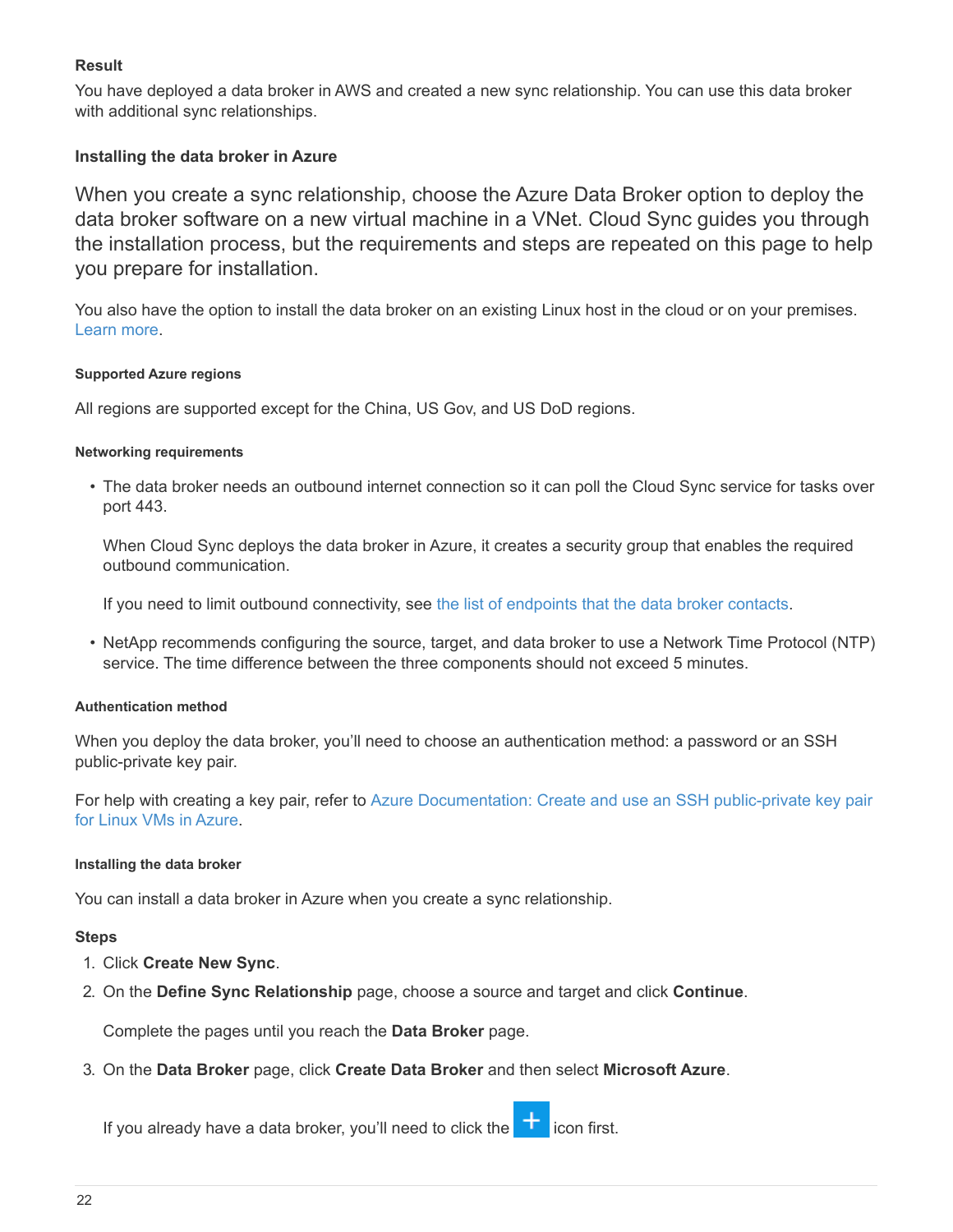#### Result

You have deployed a data broker in AWS and created a new sync relationship. You can use this data broker with additional sync relationships.

### Installing the data broker in Azure

When you create a sync relationship, choose the Azure Data Broker option to deploy the data broker software on a new virtual machine in a VNet. Cloud Sync guides you through the installation process, but the requirements and steps are repeated on this page to help you prepare for installation.

You also have the option to install the data broker on an existing Linux host in the cloud or on your premises. Learn more.

#### Supported Azure regions

All regions are supported except for the China, US Gov, and US DoD regions.

#### Networking requirements

- The data broker needs an outbound internet connection so it can poll the Cloud Sync service for tasks over port 443.

  When Cloud Sync deploys the data broker in Azure, it creates a security group that enables the required outbound communication.

  If you need to limit outbound connectivity, see the list of endpoints that the data broker contacts.

- NetApp recommends configuring the source, target, and data broker to use a Network Time Protocol (NTP) service. The time difference between the three components should not exceed 5 minutes.

#### Authentication method

When you deploy the data broker, you'll need to choose an authentication method: a password or an SSH public-private key pair.

For help with creating a key pair, refer to Azure Documentation: Create and use an SSH public-private key pair for Linux VMs in Azure.

#### Installing the data broker

You can install a data broker in Azure when you create a sync relationship.

#### Steps

1. Click **Create New Sync**.
2. On the **Define Sync Relationship** page, choose a source and target and click **Continue**.

   Complete the pages until you reach the **Data Broker** page.

3. On the **Data Broker** page, click **Create Data Broker** and then select **Microsoft Azure**.

   If you already have a data broker, you'll need to click the + icon first.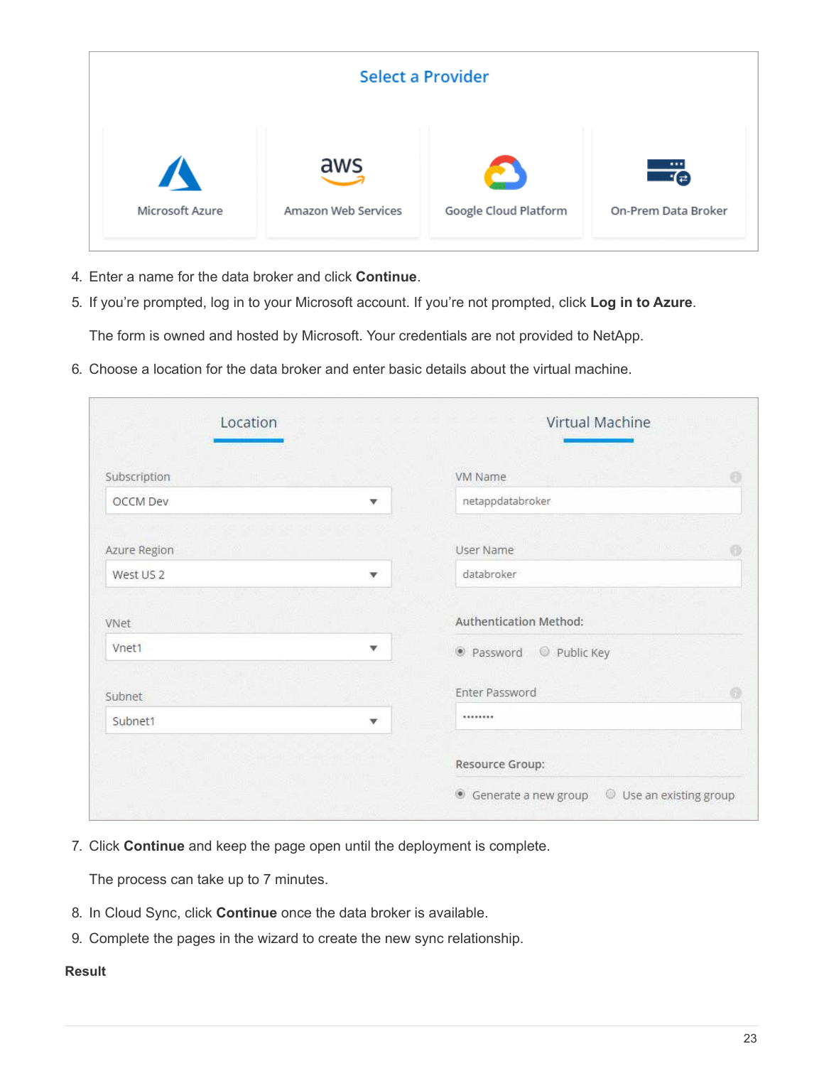4. Enter a name for the data broker and click **Continue**.
5. If you're prompted, log in to your Microsoft account. If you're not prompted, click **Log in to Azure**.

   The form is owned and hosted by Microsoft. Your credentials are not provided to NetApp.

6. Choose a location for the data broker and enter basic details about the virtual machine.

7. Click **Continue** and keep the page open until the deployment is complete.

   The process can take up to 7 minutes.

8. In Cloud Sync, click **Continue** once the data broker is available.
9. Complete the pages in the wizard to create the new sync relationship.

**Result**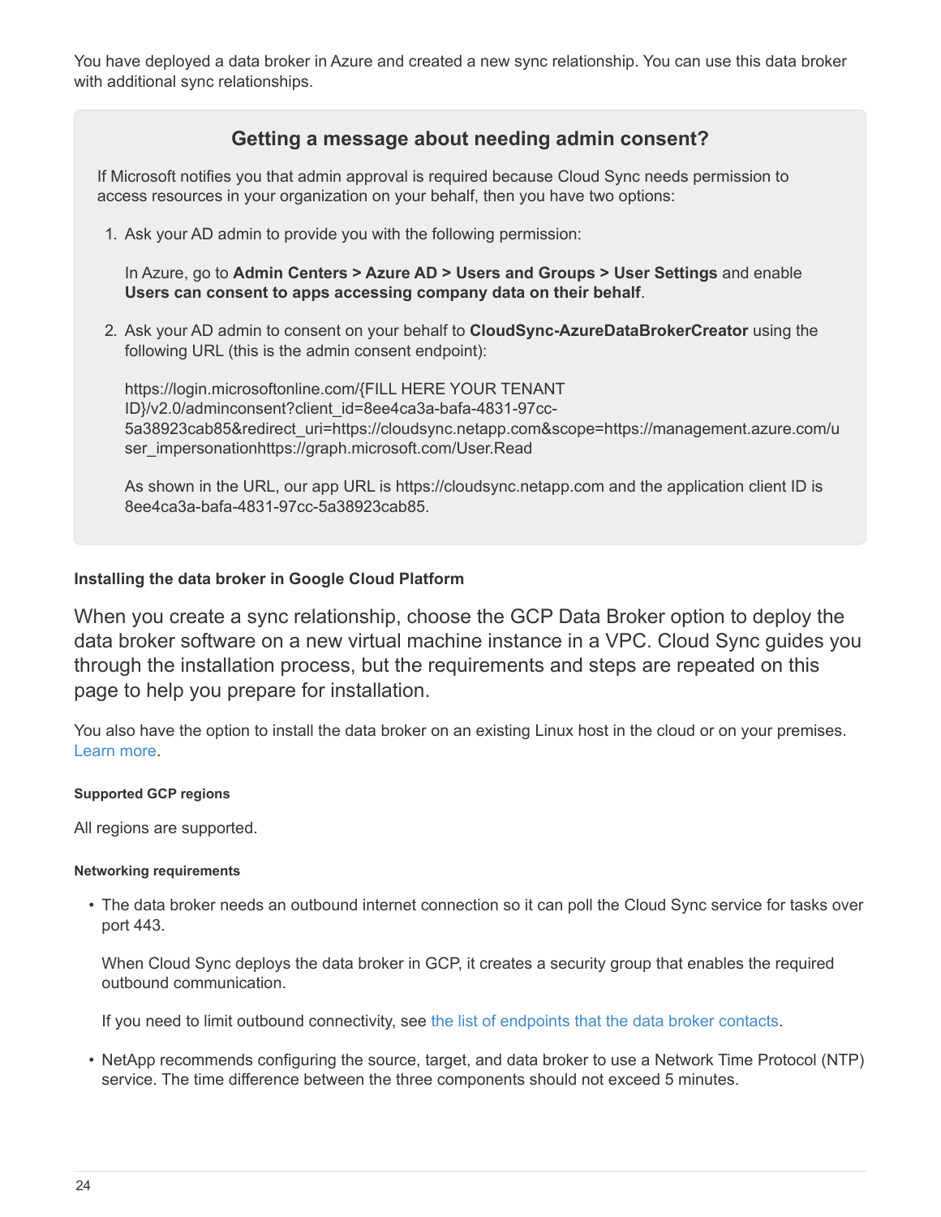You have deployed a data broker in Azure and created a new sync relationship. You can use this data broker with additional sync relationships.

> **Getting a message about needing admin consent?**
>
> If Microsoft notifies you that admin approval is required because Cloud Sync needs permission to access resources in your organization on your behalf, then you have two options:
>
> 1. Ask your AD admin to provide you with the following permission:
>
>    In Azure, go to **Admin Centers > Azure AD > Users and Groups > User Settings** and enable **Users can consent to apps accessing company data on their behalf**.
>
> 2. Ask your AD admin to consent on your behalf to **CloudSync-AzureDataBrokerCreator** using the following URL (this is the admin consent endpoint):
>
>    https://login.microsoftonline.com/{FILL HERE YOUR TENANT ID}/v2.0/adminconsent?client_id=8ee4ca3a-bafa-4831-97cc-5a38923cab85&redirect_uri=https://cloudsync.netapp.com&scope=https://management.azure.com/user_impersonationhttps://graph.microsoft.com/User.Read
>
>    As shown in the URL, our app URL is https://cloudsync.netapp.com and the application client ID is 8ee4ca3a-bafa-4831-97cc-5a38923cab85.

#### Installing the data broker in Google Cloud Platform

When you create a sync relationship, choose the GCP Data Broker option to deploy the data broker software on a new virtual machine instance in a VPC. Cloud Sync guides you through the installation process, but the requirements and steps are repeated on this page to help you prepare for installation.

You also have the option to install the data broker on an existing Linux host in the cloud or on your premises. Learn more.

##### Supported GCP regions

All regions are supported.

##### Networking requirements

- The data broker needs an outbound internet connection so it can poll the Cloud Sync service for tasks over port 443.

  When Cloud Sync deploys the data broker in GCP, it creates a security group that enables the required outbound communication.

  If you need to limit outbound connectivity, see the list of endpoints that the data broker contacts.

- NetApp recommends configuring the source, target, and data broker to use a Network Time Protocol (NTP) service. The time difference between the three components should not exceed 5 minutes.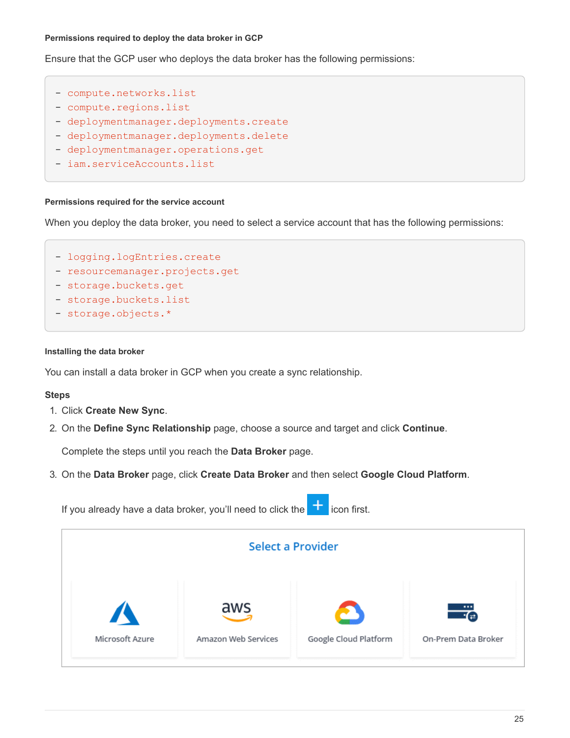#### Permissions required to deploy the data broker in GCP

Ensure that the GCP user who deploys the data broker has the following permissions:

```
- compute.networks.list
- compute.regions.list
- deploymentmanager.deployments.create
- deploymentmanager.deployments.delete
- deploymentmanager.operations.get
- iam.serviceAccounts.list
```

#### Permissions required for the service account

When you deploy the data broker, you need to select a service account that has the following permissions:

```
- logging.logEntries.create
- resourcemanager.projects.get
- storage.buckets.get
- storage.buckets.list
- storage.objects.*
```

#### Installing the data broker

You can install a data broker in GCP when you create a sync relationship.

**Steps**

1. Click **Create New Sync**.
2. On the **Define Sync Relationship** page, choose a source and target and click **Continue**.

   Complete the steps until you reach the **Data Broker** page.

3. On the **Data Broker** page, click **Create Data Broker** and then select **Google Cloud Platform**.

   If you already have a data broker, you'll need to click the + icon first.

   Select a Provider

   Microsoft Azure | Amazon Web Services | Google Cloud Platform | On-Prem Data Broker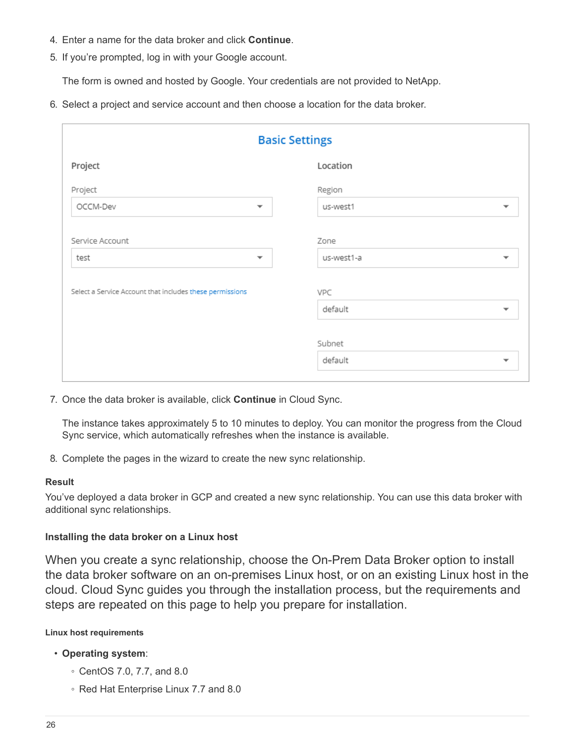4. Enter a name for the data broker and click **Continue**.
5. If you're prompted, log in with your Google account.

   The form is owned and hosted by Google. Your credentials are not provided to NetApp.

6. Select a project and service account and then choose a location for the data broker.

   **Basic Settings**

   | Project | Location |
   | --- | --- |
   | Project: OCCM-Dev | Region: us-west1 |
   | Service Account: test | Zone: us-west1-a |
   | Select a Service Account that includes these permissions | VPC: default |
   | | Subnet: default |

7. Once the data broker is available, click **Continue** in Cloud Sync.

   The instance takes approximately 5 to 10 minutes to deploy. You can monitor the progress from the Cloud Sync service, which automatically refreshes when the instance is available.

8. Complete the pages in the wizard to create the new sync relationship.

**Result**

You've deployed a data broker in GCP and created a new sync relationship. You can use this data broker with additional sync relationships.

### Installing the data broker on a Linux host

When you create a sync relationship, choose the On-Prem Data Broker option to install the data broker software on an on-premises Linux host, or on an existing Linux host in the cloud. Cloud Sync guides you through the installation process, but the requirements and steps are repeated on this page to help you prepare for installation.

#### Linux host requirements

- **Operating system**:
  - CentOS 7.0, 7.7, and 8.0
  - Red Hat Enterprise Linux 7.7 and 8.0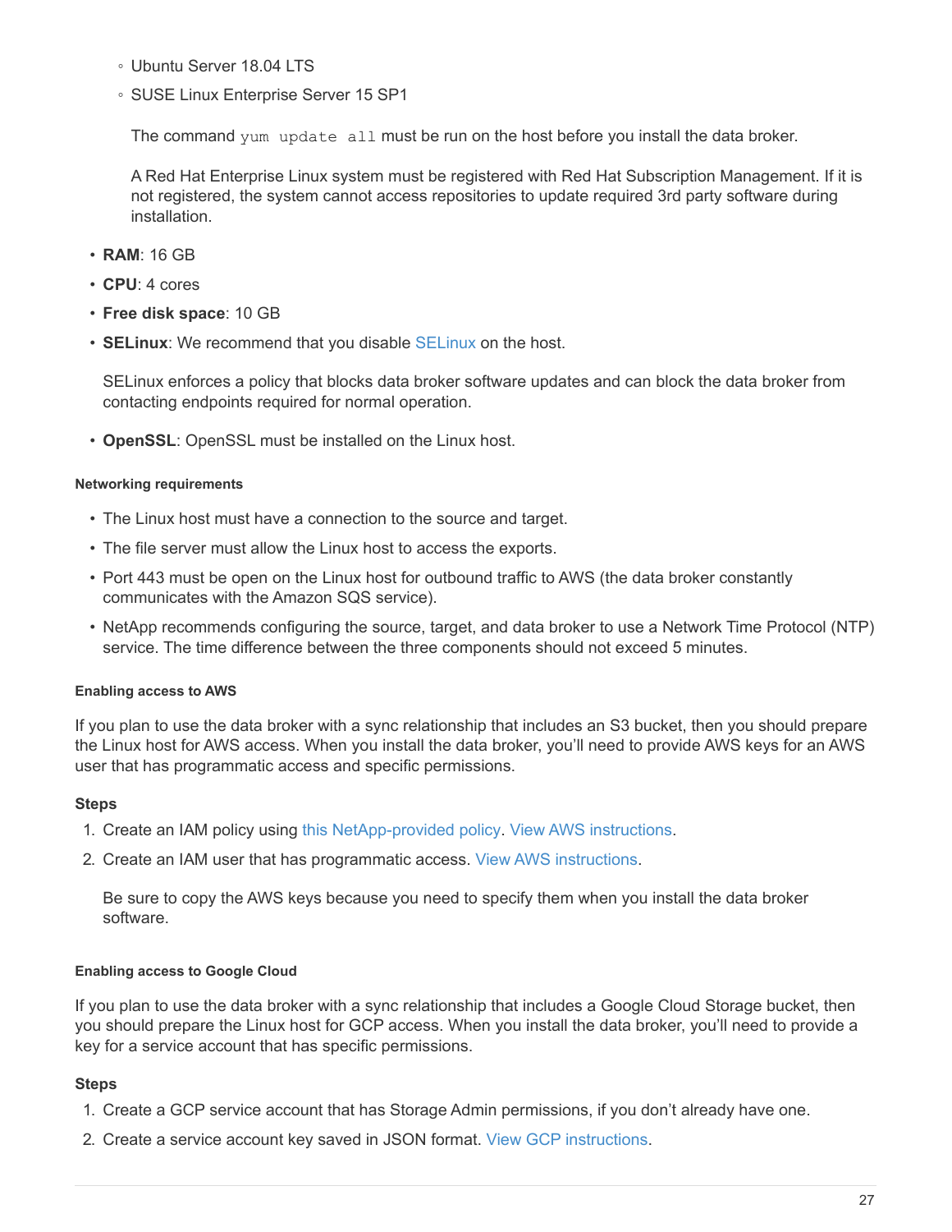- Ubuntu Server 18.04 LTS
    - SUSE Linux Enterprise Server 15 SP1

    The command `yum update all` must be run on the host before you install the data broker.

    A Red Hat Enterprise Linux system must be registered with Red Hat Subscription Management. If it is not registered, the system cannot access repositories to update required 3rd party software during installation.

- **RAM**: 16 GB
- **CPU**: 4 cores
- **Free disk space**: 10 GB
- **SELinux**: We recommend that you disable SELinux on the host.

  SELinux enforces a policy that blocks data broker software updates and can block the data broker from contacting endpoints required for normal operation.

- **OpenSSL**: OpenSSL must be installed on the Linux host.

#### Networking requirements

- The Linux host must have a connection to the source and target.
- The file server must allow the Linux host to access the exports.
- Port 443 must be open on the Linux host for outbound traffic to AWS (the data broker constantly communicates with the Amazon SQS service).
- NetApp recommends configuring the source, target, and data broker to use a Network Time Protocol (NTP) service. The time difference between the three components should not exceed 5 minutes.

#### Enabling access to AWS

If you plan to use the data broker with a sync relationship that includes an S3 bucket, then you should prepare the Linux host for AWS access. When you install the data broker, you'll need to provide AWS keys for an AWS user that has programmatic access and specific permissions.

**Steps**

1. Create an IAM policy using this NetApp-provided policy. View AWS instructions.
2. Create an IAM user that has programmatic access. View AWS instructions.

   Be sure to copy the AWS keys because you need to specify them when you install the data broker software.

#### Enabling access to Google Cloud

If you plan to use the data broker with a sync relationship that includes a Google Cloud Storage bucket, then you should prepare the Linux host for GCP access. When you install the data broker, you'll need to provide a key for a service account that has specific permissions.

**Steps**

1. Create a GCP service account that has Storage Admin permissions, if you don't already have one.
2. Create a service account key saved in JSON format. View GCP instructions.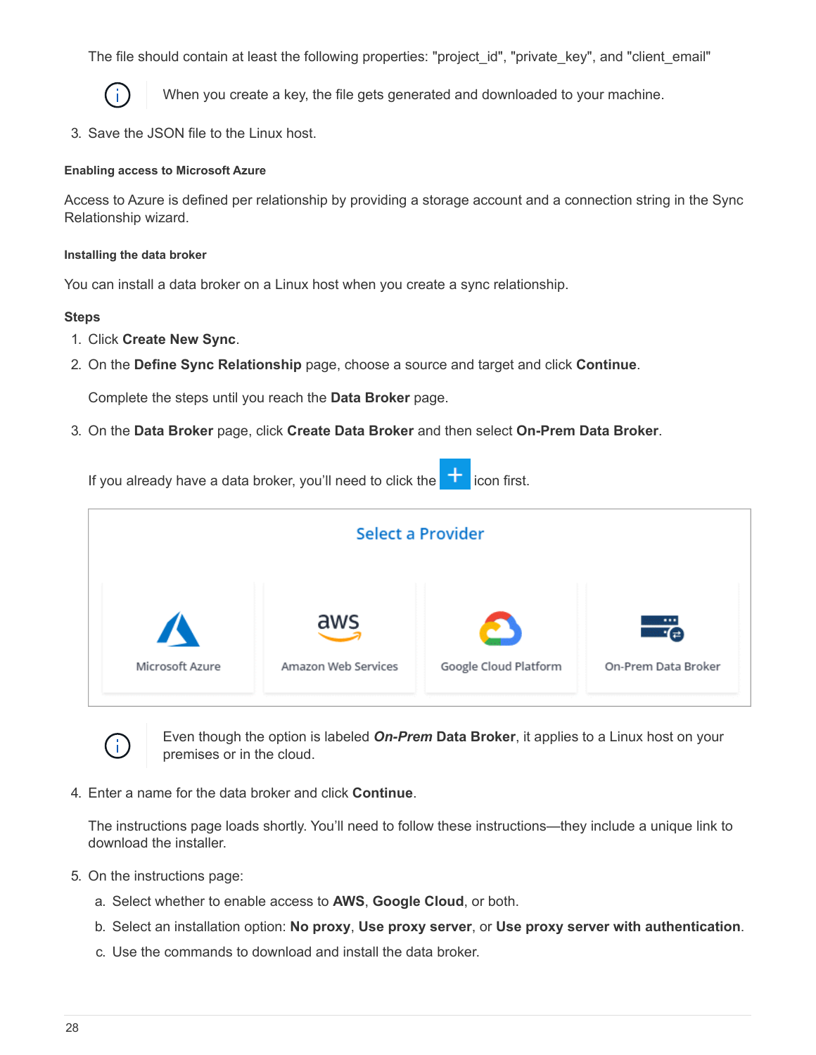The file should contain at least the following properties: "project_id", "private_key", and "client_email"

> When you create a key, the file gets generated and downloaded to your machine.

3. Save the JSON file to the Linux host.

#### Enabling access to Microsoft Azure

Access to Azure is defined per relationship by providing a storage account and a connection string in the Sync Relationship wizard.

#### Installing the data broker

You can install a data broker on a Linux host when you create a sync relationship.

**Steps**

1. Click **Create New Sync**.
2. On the **Define Sync Relationship** page, choose a source and target and click **Continue**.

   Complete the steps until you reach the **Data Broker** page.

3. On the **Data Broker** page, click **Create Data Broker** and then select **On-Prem Data Broker**.

   If you already have a data broker, you'll need to click the + icon first.

   > Even though the option is labeled ***On-Prem*** **Data Broker**, it applies to a Linux host on your premises or in the cloud.

4. Enter a name for the data broker and click **Continue**.

   The instructions page loads shortly. You'll need to follow these instructions—they include a unique link to download the installer.

5. On the instructions page:
   a. Select whether to enable access to **AWS**, **Google Cloud**, or both.
   b. Select an installation option: **No proxy**, **Use proxy server**, or **Use proxy server with authentication**.
   c. Use the commands to download and install the data broker.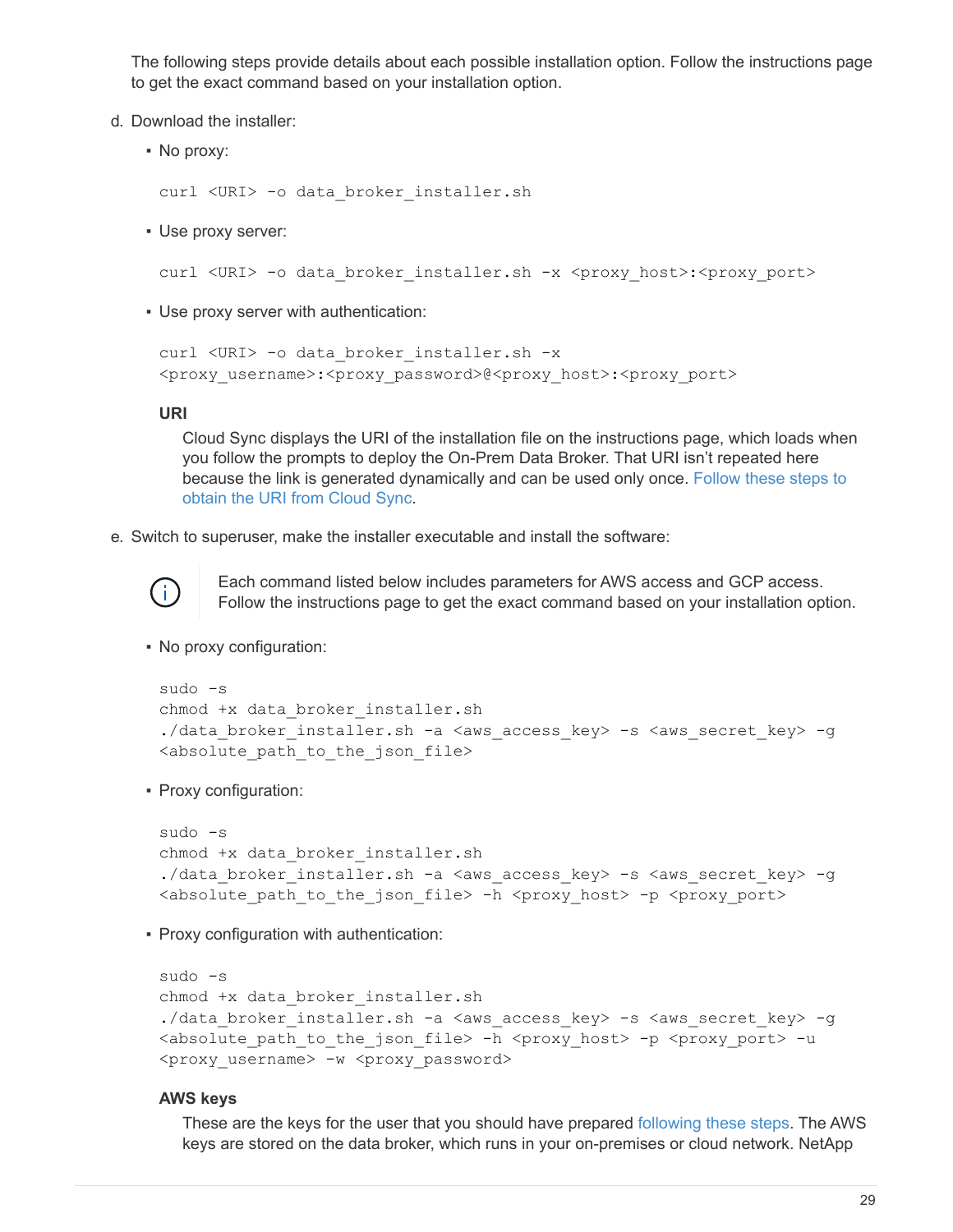The following steps provide details about each possible installation option. Follow the instructions page to get the exact command based on your installation option.

d. Download the installer:

   - No proxy:

     ```
     curl <URI> -o data_broker_installer.sh
     ```

   - Use proxy server:

     ```
     curl <URI> -o data_broker_installer.sh -x <proxy_host>:<proxy_port>
     ```

   - Use proxy server with authentication:

     ```
     curl <URI> -o data_broker_installer.sh -x
     <proxy_username>:<proxy_password>@<proxy_host>:<proxy_port>
     ```

     **URI**

     Cloud Sync displays the URI of the installation file on the instructions page, which loads when you follow the prompts to deploy the On-Prem Data Broker. That URI isn't repeated here because the link is generated dynamically and can be used only once. Follow these steps to obtain the URI from Cloud Sync.

e. Switch to superuser, make the installer executable and install the software:

   > Each command listed below includes parameters for AWS access and GCP access. Follow the instructions page to get the exact command based on your installation option.

   - No proxy configuration:

     ```
     sudo -s
     chmod +x data_broker_installer.sh
     ./data_broker_installer.sh -a <aws_access_key> -s <aws_secret_key> -g
     <absolute_path_to_the_json_file>
     ```

   - Proxy configuration:

     ```
     sudo -s
     chmod +x data_broker_installer.sh
     ./data_broker_installer.sh -a <aws_access_key> -s <aws_secret_key> -g
     <absolute_path_to_the_json_file> -h <proxy_host> -p <proxy_port>
     ```

   - Proxy configuration with authentication:

     ```
     sudo -s
     chmod +x data_broker_installer.sh
     ./data_broker_installer.sh -a <aws_access_key> -s <aws_secret_key> -g
     <absolute_path_to_the_json_file> -h <proxy_host> -p <proxy_port> -u
     <proxy_username> -w <proxy_password>
     ```

     **AWS keys**

     These are the keys for the user that you should have prepared following these steps. The AWS keys are stored on the data broker, which runs in your on-premises or cloud network. NetApp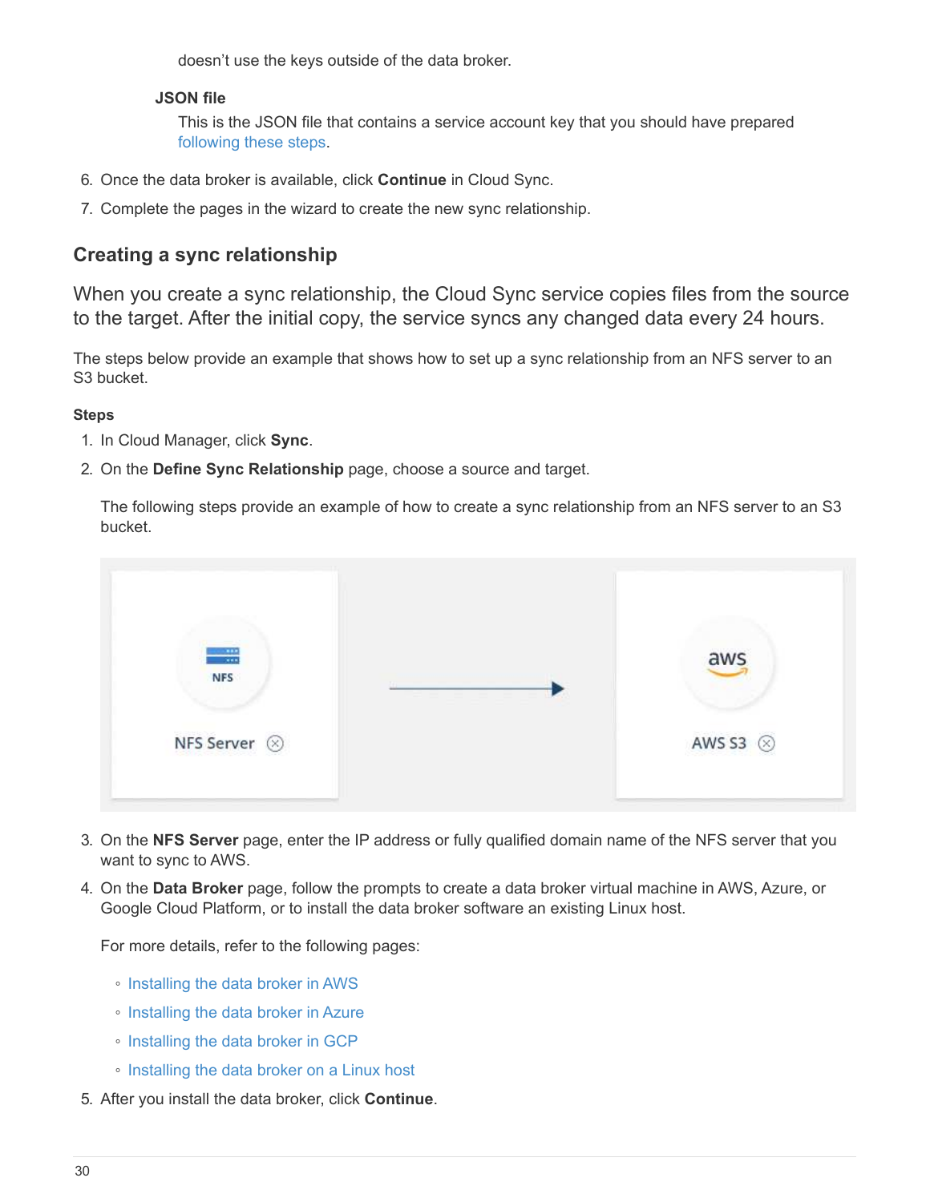doesn't use the keys outside of the data broker.

**JSON file**

This is the JSON file that contains a service account key that you should have prepared following these steps.

6. Once the data broker is available, click **Continue** in Cloud Sync.
7. Complete the pages in the wizard to create the new sync relationship.

## Creating a sync relationship

When you create a sync relationship, the Cloud Sync service copies files from the source to the target. After the initial copy, the service syncs any changed data every 24 hours.

The steps below provide an example that shows how to set up a sync relationship from an NFS server to an S3 bucket.

### Steps

1. In Cloud Manager, click **Sync**.
2. On the **Define Sync Relationship** page, choose a source and target.

   The following steps provide an example of how to create a sync relationship from an NFS server to an S3 bucket.

3. On the **NFS Server** page, enter the IP address or fully qualified domain name of the NFS server that you want to sync to AWS.
4. On the **Data Broker** page, follow the prompts to create a data broker virtual machine in AWS, Azure, or Google Cloud Platform, or to install the data broker software an existing Linux host.

   For more details, refer to the following pages:

   - Installing the data broker in AWS
   - Installing the data broker in Azure
   - Installing the data broker in GCP
   - Installing the data broker on a Linux host

5. After you install the data broker, click **Continue**.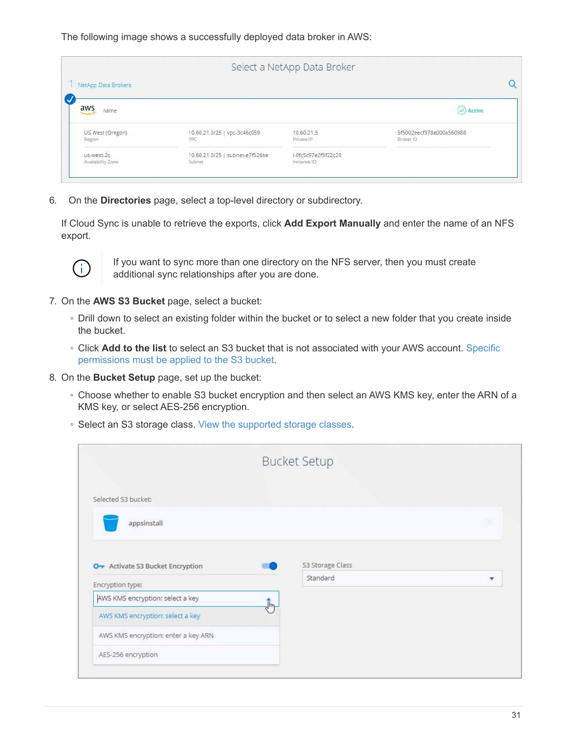The following image shows a successfully deployed data broker in AWS:

6. On the **Directories** page, select a top-level directory or subdirectory.

   If Cloud Sync is unable to retrieve the exports, click **Add Export Manually** and enter the name of an NFS export.

   If you want to sync more than one directory on the NFS server, then you must create additional sync relationships after you are done.

7. On the **AWS S3 Bucket** page, select a bucket:
   - Drill down to select an existing folder within the bucket or to select a new folder that you create inside the bucket.
   - Click **Add to the list** to select an S3 bucket that is not associated with your AWS account. Specific permissions must be applied to the S3 bucket.

8. On the **Bucket Setup** page, set up the bucket:
   - Choose whether to enable S3 bucket encryption and then select an AWS KMS key, enter the ARN of a KMS key, or select AES-256 encryption.
   - Select an S3 storage class. View the supported storage classes.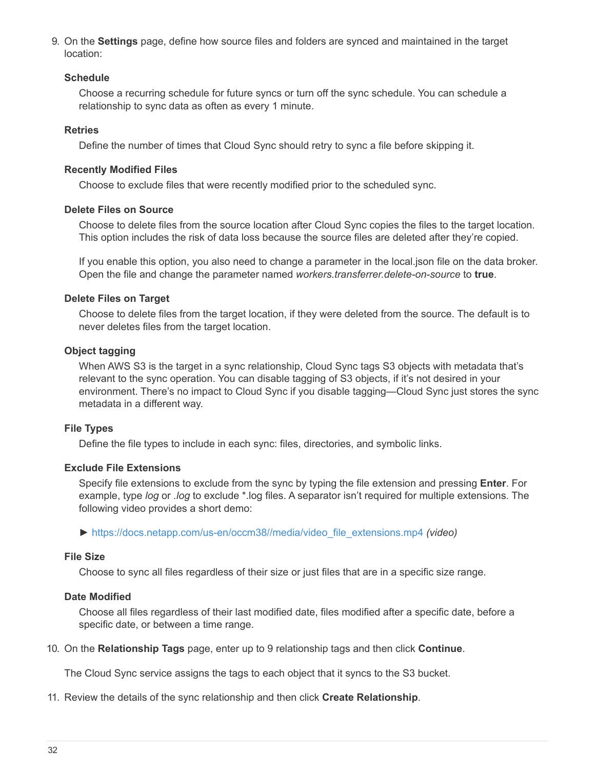9. On the **Settings** page, define how source files and folders are synced and maintained in the target location:

   **Schedule**

   Choose a recurring schedule for future syncs or turn off the sync schedule. You can schedule a relationship to sync data as often as every 1 minute.

   **Retries**

   Define the number of times that Cloud Sync should retry to sync a file before skipping it.

   **Recently Modified Files**

   Choose to exclude files that were recently modified prior to the scheduled sync.

   **Delete Files on Source**

   Choose to delete files from the source location after Cloud Sync copies the files to the target location. This option includes the risk of data loss because the source files are deleted after they're copied.

   If you enable this option, you also need to change a parameter in the local.json file on the data broker. Open the file and change the parameter named *workers.transferrer.delete-on-source* to **true**.

   **Delete Files on Target**

   Choose to delete files from the target location, if they were deleted from the source. The default is to never deletes files from the target location.

   **Object tagging**

   When AWS S3 is the target in a sync relationship, Cloud Sync tags S3 objects with metadata that's relevant to the sync operation. You can disable tagging of S3 objects, if it's not desired in your environment. There's no impact to Cloud Sync if you disable tagging—Cloud Sync just stores the sync metadata in a different way.

   **File Types**

   Define the file types to include in each sync: files, directories, and symbolic links.

   **Exclude File Extensions**

   Specify file extensions to exclude from the sync by typing the file extension and pressing **Enter**. For example, type *log* or *.log* to exclude *.log files. A separator isn't required for multiple extensions. The following video provides a short demo:

   ► https://docs.netapp.com/us-en/occm38//media/video_file_extensions.mp4 *(video)*

   **File Size**

   Choose to sync all files regardless of their size or just files that are in a specific size range.

   **Date Modified**

   Choose all files regardless of their last modified date, files modified after a specific date, before a specific date, or between a time range.

10. On the **Relationship Tags** page, enter up to 9 relationship tags and then click **Continue**.

    The Cloud Sync service assigns the tags to each object that it syncs to the S3 bucket.

11. Review the details of the sync relationship and then click **Create Relationship**.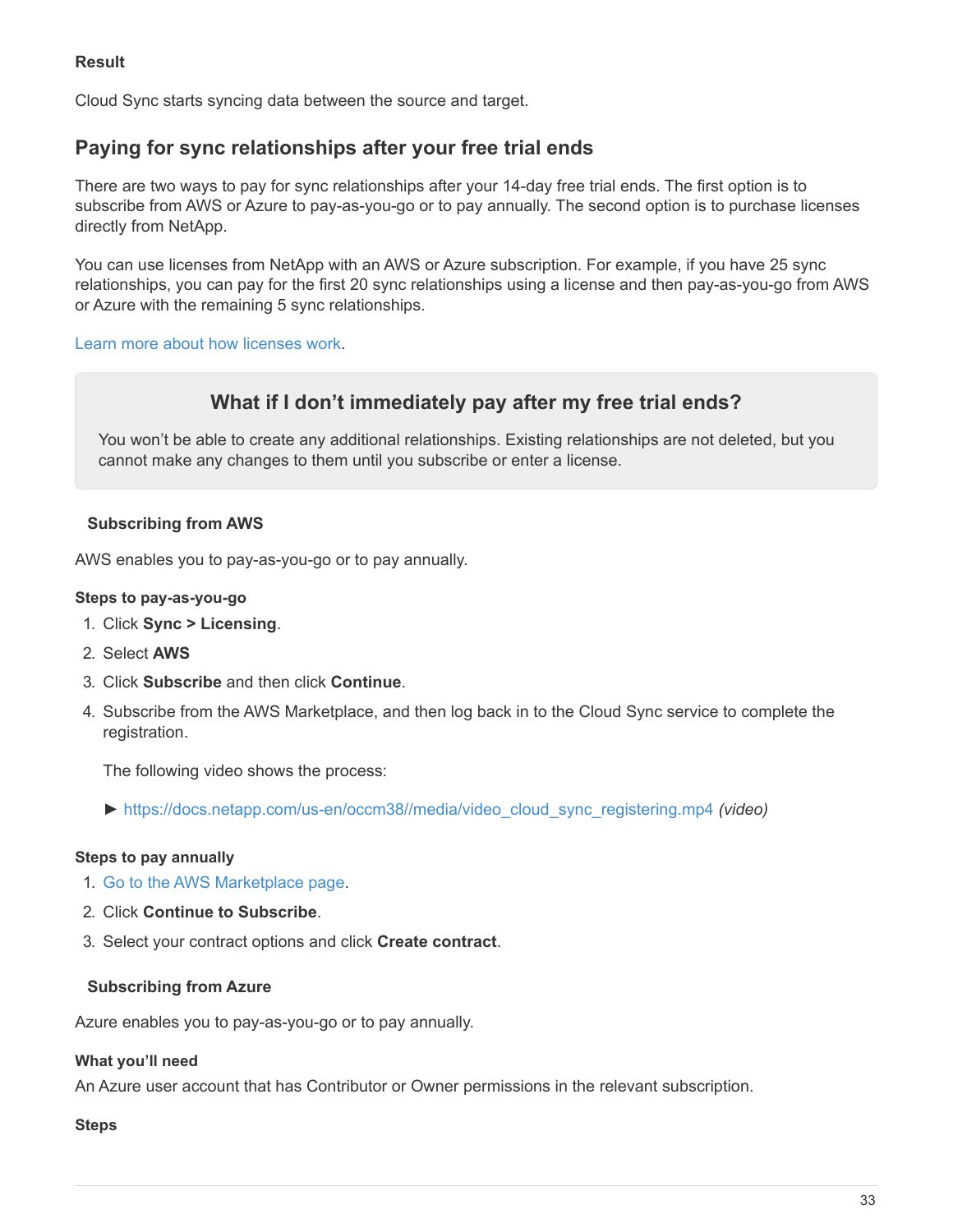**Result**

Cloud Sync starts syncing data between the source and target.

## Paying for sync relationships after your free trial ends

There are two ways to pay for sync relationships after your 14-day free trial ends. The first option is to subscribe from AWS or Azure to pay-as-you-go or to pay annually. The second option is to purchase licenses directly from NetApp.

You can use licenses from NetApp with an AWS or Azure subscription. For example, if you have 25 sync relationships, you can pay for the first 20 sync relationships using a license and then pay-as-you-go from AWS or Azure with the remaining 5 sync relationships.

Learn more about how licenses work.

> **What if I don't immediately pay after my free trial ends?**
>
> You won't be able to create any additional relationships. Existing relationships are not deleted, but you cannot make any changes to them until you subscribe or enter a license.

### Subscribing from AWS

AWS enables you to pay-as-you-go or to pay annually.

**Steps to pay-as-you-go**

1. Click **Sync > Licensing**.
2. Select **AWS**
3. Click **Subscribe** and then click **Continue**.
4. Subscribe from the AWS Marketplace, and then log back in to the Cloud Sync service to complete the registration.

   The following video shows the process:

   ► https://docs.netapp.com/us-en/occm38//media/video_cloud_sync_registering.mp4 *(video)*

**Steps to pay annually**

1. Go to the AWS Marketplace page.
2. Click **Continue to Subscribe**.
3. Select your contract options and click **Create contract**.

### Subscribing from Azure

Azure enables you to pay-as-you-go or to pay annually.

**What you'll need**

An Azure user account that has Contributor or Owner permissions in the relevant subscription.

**Steps**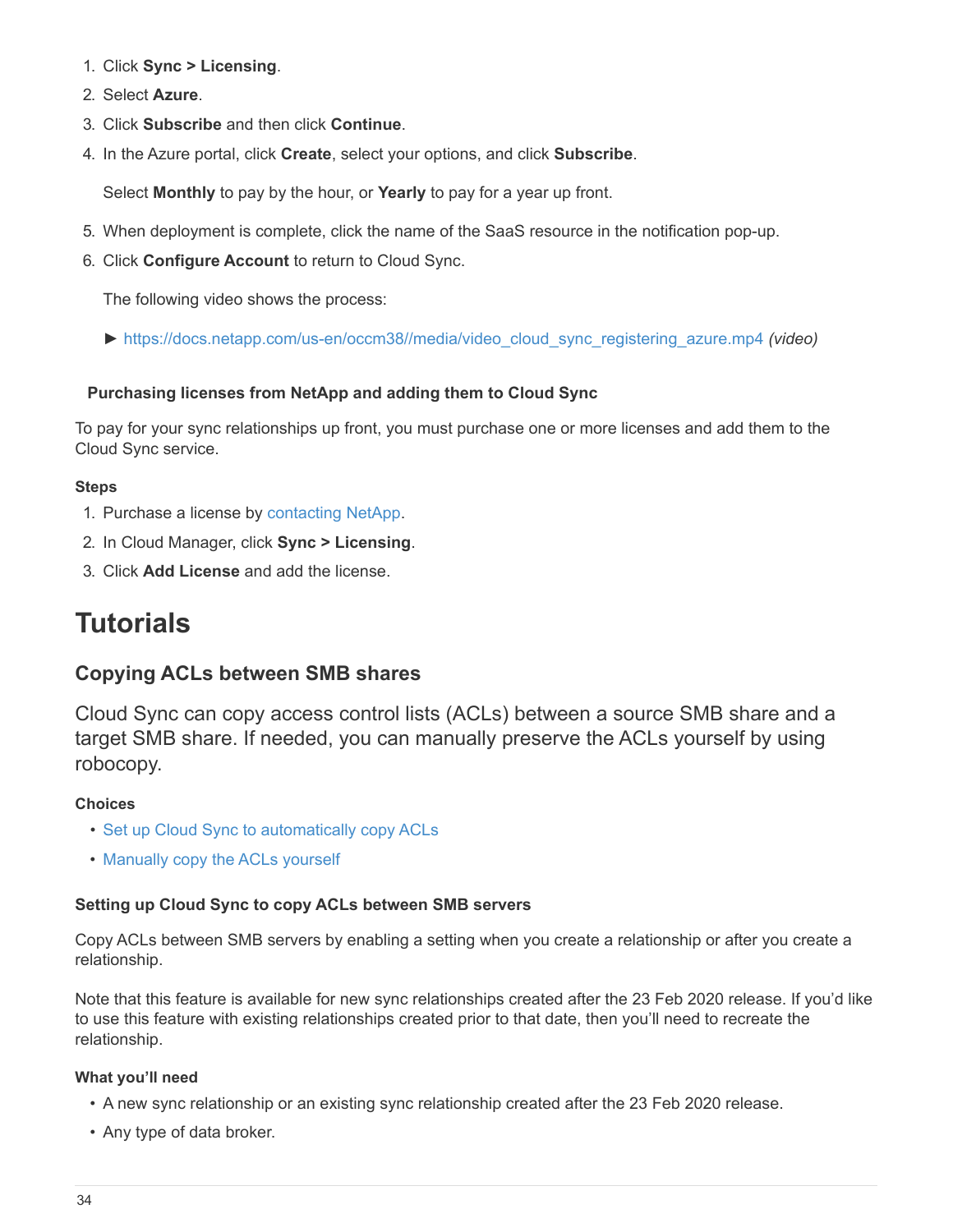1. Click **Sync > Licensing**.
2. Select **Azure**.
3. Click **Subscribe** and then click **Continue**.
4. In the Azure portal, click **Create**, select your options, and click **Subscribe**.

   Select **Monthly** to pay by the hour, or **Yearly** to pay for a year up front.

5. When deployment is complete, click the name of the SaaS resource in the notification pop-up.
6. Click **Configure Account** to return to Cloud Sync.

   The following video shows the process:

   ► https://docs.netapp.com/us-en/occm38//media/video_cloud_sync_registering_azure.mp4 *(video)*

#### Purchasing licenses from NetApp and adding them to Cloud Sync

To pay for your sync relationships up front, you must purchase one or more licenses and add them to the Cloud Sync service.

**Steps**

1. Purchase a license by contacting NetApp.
2. In Cloud Manager, click **Sync > Licensing**.
3. Click **Add License** and add the license.

# Tutorials

## Copying ACLs between SMB shares

Cloud Sync can copy access control lists (ACLs) between a source SMB share and a target SMB share. If needed, you can manually preserve the ACLs yourself by using robocopy.

**Choices**

- Set up Cloud Sync to automatically copy ACLs
- Manually copy the ACLs yourself

### Setting up Cloud Sync to copy ACLs between SMB servers

Copy ACLs between SMB servers by enabling a setting when you create a relationship or after you create a relationship.

Note that this feature is available for new sync relationships created after the 23 Feb 2020 release. If you'd like to use this feature with existing relationships created prior to that date, then you'll need to recreate the relationship.

**What you'll need**

- A new sync relationship or an existing sync relationship created after the 23 Feb 2020 release.
- Any type of data broker.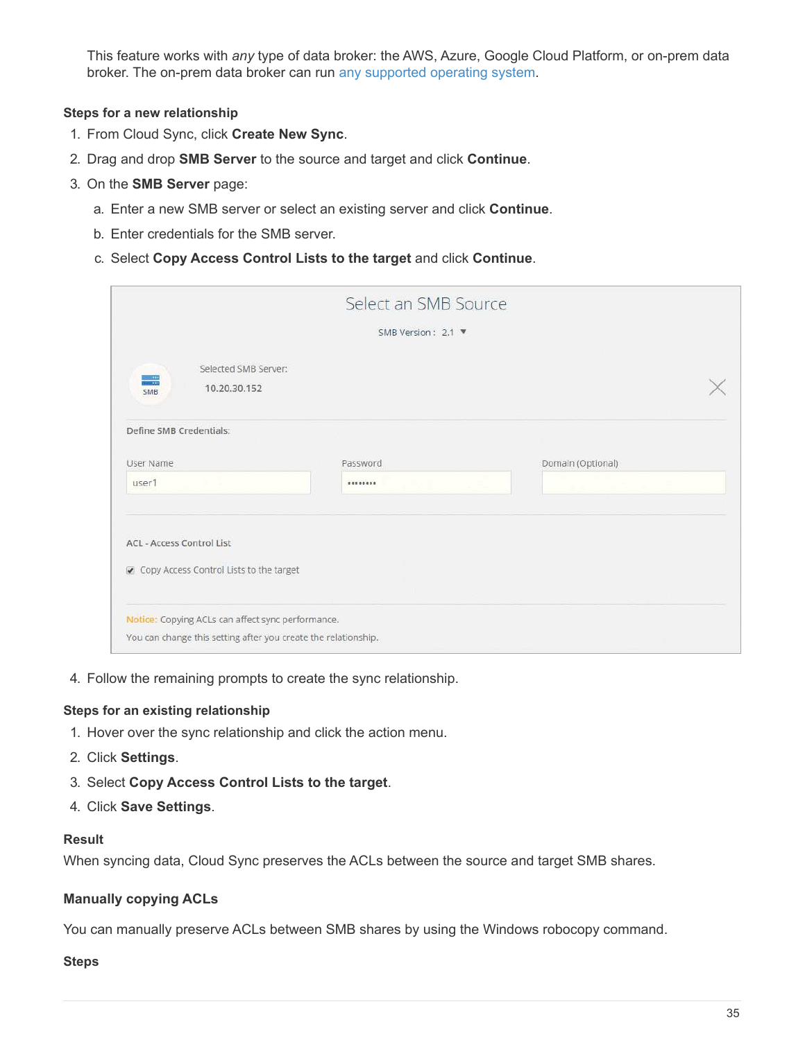This feature works with *any* type of data broker: the AWS, Azure, Google Cloud Platform, or on-prem data broker. The on-prem data broker can run any supported operating system.

#### Steps for a new relationship

1. From Cloud Sync, click **Create New Sync**.
2. Drag and drop **SMB Server** to the source and target and click **Continue**.
3. On the **SMB Server** page:
   a. Enter a new SMB server or select an existing server and click **Continue**.
   b. Enter credentials for the SMB server.
   c. Select **Copy Access Control Lists to the target** and click **Continue**.
4. Follow the remaining prompts to create the sync relationship.

#### Steps for an existing relationship

1. Hover over the sync relationship and click the action menu.
2. Click **Settings**.
3. Select **Copy Access Control Lists to the target**.
4. Click **Save Settings**.

#### Result

When syncing data, Cloud Sync preserves the ACLs between the source and target SMB shares.

### Manually copying ACLs

You can manually preserve ACLs between SMB shares by using the Windows robocopy command.

#### Steps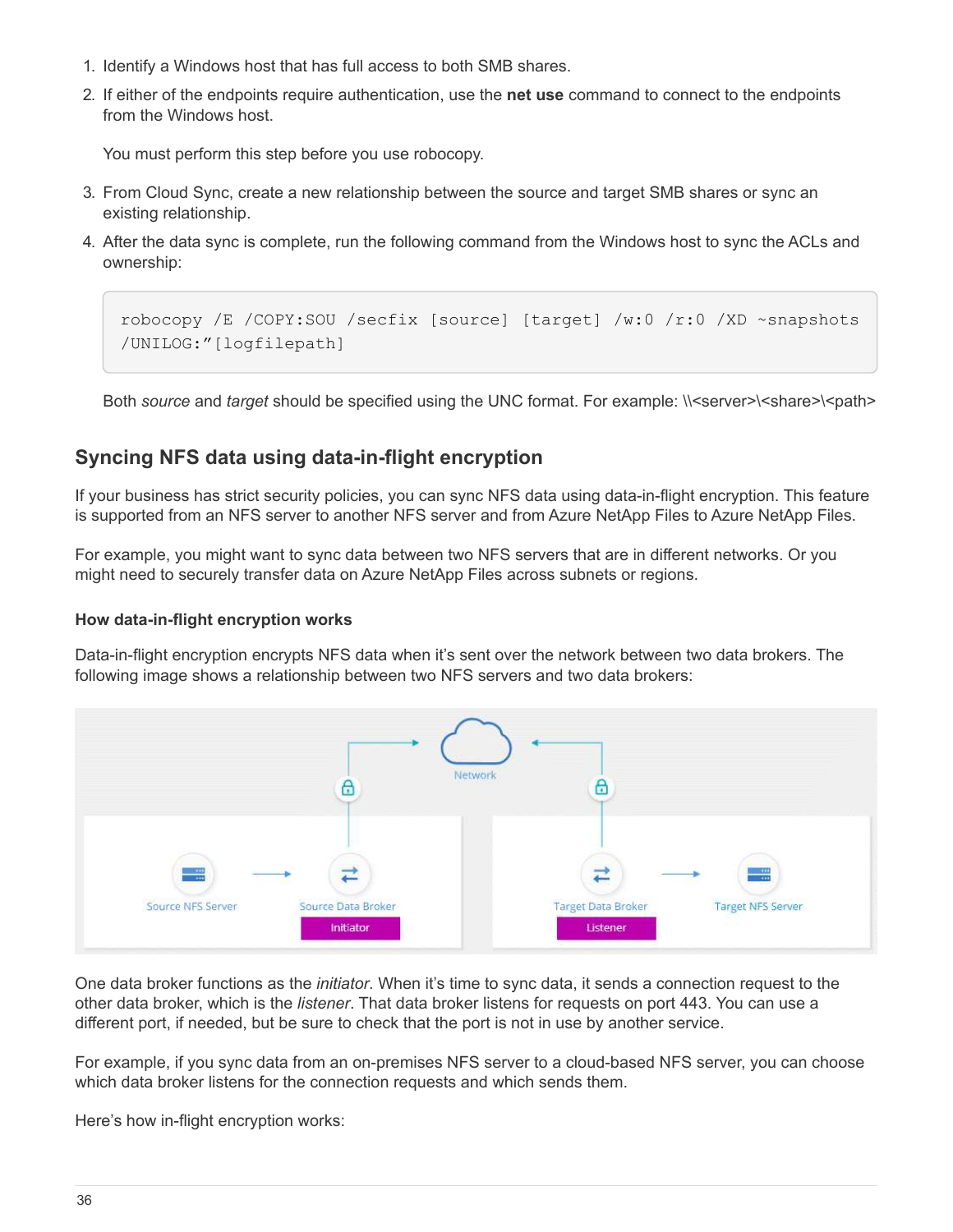1. Identify a Windows host that has full access to both SMB shares.
2. If either of the endpoints require authentication, use the **net use** command to connect to the endpoints from the Windows host.

   You must perform this step before you use robocopy.

3. From Cloud Sync, create a new relationship between the source and target SMB shares or sync an existing relationship.
4. After the data sync is complete, run the following command from the Windows host to sync the ACLs and ownership:

   ```
   robocopy /E /COPY:SOU /secfix [source] [target] /w:0 /r:0 /XD ~snapshots
   /UNILOG:"[logfilepath]
   ```

   Both *source* and *target* should be specified using the UNC format. For example: \\<server>\<share>\<path>

## Syncing NFS data using data-in-flight encryption

If your business has strict security policies, you can sync NFS data using data-in-flight encryption. This feature is supported from an NFS server to another NFS server and from Azure NetApp Files to Azure NetApp Files.

For example, you might want to sync data between two NFS servers that are in different networks. Or you might need to securely transfer data on Azure NetApp Files across subnets or regions.

### How data-in-flight encryption works

Data-in-flight encryption encrypts NFS data when it's sent over the network between two data brokers. The following image shows a relationship between two NFS servers and two data brokers:

One data broker functions as the *initiator*. When it's time to sync data, it sends a connection request to the other data broker, which is the *listener*. That data broker listens for requests on port 443. You can use a different port, if needed, but be sure to check that the port is not in use by another service.

For example, if you sync data from an on-premises NFS server to a cloud-based NFS server, you can choose which data broker listens for the connection requests and which sends them.

Here's how in-flight encryption works: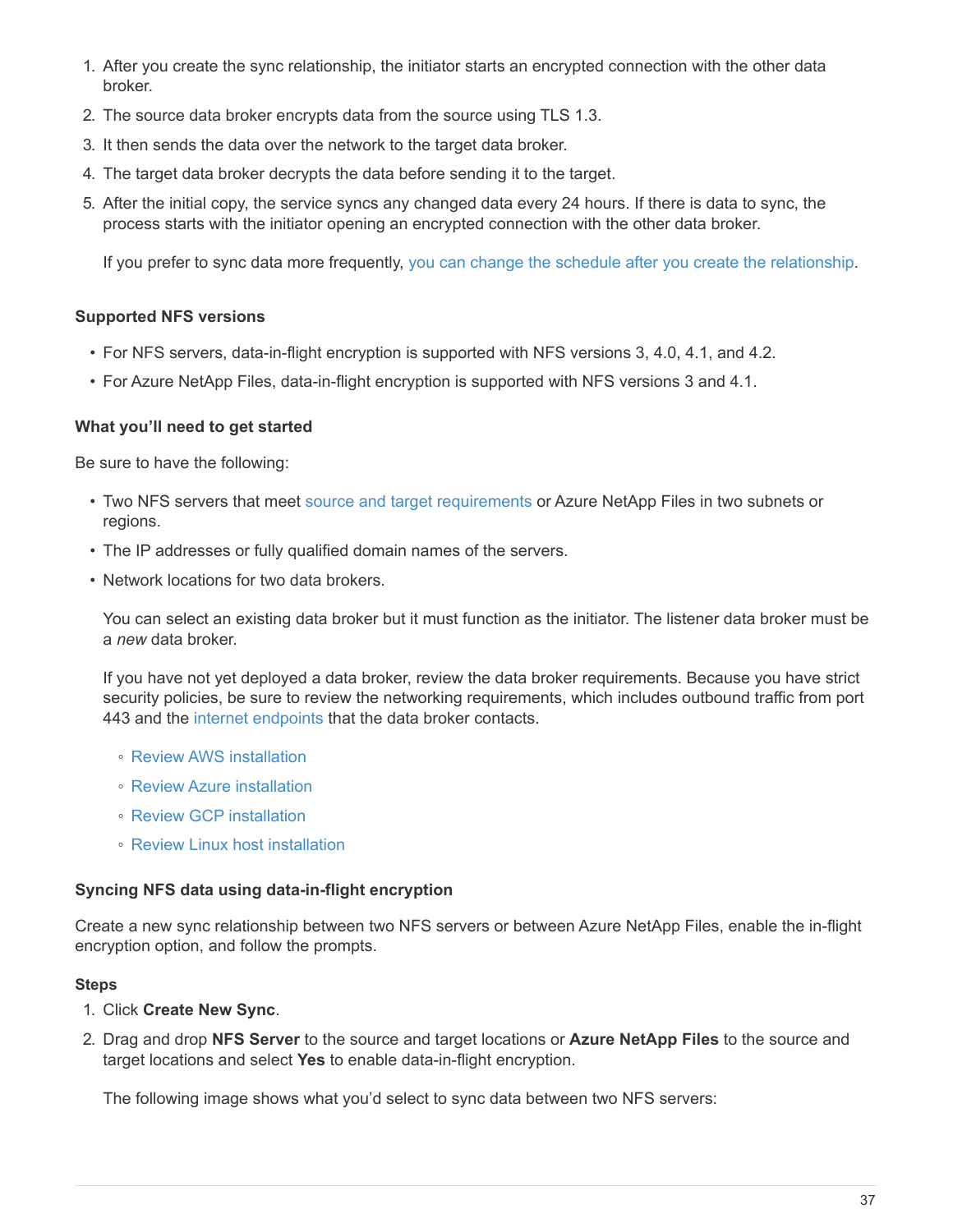1. After you create the sync relationship, the initiator starts an encrypted connection with the other data broker.
2. The source data broker encrypts data from the source using TLS 1.3.
3. It then sends the data over the network to the target data broker.
4. The target data broker decrypts the data before sending it to the target.
5. After the initial copy, the service syncs any changed data every 24 hours. If there is data to sync, the process starts with the initiator opening an encrypted connection with the other data broker.

   If you prefer to sync data more frequently, you can change the schedule after you create the relationship.

#### Supported NFS versions

- For NFS servers, data-in-flight encryption is supported with NFS versions 3, 4.0, 4.1, and 4.2.
- For Azure NetApp Files, data-in-flight encryption is supported with NFS versions 3 and 4.1.

#### What you'll need to get started

Be sure to have the following:

- Two NFS servers that meet source and target requirements or Azure NetApp Files in two subnets or regions.
- The IP addresses or fully qualified domain names of the servers.
- Network locations for two data brokers.

  You can select an existing data broker but it must function as the initiator. The listener data broker must be a *new* data broker.

  If you have not yet deployed a data broker, review the data broker requirements. Because you have strict security policies, be sure to review the networking requirements, which includes outbound traffic from port 443 and the internet endpoints that the data broker contacts.

  - Review AWS installation
  - Review Azure installation
  - Review GCP installation
  - Review Linux host installation

#### Syncing NFS data using data-in-flight encryption

Create a new sync relationship between two NFS servers or between Azure NetApp Files, enable the in-flight encryption option, and follow the prompts.

#### Steps

1. Click **Create New Sync**.
2. Drag and drop **NFS Server** to the source and target locations or **Azure NetApp Files** to the source and target locations and select **Yes** to enable data-in-flight encryption.

   The following image shows what you'd select to sync data between two NFS servers: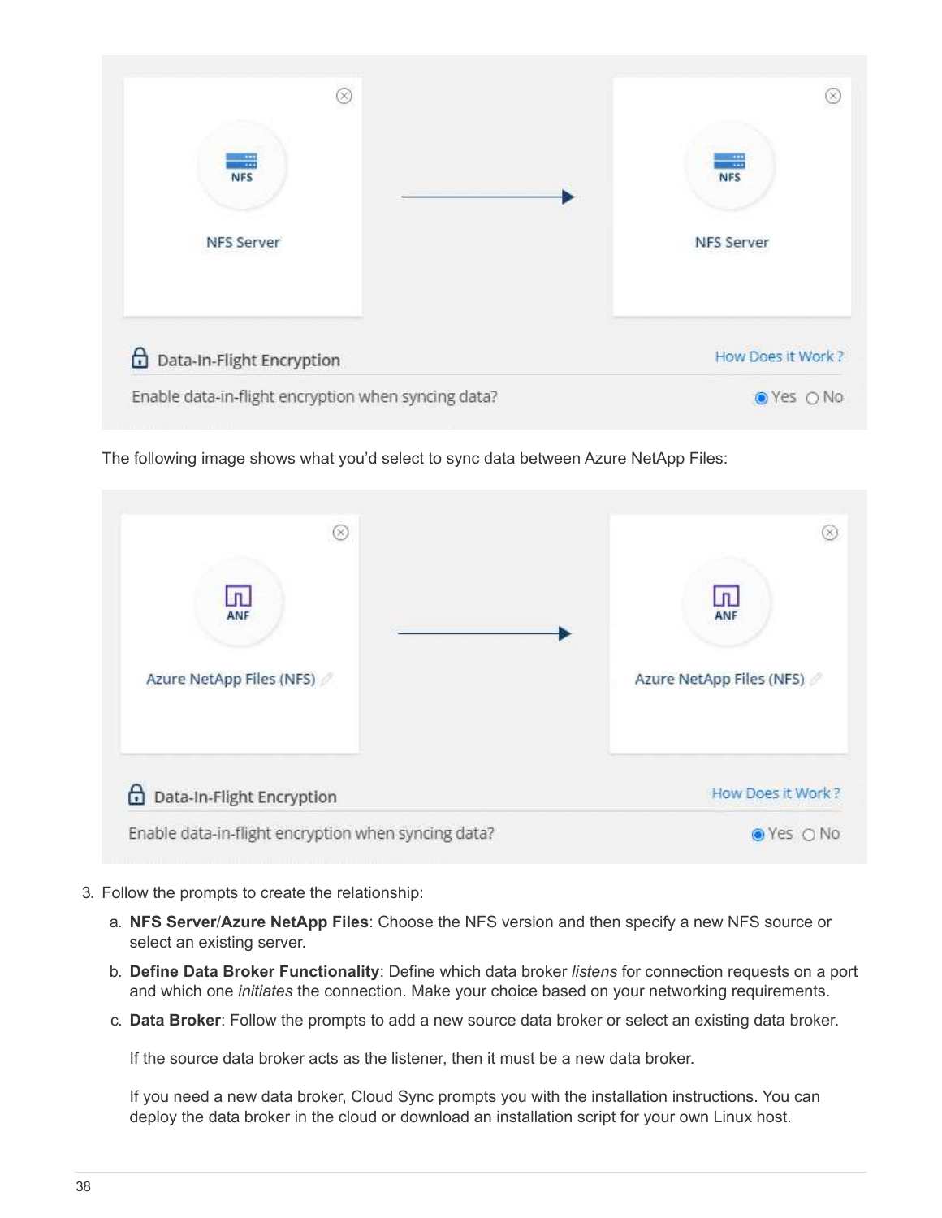The following image shows what you'd select to sync data between Azure NetApp Files:

3. Follow the prompts to create the relationship:
   a. **NFS Server/Azure NetApp Files**: Choose the NFS version and then specify a new NFS source or select an existing server.
   b. **Define Data Broker Functionality**: Define which data broker *listens* for connection requests on a port and which one *initiates* the connection. Make your choice based on your networking requirements.
   c. **Data Broker**: Follow the prompts to add a new source data broker or select an existing data broker.

      If the source data broker acts as the listener, then it must be a new data broker.

      If you need a new data broker, Cloud Sync prompts you with the installation instructions. You can deploy the data broker in the cloud or download an installation script for your own Linux host.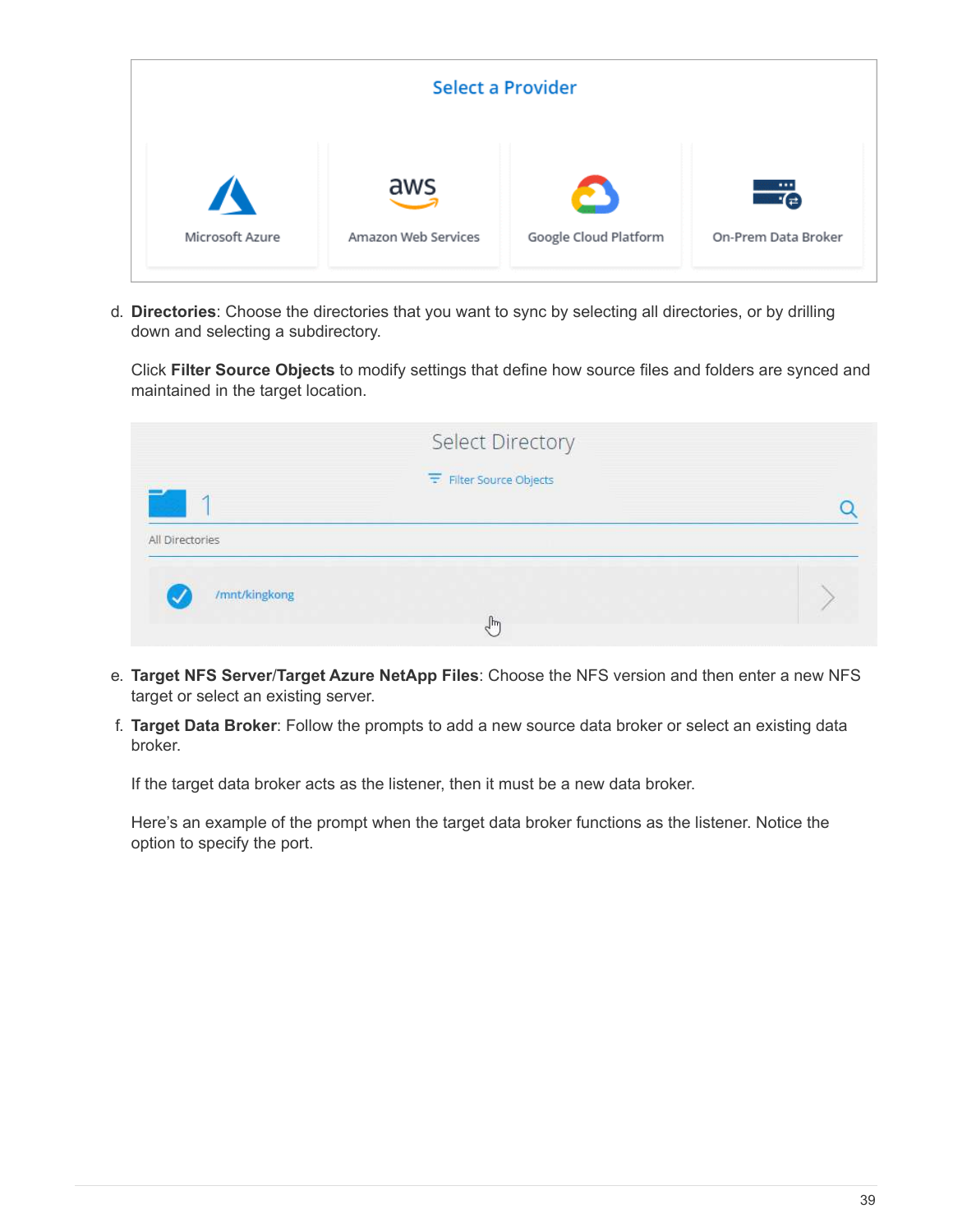d. **Directories**: Choose the directories that you want to sync by selecting all directories, or by drilling down and selecting a subdirectory.

   Click **Filter Source Objects** to modify settings that define how source files and folders are synced and maintained in the target location.

e. **Target NFS Server/Target Azure NetApp Files**: Choose the NFS version and then enter a new NFS target or select an existing server.

f. **Target Data Broker**: Follow the prompts to add a new source data broker or select an existing data broker.

   If the target data broker acts as the listener, then it must be a new data broker.

   Here's an example of the prompt when the target data broker functions as the listener. Notice the option to specify the port.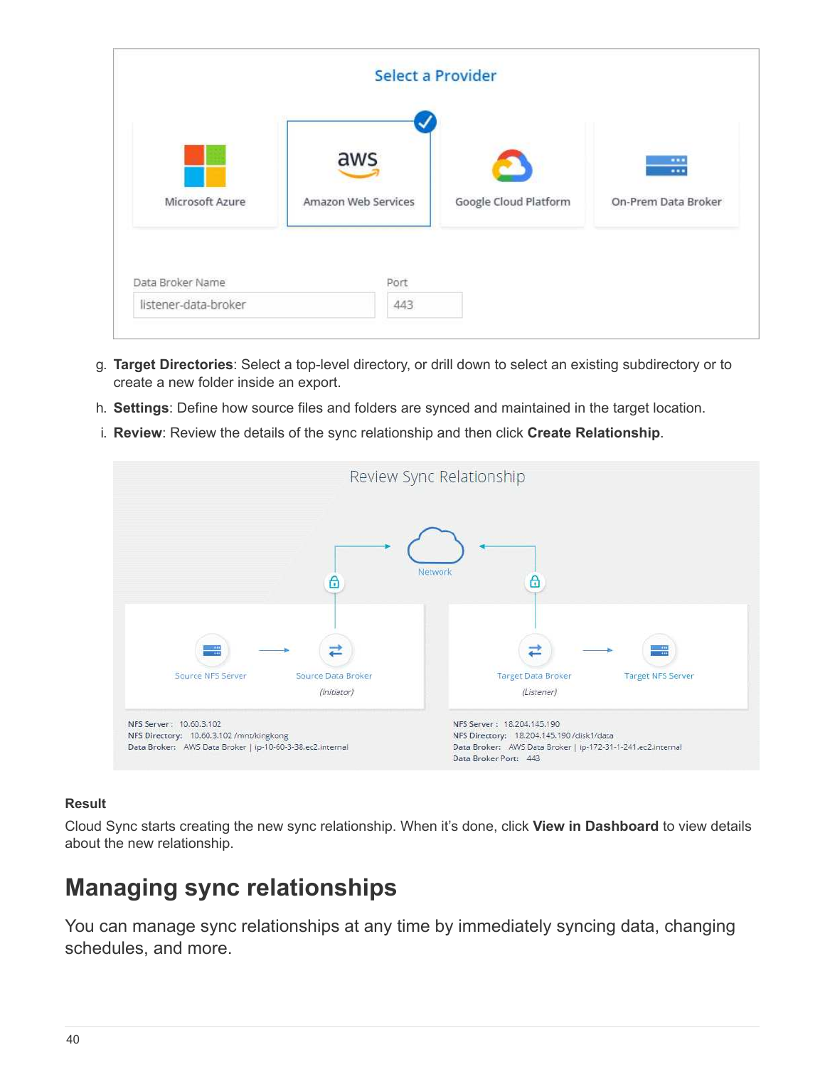g. **Target Directories**: Select a top-level directory, or drill down to select an existing subdirectory or to create a new folder inside an export.

h. **Settings**: Define how source files and folders are synced and maintained in the target location.

i. **Review**: Review the details of the sync relationship and then click **Create Relationship**.

**Result**

Cloud Sync starts creating the new sync relationship. When it's done, click **View in Dashboard** to view details about the new relationship.

# Managing sync relationships

You can manage sync relationships at any time by immediately syncing data, changing schedules, and more.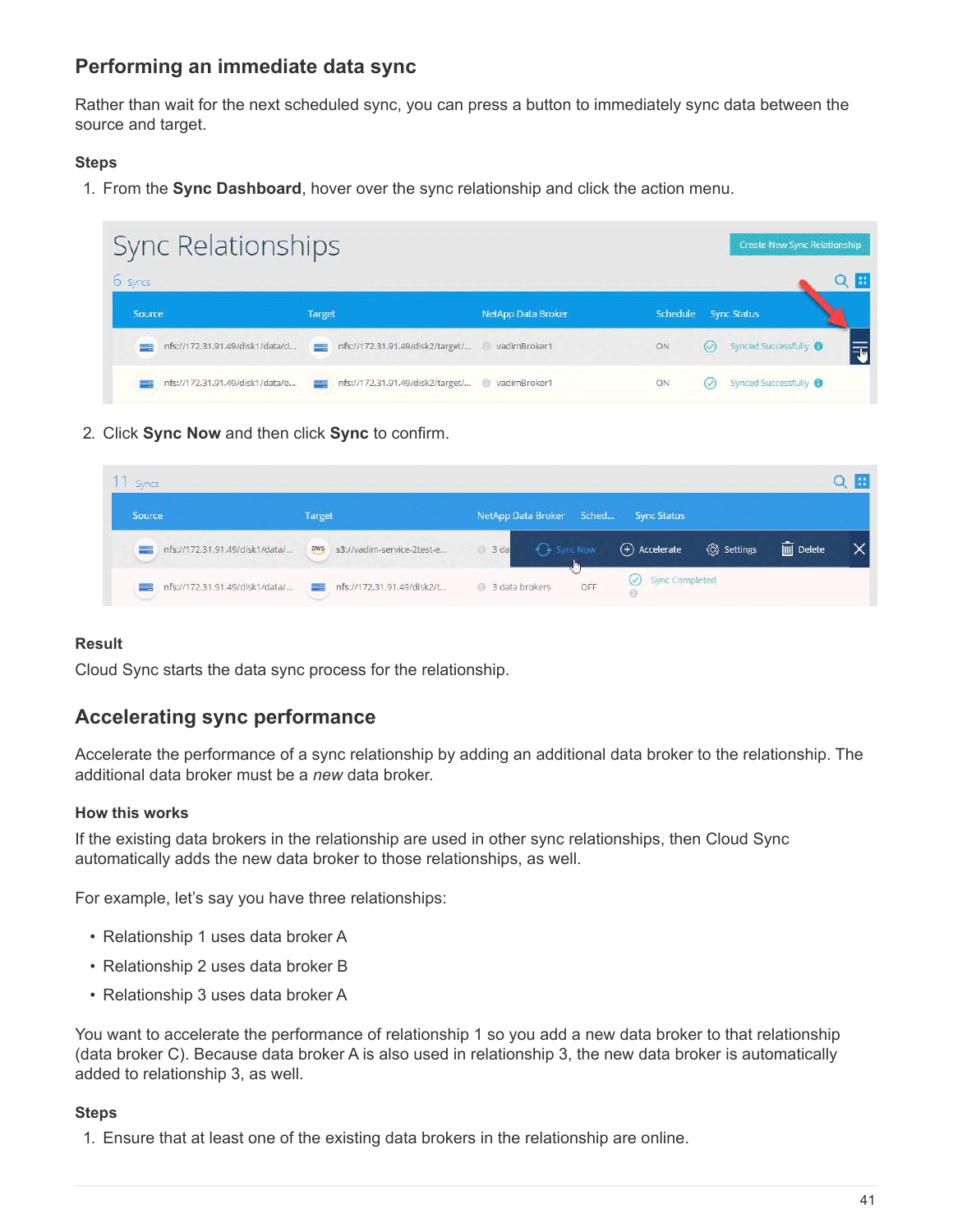## Performing an immediate data sync

Rather than wait for the next scheduled sync, you can press a button to immediately sync data between the source and target.

### Steps

1. From the **Sync Dashboard**, hover over the sync relationship and click the action menu.

2. Click **Sync Now** and then click **Sync** to confirm.

### Result

Cloud Sync starts the data sync process for the relationship.

## Accelerating sync performance

Accelerate the performance of a sync relationship by adding an additional data broker to the relationship. The additional data broker must be a *new* data broker.

### How this works

If the existing data brokers in the relationship are used in other sync relationships, then Cloud Sync automatically adds the new data broker to those relationships, as well.

For example, let's say you have three relationships:

- Relationship 1 uses data broker A
- Relationship 2 uses data broker B
- Relationship 3 uses data broker A

You want to accelerate the performance of relationship 1 so you add a new data broker to that relationship (data broker C). Because data broker A is also used in relationship 3, the new data broker is automatically added to relationship 3, as well.

### Steps

1. Ensure that at least one of the existing data brokers in the relationship are online.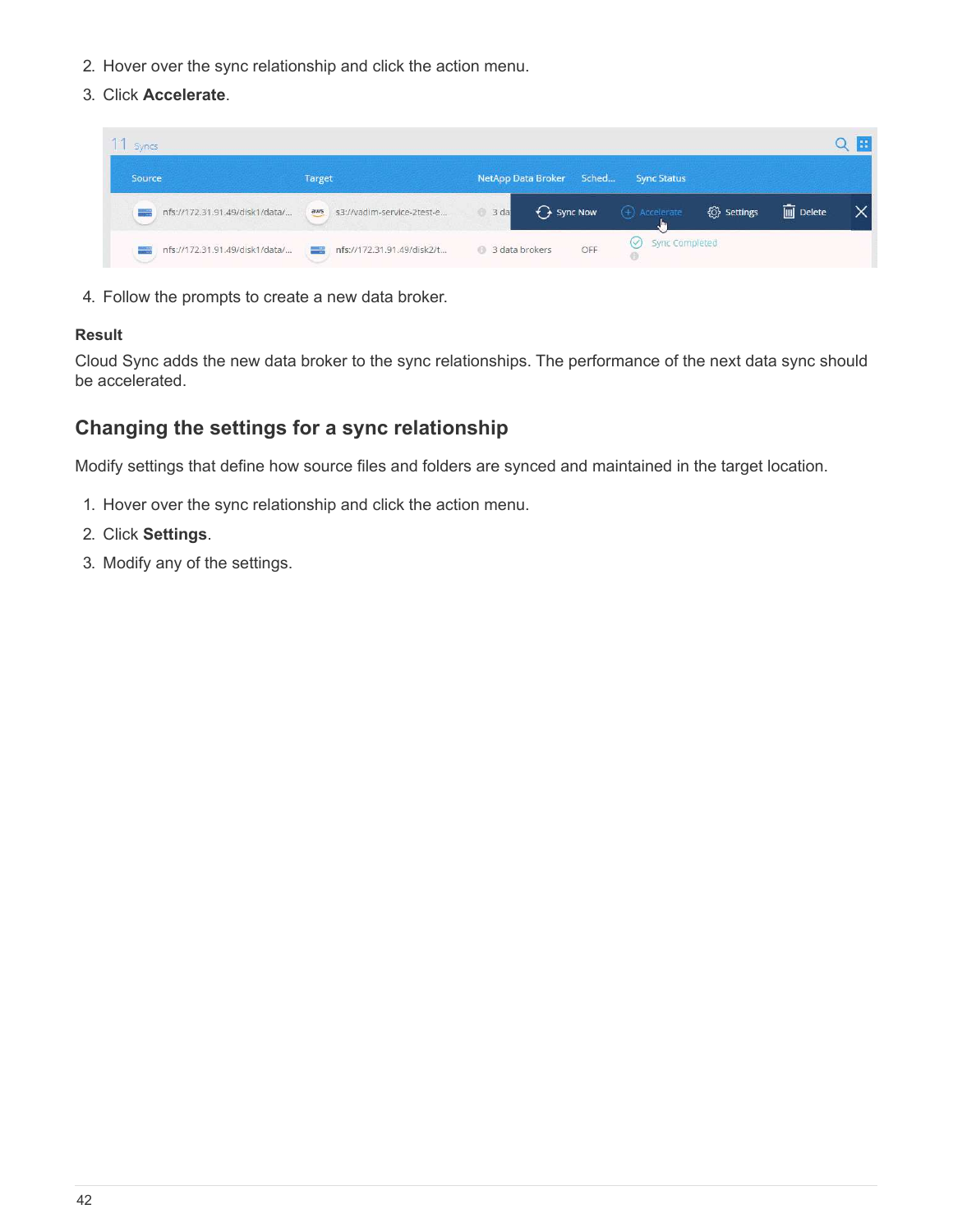2. Hover over the sync relationship and click the action menu.
3. Click **Accelerate**.

4. Follow the prompts to create a new data broker.

**Result**

Cloud Sync adds the new data broker to the sync relationships. The performance of the next data sync should be accelerated.

## Changing the settings for a sync relationship

Modify settings that define how source files and folders are synced and maintained in the target location.

1. Hover over the sync relationship and click the action menu.
2. Click **Settings**.
3. Modify any of the settings.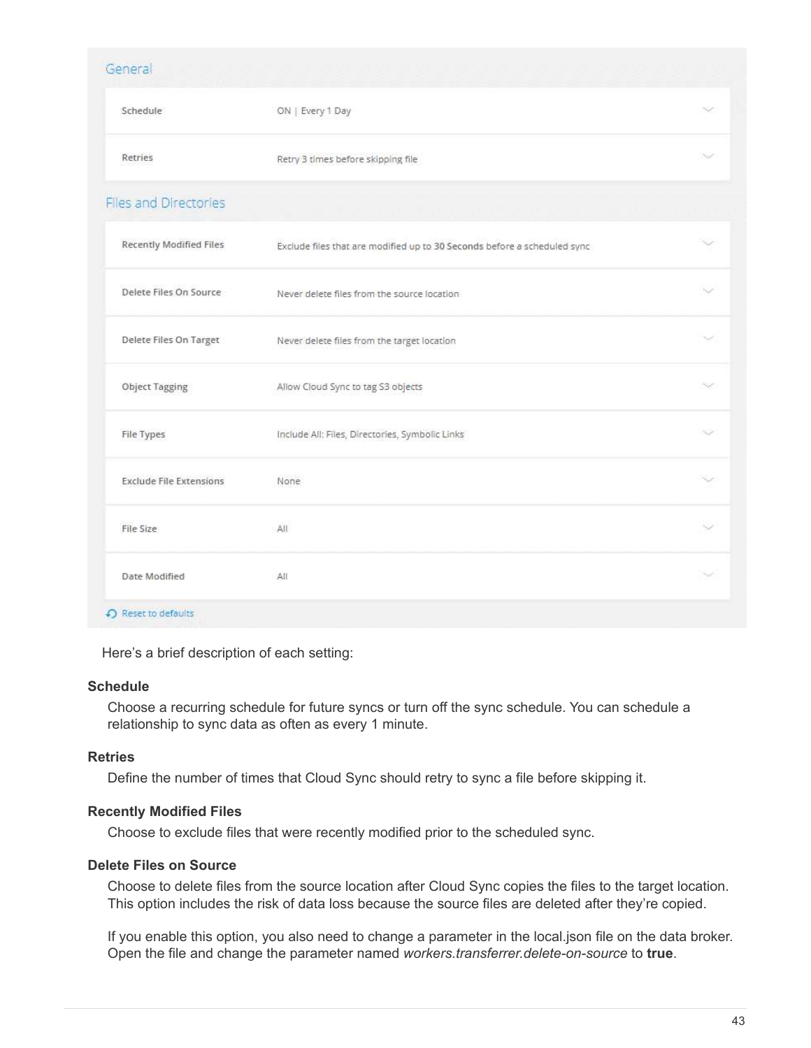## General

| Setting | Value |
| --- | --- |
| Schedule | ON \| Every 1 Day |
| Retries | Retry 3 times before skipping file |

## Files and Directories

| Setting | Value |
| --- | --- |
| Recently Modified Files | Exclude files that are modified up to 30 Seconds before a scheduled sync |
| Delete Files On Source | Never delete files from the source location |
| Delete Files On Target | Never delete files from the target location |
| Object Tagging | Allow Cloud Sync to tag S3 objects |
| File Types | Include All: Files, Directories, Symbolic Links |
| Exclude File Extensions | None |
| File Size | All |
| Date Modified | All |

Reset to defaults

Here's a brief description of each setting:

**Schedule**

Choose a recurring schedule for future syncs or turn off the sync schedule. You can schedule a relationship to sync data as often as every 1 minute.

**Retries**

Define the number of times that Cloud Sync should retry to sync a file before skipping it.

**Recently Modified Files**

Choose to exclude files that were recently modified prior to the scheduled sync.

**Delete Files on Source**

Choose to delete files from the source location after Cloud Sync copies the files to the target location. This option includes the risk of data loss because the source files are deleted after they're copied.

If you enable this option, you also need to change a parameter in the local.json file on the data broker. Open the file and change the parameter named *workers.transferrer.delete-on-source* to **true**.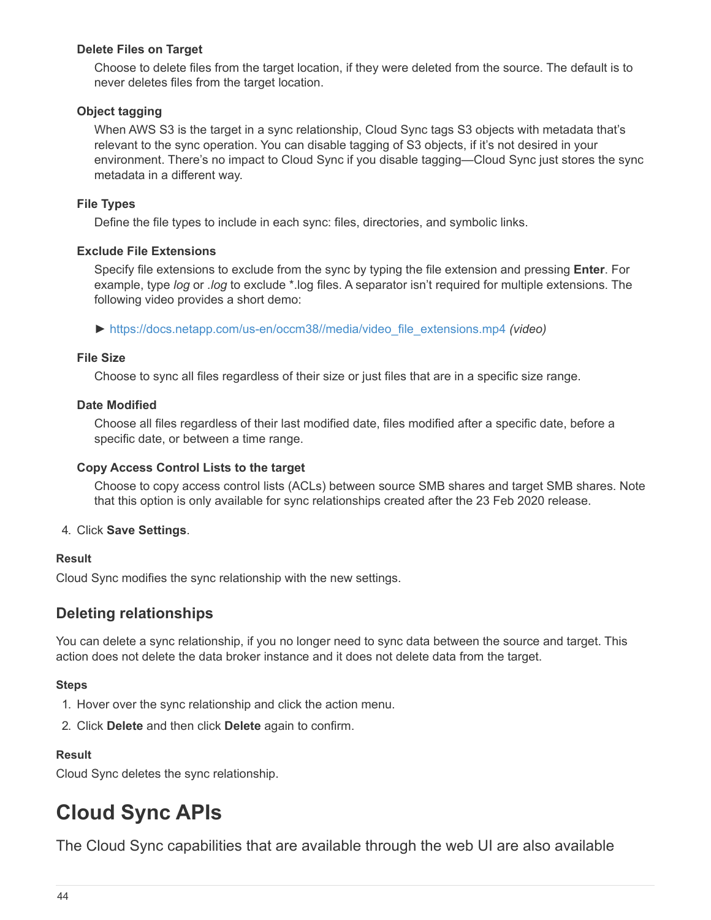**Delete Files on Target**

Choose to delete files from the target location, if they were deleted from the source. The default is to never deletes files from the target location.

**Object tagging**

When AWS S3 is the target in a sync relationship, Cloud Sync tags S3 objects with metadata that's relevant to the sync operation. You can disable tagging of S3 objects, if it's not desired in your environment. There's no impact to Cloud Sync if you disable tagging—Cloud Sync just stores the sync metadata in a different way.

**File Types**

Define the file types to include in each sync: files, directories, and symbolic links.

**Exclude File Extensions**

Specify file extensions to exclude from the sync by typing the file extension and pressing **Enter**. For example, type *log* or *.log* to exclude *.log files. A separator isn't required for multiple extensions. The following video provides a short demo:

► https://docs.netapp.com/us-en/occm38//media/video_file_extensions.mp4 *(video)*

**File Size**

Choose to sync all files regardless of their size or just files that are in a specific size range.

**Date Modified**

Choose all files regardless of their last modified date, files modified after a specific date, before a specific date, or between a time range.

**Copy Access Control Lists to the target**

Choose to copy access control lists (ACLs) between source SMB shares and target SMB shares. Note that this option is only available for sync relationships created after the 23 Feb 2020 release.

4. Click **Save Settings**.

**Result**

Cloud Sync modifies the sync relationship with the new settings.

## Deleting relationships

You can delete a sync relationship, if you no longer need to sync data between the source and target. This action does not delete the data broker instance and it does not delete data from the target.

**Steps**

1. Hover over the sync relationship and click the action menu.
2. Click **Delete** and then click **Delete** again to confirm.

**Result**

Cloud Sync deletes the sync relationship.

# Cloud Sync APIs

The Cloud Sync capabilities that are available through the web UI are also available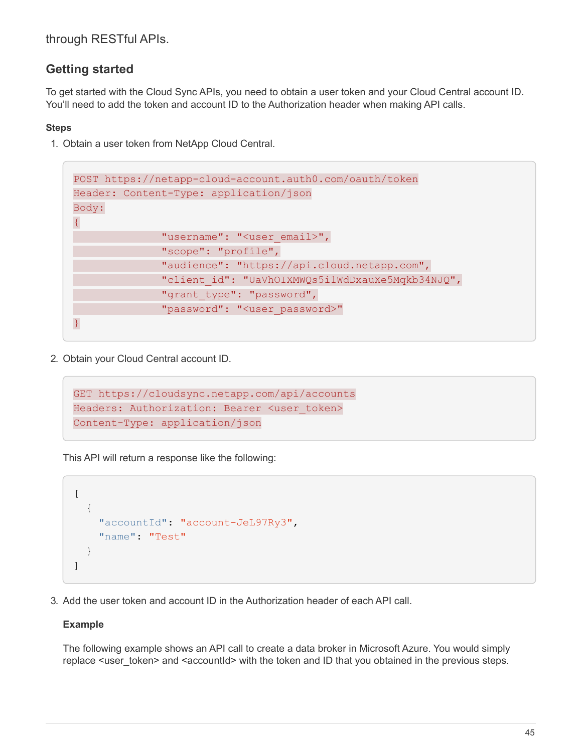through RESTful APIs.

## Getting started

To get started with the Cloud Sync APIs, you need to obtain a user token and your Cloud Central account ID. You'll need to add the token and account ID to the Authorization header when making API calls.

**Steps**

1. Obtain a user token from NetApp Cloud Central.

```
POST https://netapp-cloud-account.auth0.com/oauth/token
Header: Content-Type: application/json
Body:
{
              "username": "<user_email>",
              "scope": "profile",
              "audience": "https://api.cloud.netapp.com",
              "client_id": "UaVhOIXMWQs5i1WdDxauXe5Mqkb34NJQ",
              "grant_type": "password",
              "password": "<user_password>"
}
```

2. Obtain your Cloud Central account ID.

```
GET https://cloudsync.netapp.com/api/accounts
Headers: Authorization: Bearer <user_token>
Content-Type: application/json
```

This API will return a response like the following:

```
[
  {
    "accountId": "account-JeL97Ry3",
    "name": "Test"
  }
]
```

3. Add the user token and account ID in the Authorization header of each API call.

**Example**

The following example shows an API call to create a data broker in Microsoft Azure. You would simply replace <user_token> and <accountId> with the token and ID that you obtained in the previous steps.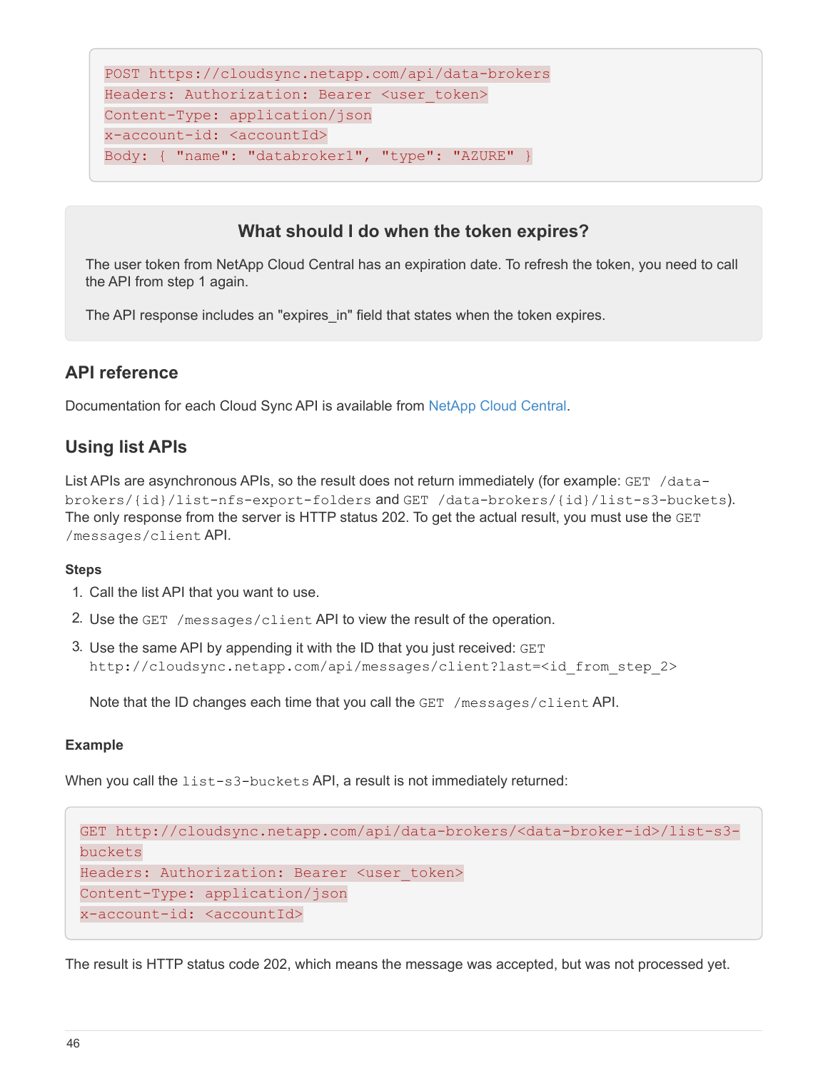```
POST https://cloudsync.netapp.com/api/data-brokers
Headers: Authorization: Bearer <user_token>
Content-Type: application/json
x-account-id: <accountId>
Body: { "name": "databroker1", "type": "AZURE" }
```

> **What should I do when the token expires?**
>
> The user token from NetApp Cloud Central has an expiration date. To refresh the token, you need to call the API from step 1 again.
>
> The API response includes an "expires_in" field that states when the token expires.

## API reference

Documentation for each Cloud Sync API is available from NetApp Cloud Central.

## Using list APIs

List APIs are asynchronous APIs, so the result does not return immediately (for example: `GET /data-brokers/{id}/list-nfs-export-folders` and `GET /data-brokers/{id}/list-s3-buckets`). The only response from the server is HTTP status 202. To get the actual result, you must use the `GET /messages/client` API.

#### Steps

1. Call the list API that you want to use.
2. Use the `GET /messages/client` API to view the result of the operation.
3. Use the same API by appending it with the ID that you just received: `GET http://cloudsync.netapp.com/api/messages/client?last=<id_from_step_2>`

   Note that the ID changes each time that you call the `GET /messages/client` API.

#### Example

When you call the `list-s3-buckets` API, a result is not immediately returned:

```
GET http://cloudsync.netapp.com/api/data-brokers/<data-broker-id>/list-s3-buckets
Headers: Authorization: Bearer <user_token>
Content-Type: application/json
x-account-id: <accountId>
```

The result is HTTP status code 202, which means the message was accepted, but was not processed yet.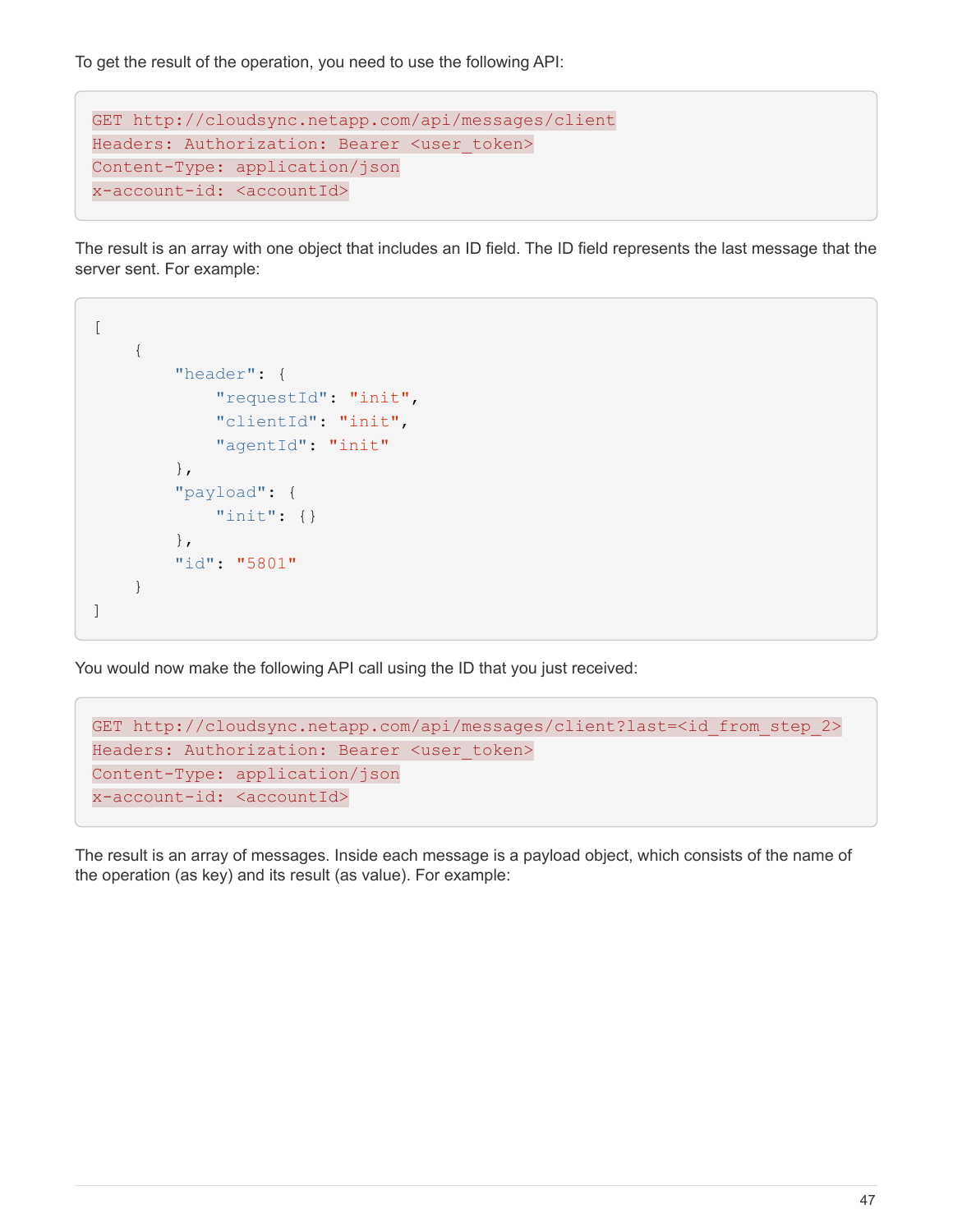To get the result of the operation, you need to use the following API:

```
GET http://cloudsync.netapp.com/api/messages/client
Headers: Authorization: Bearer <user_token>
Content-Type: application/json
x-account-id: <accountId>
```

The result is an array with one object that includes an ID field. The ID field represents the last message that the server sent. For example:

```
[
    {
        "header": {
            "requestId": "init",
            "clientId": "init",
            "agentId": "init"
        },
        "payload": {
            "init": {}
        },
        "id": "5801"
    }
]
```

You would now make the following API call using the ID that you just received:

```
GET http://cloudsync.netapp.com/api/messages/client?last=<id_from_step_2>
Headers: Authorization: Bearer <user_token>
Content-Type: application/json
x-account-id: <accountId>
```

The result is an array of messages. Inside each message is a payload object, which consists of the name of the operation (as key) and its result (as value). For example: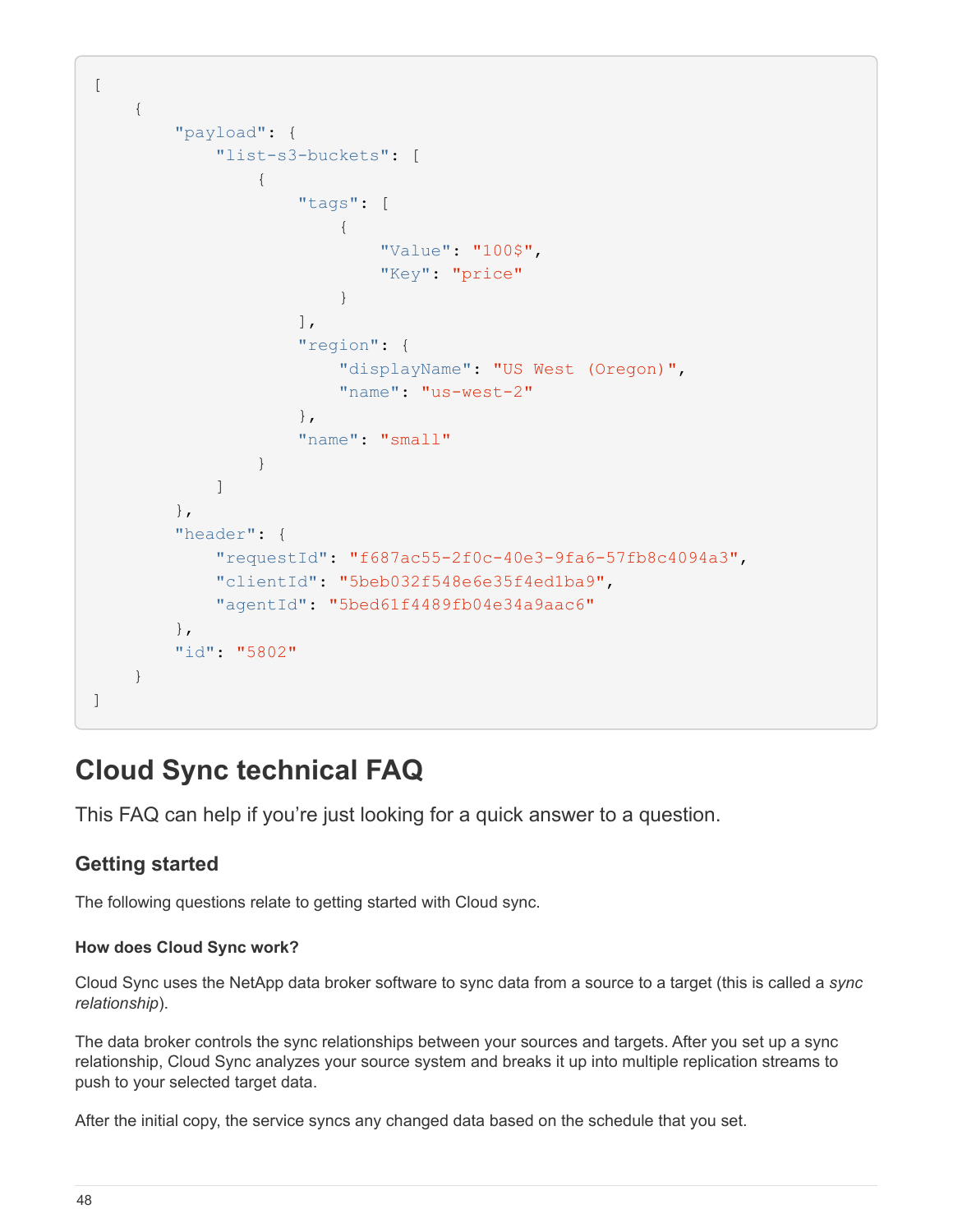```
[
    {
        "payload": {
            "list-s3-buckets": [
                {
                    "tags": [
                        {
                            "Value": "100$",
                            "Key": "price"
                        }
                    ],
                    "region": {
                        "displayName": "US West (Oregon)",
                        "name": "us-west-2"
                    },
                    "name": "small"
                }
            ]
        },
        "header": {
            "requestId": "f687ac55-2f0c-40e3-9fa6-57fb8c4094a3",
            "clientId": "5beb032f548e6e35f4ed1ba9",
            "agentId": "5bed61f4489fb04e34a9aac6"
        },
        "id": "5802"
    }
]
```

# Cloud Sync technical FAQ

This FAQ can help if you're just looking for a quick answer to a question.

## Getting started

The following questions relate to getting started with Cloud sync.

#### How does Cloud Sync work?

Cloud Sync uses the NetApp data broker software to sync data from a source to a target (this is called a *sync relationship*).

The data broker controls the sync relationships between your sources and targets. After you set up a sync relationship, Cloud Sync analyzes your source system and breaks it up into multiple replication streams to push to your selected target data.

After the initial copy, the service syncs any changed data based on the schedule that you set.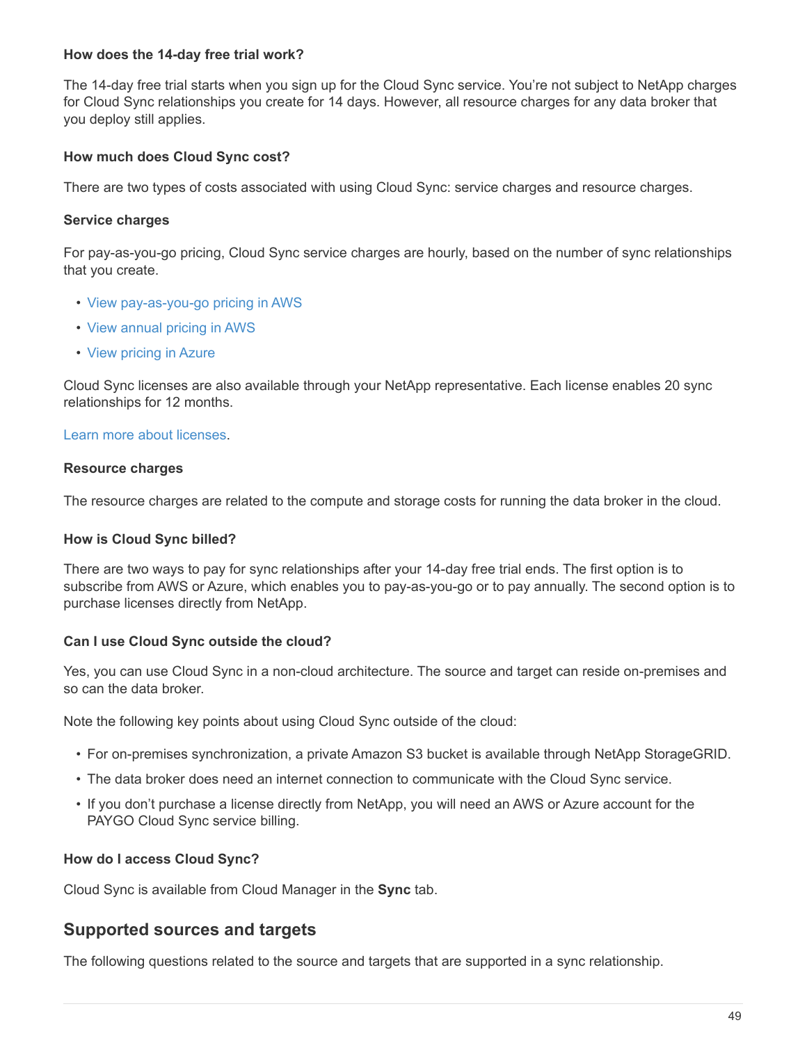#### How does the 14-day free trial work?

The 14-day free trial starts when you sign up for the Cloud Sync service. You're not subject to NetApp charges for Cloud Sync relationships you create for 14 days. However, all resource charges for any data broker that you deploy still applies.

#### How much does Cloud Sync cost?

There are two types of costs associated with using Cloud Sync: service charges and resource charges.

#### Service charges

For pay-as-you-go pricing, Cloud Sync service charges are hourly, based on the number of sync relationships that you create.

- View pay-as-you-go pricing in AWS
- View annual pricing in AWS
- View pricing in Azure

Cloud Sync licenses are also available through your NetApp representative. Each license enables 20 sync relationships for 12 months.

Learn more about licenses.

#### Resource charges

The resource charges are related to the compute and storage costs for running the data broker in the cloud.

#### How is Cloud Sync billed?

There are two ways to pay for sync relationships after your 14-day free trial ends. The first option is to subscribe from AWS or Azure, which enables you to pay-as-you-go or to pay annually. The second option is to purchase licenses directly from NetApp.

#### Can I use Cloud Sync outside the cloud?

Yes, you can use Cloud Sync in a non-cloud architecture. The source and target can reside on-premises and so can the data broker.

Note the following key points about using Cloud Sync outside of the cloud:

- For on-premises synchronization, a private Amazon S3 bucket is available through NetApp StorageGRID.
- The data broker does need an internet connection to communicate with the Cloud Sync service.
- If you don't purchase a license directly from NetApp, you will need an AWS or Azure account for the PAYGO Cloud Sync service billing.

#### How do I access Cloud Sync?

Cloud Sync is available from Cloud Manager in the **Sync** tab.

## Supported sources and targets

The following questions related to the source and targets that are supported in a sync relationship.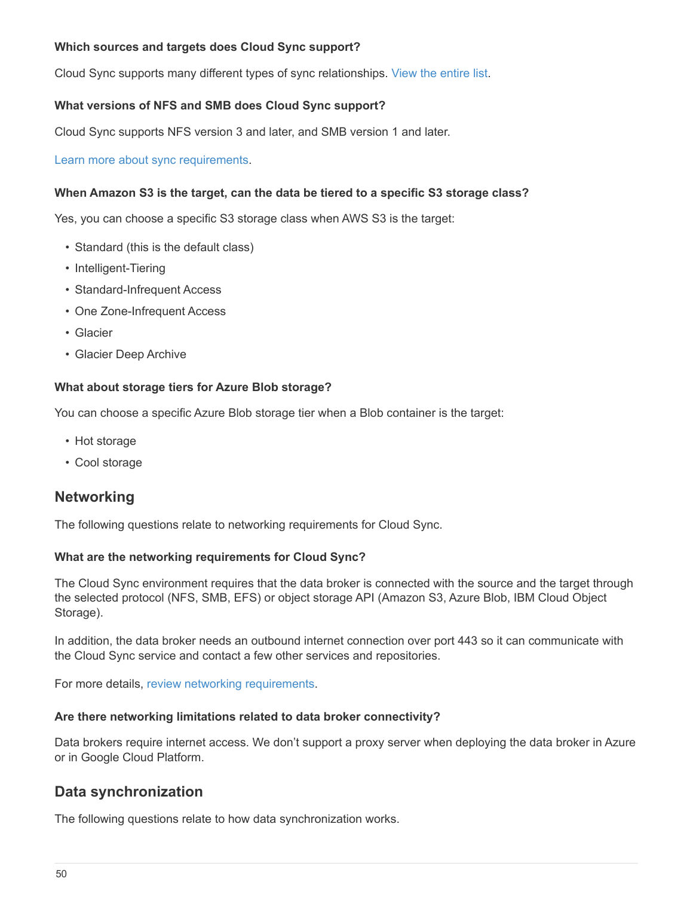#### Which sources and targets does Cloud Sync support?

Cloud Sync supports many different types of sync relationships. View the entire list.

#### What versions of NFS and SMB does Cloud Sync support?

Cloud Sync supports NFS version 3 and later, and SMB version 1 and later.

Learn more about sync requirements.

#### When Amazon S3 is the target, can the data be tiered to a specific S3 storage class?

Yes, you can choose a specific S3 storage class when AWS S3 is the target:

- Standard (this is the default class)
- Intelligent-Tiering
- Standard-Infrequent Access
- One Zone-Infrequent Access
- Glacier
- Glacier Deep Archive

#### What about storage tiers for Azure Blob storage?

You can choose a specific Azure Blob storage tier when a Blob container is the target:

- Hot storage
- Cool storage

## Networking

The following questions relate to networking requirements for Cloud Sync.

#### What are the networking requirements for Cloud Sync?

The Cloud Sync environment requires that the data broker is connected with the source and the target through the selected protocol (NFS, SMB, EFS) or object storage API (Amazon S3, Azure Blob, IBM Cloud Object Storage).

In addition, the data broker needs an outbound internet connection over port 443 so it can communicate with the Cloud Sync service and contact a few other services and repositories.

For more details, review networking requirements.

#### Are there networking limitations related to data broker connectivity?

Data brokers require internet access. We don't support a proxy server when deploying the data broker in Azure or in Google Cloud Platform.

## Data synchronization

The following questions relate to how data synchronization works.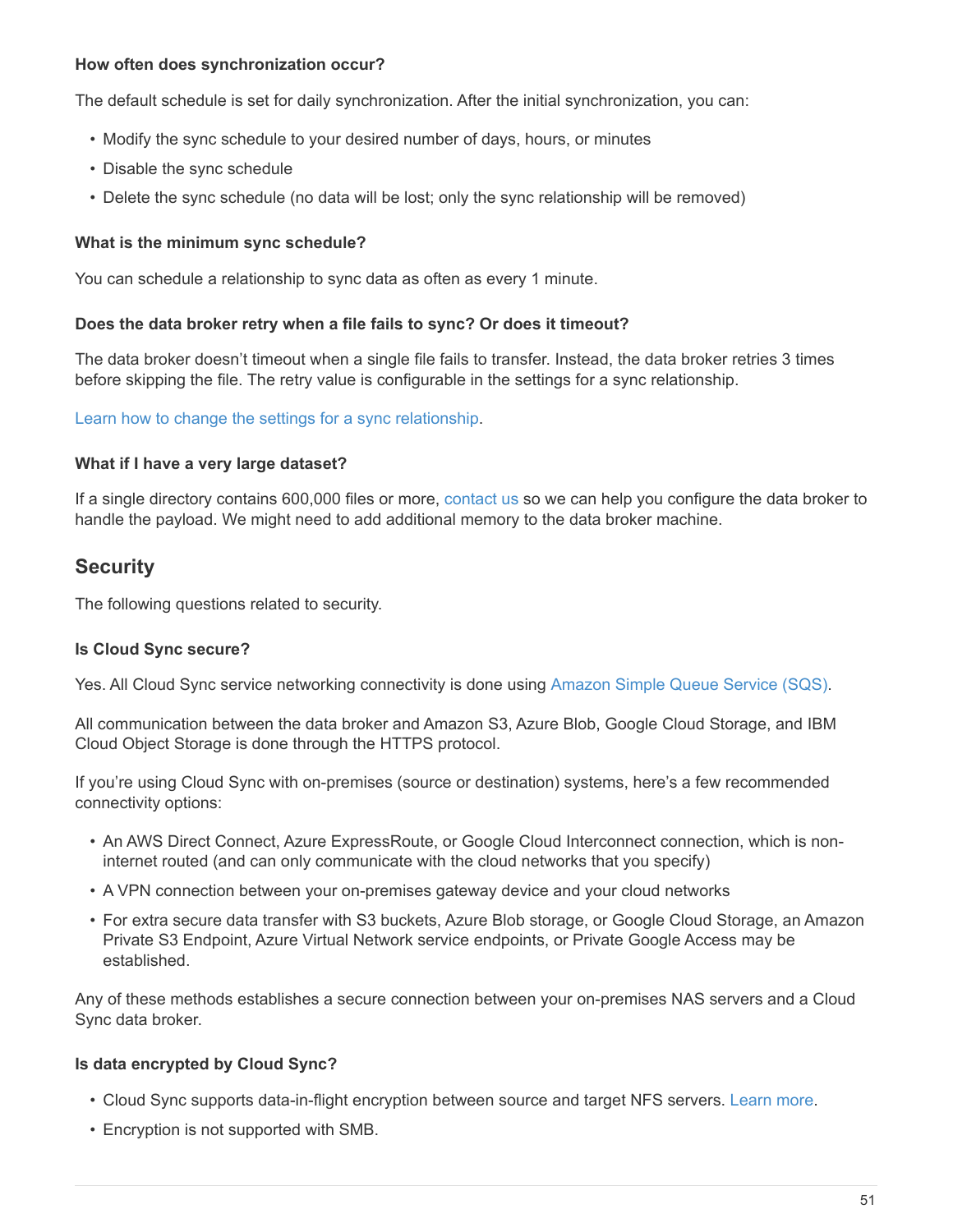#### How often does synchronization occur?

The default schedule is set for daily synchronization. After the initial synchronization, you can:

- Modify the sync schedule to your desired number of days, hours, or minutes
- Disable the sync schedule
- Delete the sync schedule (no data will be lost; only the sync relationship will be removed)

#### What is the minimum sync schedule?

You can schedule a relationship to sync data as often as every 1 minute.

#### Does the data broker retry when a file fails to sync? Or does it timeout?

The data broker doesn't timeout when a single file fails to transfer. Instead, the data broker retries 3 times before skipping the file. The retry value is configurable in the settings for a sync relationship.

Learn how to change the settings for a sync relationship.

#### What if I have a very large dataset?

If a single directory contains 600,000 files or more, contact us so we can help you configure the data broker to handle the payload. We might need to add additional memory to the data broker machine.

### Security

The following questions related to security.

#### Is Cloud Sync secure?

Yes. All Cloud Sync service networking connectivity is done using Amazon Simple Queue Service (SQS).

All communication between the data broker and Amazon S3, Azure Blob, Google Cloud Storage, and IBM Cloud Object Storage is done through the HTTPS protocol.

If you're using Cloud Sync with on-premises (source or destination) systems, here's a few recommended connectivity options:

- An AWS Direct Connect, Azure ExpressRoute, or Google Cloud Interconnect connection, which is non-internet routed (and can only communicate with the cloud networks that you specify)
- A VPN connection between your on-premises gateway device and your cloud networks
- For extra secure data transfer with S3 buckets, Azure Blob storage, or Google Cloud Storage, an Amazon Private S3 Endpoint, Azure Virtual Network service endpoints, or Private Google Access may be established.

Any of these methods establishes a secure connection between your on-premises NAS servers and a Cloud Sync data broker.

#### Is data encrypted by Cloud Sync?

- Cloud Sync supports data-in-flight encryption between source and target NFS servers. Learn more.
- Encryption is not supported with SMB.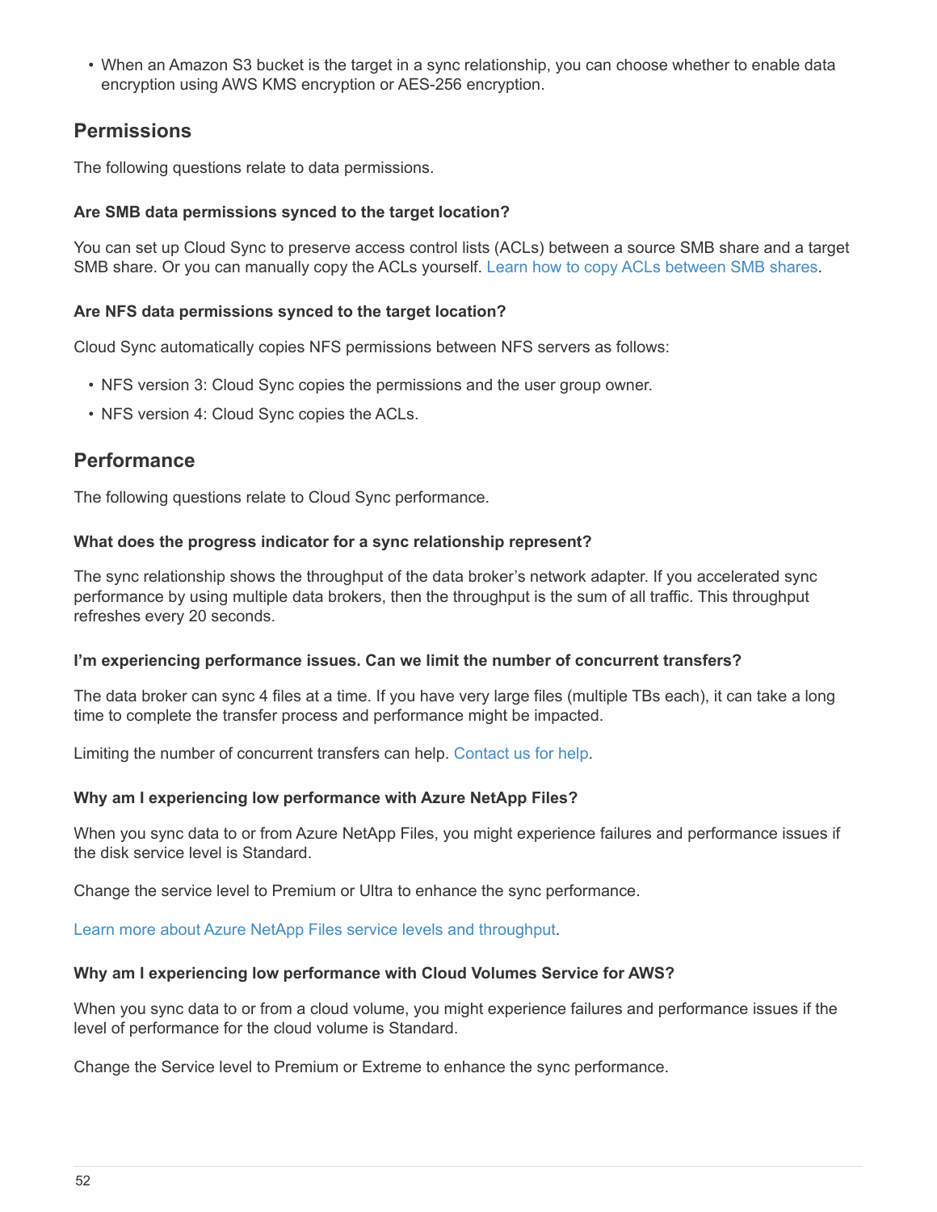- When an Amazon S3 bucket is the target in a sync relationship, you can choose whether to enable data encryption using AWS KMS encryption or AES-256 encryption.

## Permissions

The following questions relate to data permissions.

#### Are SMB data permissions synced to the target location?

You can set up Cloud Sync to preserve access control lists (ACLs) between a source SMB share and a target SMB share. Or you can manually copy the ACLs yourself. Learn how to copy ACLs between SMB shares.

#### Are NFS data permissions synced to the target location?

Cloud Sync automatically copies NFS permissions between NFS servers as follows:

- NFS version 3: Cloud Sync copies the permissions and the user group owner.
- NFS version 4: Cloud Sync copies the ACLs.

## Performance

The following questions relate to Cloud Sync performance.

#### What does the progress indicator for a sync relationship represent?

The sync relationship shows the throughput of the data broker's network adapter. If you accelerated sync performance by using multiple data brokers, then the throughput is the sum of all traffic. This throughput refreshes every 20 seconds.

#### I'm experiencing performance issues. Can we limit the number of concurrent transfers?

The data broker can sync 4 files at a time. If you have very large files (multiple TBs each), it can take a long time to complete the transfer process and performance might be impacted.

Limiting the number of concurrent transfers can help. Contact us for help.

#### Why am I experiencing low performance with Azure NetApp Files?

When you sync data to or from Azure NetApp Files, you might experience failures and performance issues if the disk service level is Standard.

Change the service level to Premium or Ultra to enhance the sync performance.

Learn more about Azure NetApp Files service levels and throughput.

#### Why am I experiencing low performance with Cloud Volumes Service for AWS?

When you sync data to or from a cloud volume, you might experience failures and performance issues if the level of performance for the cloud volume is Standard.

Change the Service level to Premium or Extreme to enhance the sync performance.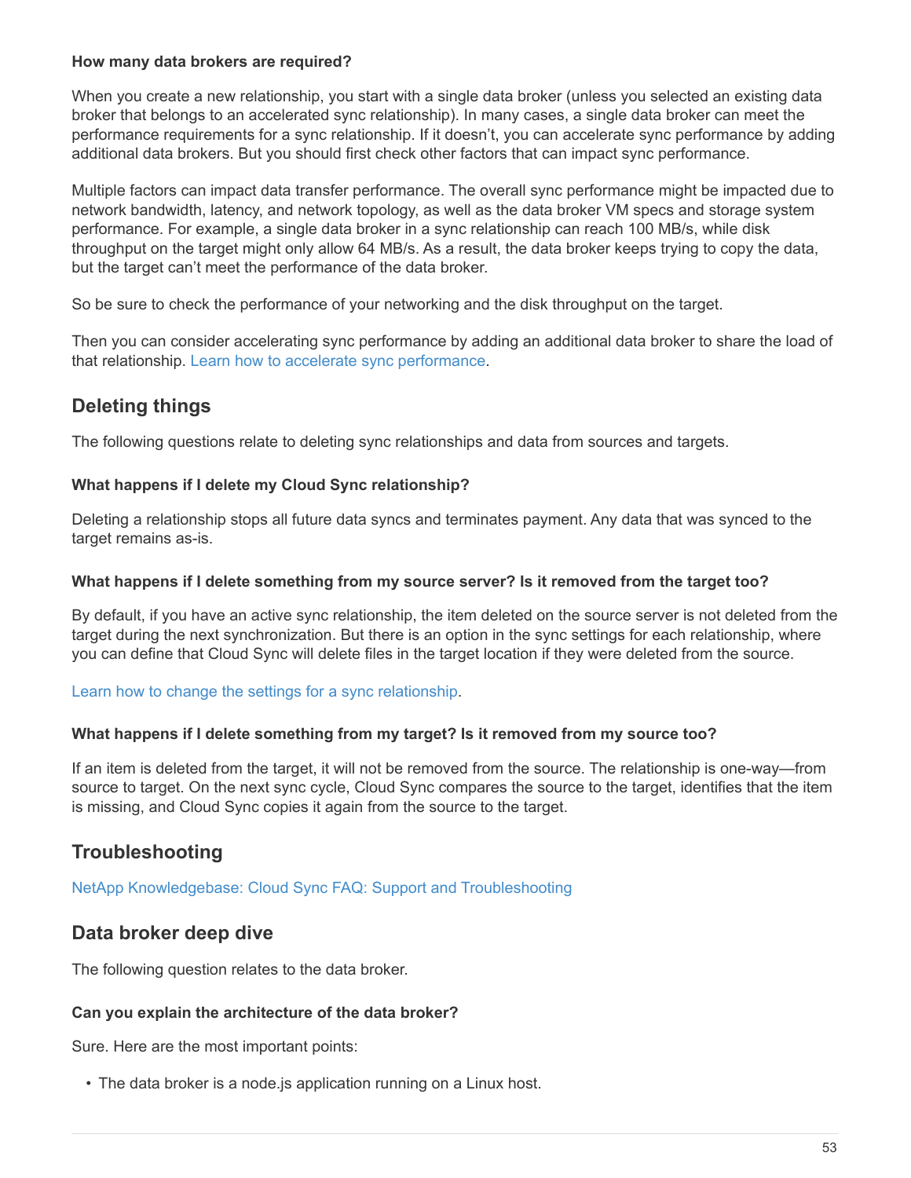#### How many data brokers are required?

When you create a new relationship, you start with a single data broker (unless you selected an existing data broker that belongs to an accelerated sync relationship). In many cases, a single data broker can meet the performance requirements for a sync relationship. If it doesn't, you can accelerate sync performance by adding additional data brokers. But you should first check other factors that can impact sync performance.

Multiple factors can impact data transfer performance. The overall sync performance might be impacted due to network bandwidth, latency, and network topology, as well as the data broker VM specs and storage system performance. For example, a single data broker in a sync relationship can reach 100 MB/s, while disk throughput on the target might only allow 64 MB/s. As a result, the data broker keeps trying to copy the data, but the target can't meet the performance of the data broker.

So be sure to check the performance of your networking and the disk throughput on the target.

Then you can consider accelerating sync performance by adding an additional data broker to share the load of that relationship. Learn how to accelerate sync performance.

## Deleting things

The following questions relate to deleting sync relationships and data from sources and targets.

#### What happens if I delete my Cloud Sync relationship?

Deleting a relationship stops all future data syncs and terminates payment. Any data that was synced to the target remains as-is.

#### What happens if I delete something from my source server? Is it removed from the target too?

By default, if you have an active sync relationship, the item deleted on the source server is not deleted from the target during the next synchronization. But there is an option in the sync settings for each relationship, where you can define that Cloud Sync will delete files in the target location if they were deleted from the source.

Learn how to change the settings for a sync relationship.

#### What happens if I delete something from my target? Is it removed from my source too?

If an item is deleted from the target, it will not be removed from the source. The relationship is one-way—from source to target. On the next sync cycle, Cloud Sync compares the source to the target, identifies that the item is missing, and Cloud Sync copies it again from the source to the target.

## Troubleshooting

NetApp Knowledgebase: Cloud Sync FAQ: Support and Troubleshooting

## Data broker deep dive

The following question relates to the data broker.

#### Can you explain the architecture of the data broker?

Sure. Here are the most important points:

- The data broker is a node.js application running on a Linux host.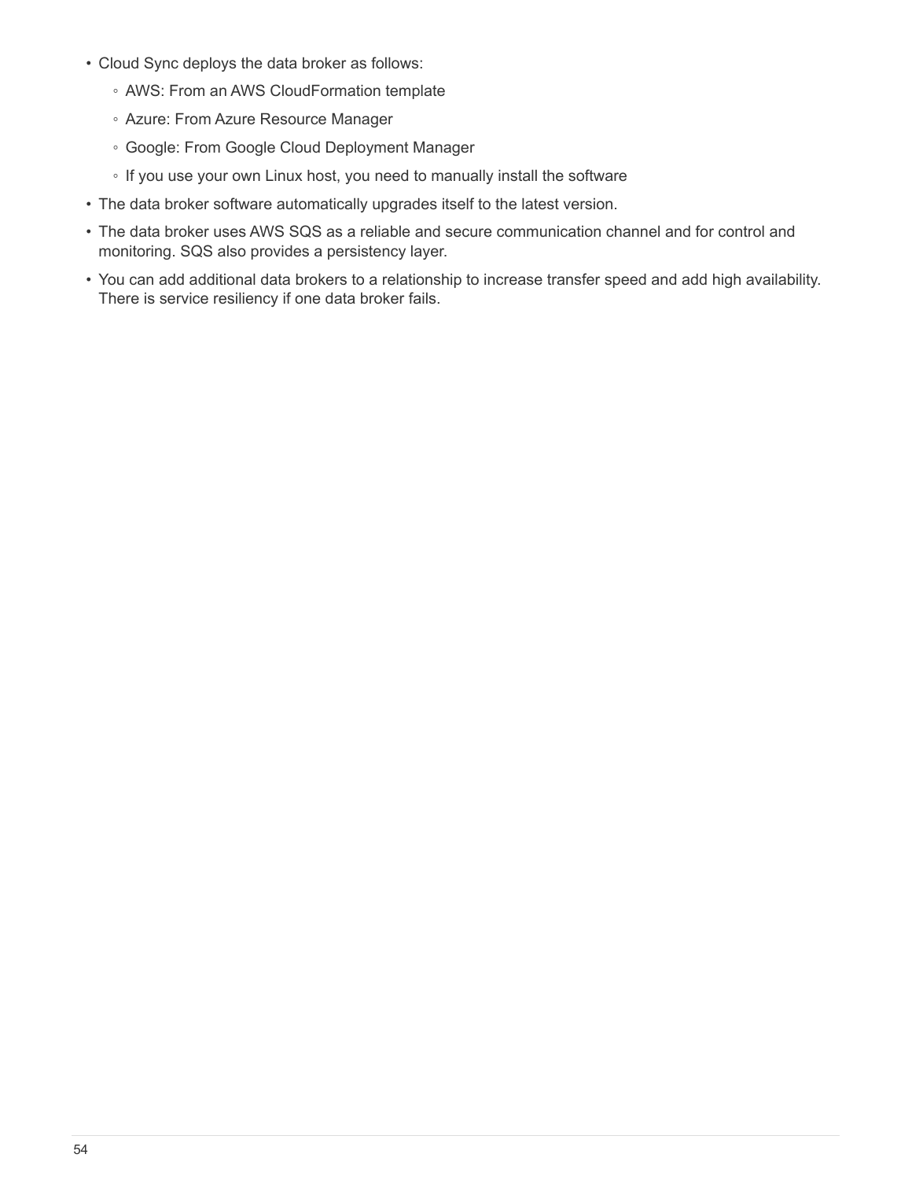- Cloud Sync deploys the data broker as follows:
  - AWS: From an AWS CloudFormation template
  - Azure: From Azure Resource Manager
  - Google: From Google Cloud Deployment Manager
  - If you use your own Linux host, you need to manually install the software
- The data broker software automatically upgrades itself to the latest version.
- The data broker uses AWS SQS as a reliable and secure communication channel and for control and monitoring. SQS also provides a persistency layer.
- You can add additional data brokers to a relationship to increase transfer speed and add high availability. There is service resiliency if one data broker fails.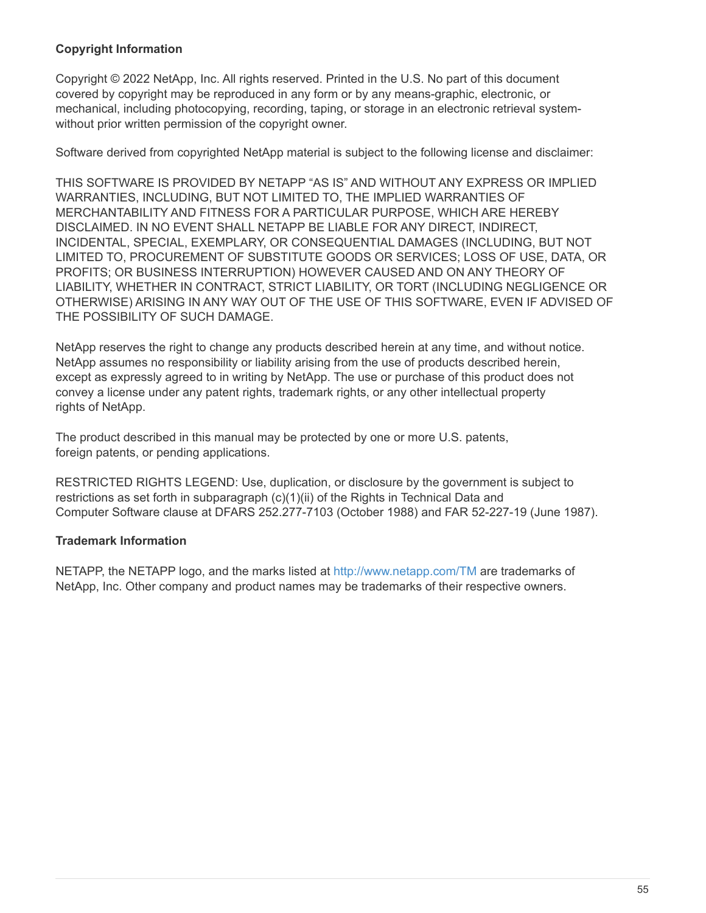### Copyright Information

Copyright © 2022 NetApp, Inc. All rights reserved. Printed in the U.S. No part of this document covered by copyright may be reproduced in any form or by any means-graphic, electronic, or mechanical, including photocopying, recording, taping, or storage in an electronic retrieval system-without prior written permission of the copyright owner.

Software derived from copyrighted NetApp material is subject to the following license and disclaimer:

THIS SOFTWARE IS PROVIDED BY NETAPP "AS IS" AND WITHOUT ANY EXPRESS OR IMPLIED WARRANTIES, INCLUDING, BUT NOT LIMITED TO, THE IMPLIED WARRANTIES OF MERCHANTABILITY AND FITNESS FOR A PARTICULAR PURPOSE, WHICH ARE HEREBY DISCLAIMED. IN NO EVENT SHALL NETAPP BE LIABLE FOR ANY DIRECT, INDIRECT, INCIDENTAL, SPECIAL, EXEMPLARY, OR CONSEQUENTIAL DAMAGES (INCLUDING, BUT NOT LIMITED TO, PROCUREMENT OF SUBSTITUTE GOODS OR SERVICES; LOSS OF USE, DATA, OR PROFITS; OR BUSINESS INTERRUPTION) HOWEVER CAUSED AND ON ANY THEORY OF LIABILITY, WHETHER IN CONTRACT, STRICT LIABILITY, OR TORT (INCLUDING NEGLIGENCE OR OTHERWISE) ARISING IN ANY WAY OUT OF THE USE OF THIS SOFTWARE, EVEN IF ADVISED OF THE POSSIBILITY OF SUCH DAMAGE.

NetApp reserves the right to change any products described herein at any time, and without notice. NetApp assumes no responsibility or liability arising from the use of products described herein, except as expressly agreed to in writing by NetApp. The use or purchase of this product does not convey a license under any patent rights, trademark rights, or any other intellectual property rights of NetApp.

The product described in this manual may be protected by one or more U.S. patents, foreign patents, or pending applications.

RESTRICTED RIGHTS LEGEND: Use, duplication, or disclosure by the government is subject to restrictions as set forth in subparagraph (c)(1)(ii) of the Rights in Technical Data and Computer Software clause at DFARS 252.277-7103 (October 1988) and FAR 52-227-19 (June 1987).

### Trademark Information

NETAPP, the NETAPP logo, and the marks listed at http://www.netapp.com/TM are trademarks of NetApp, Inc. Other company and product names may be trademarks of their respective owners.